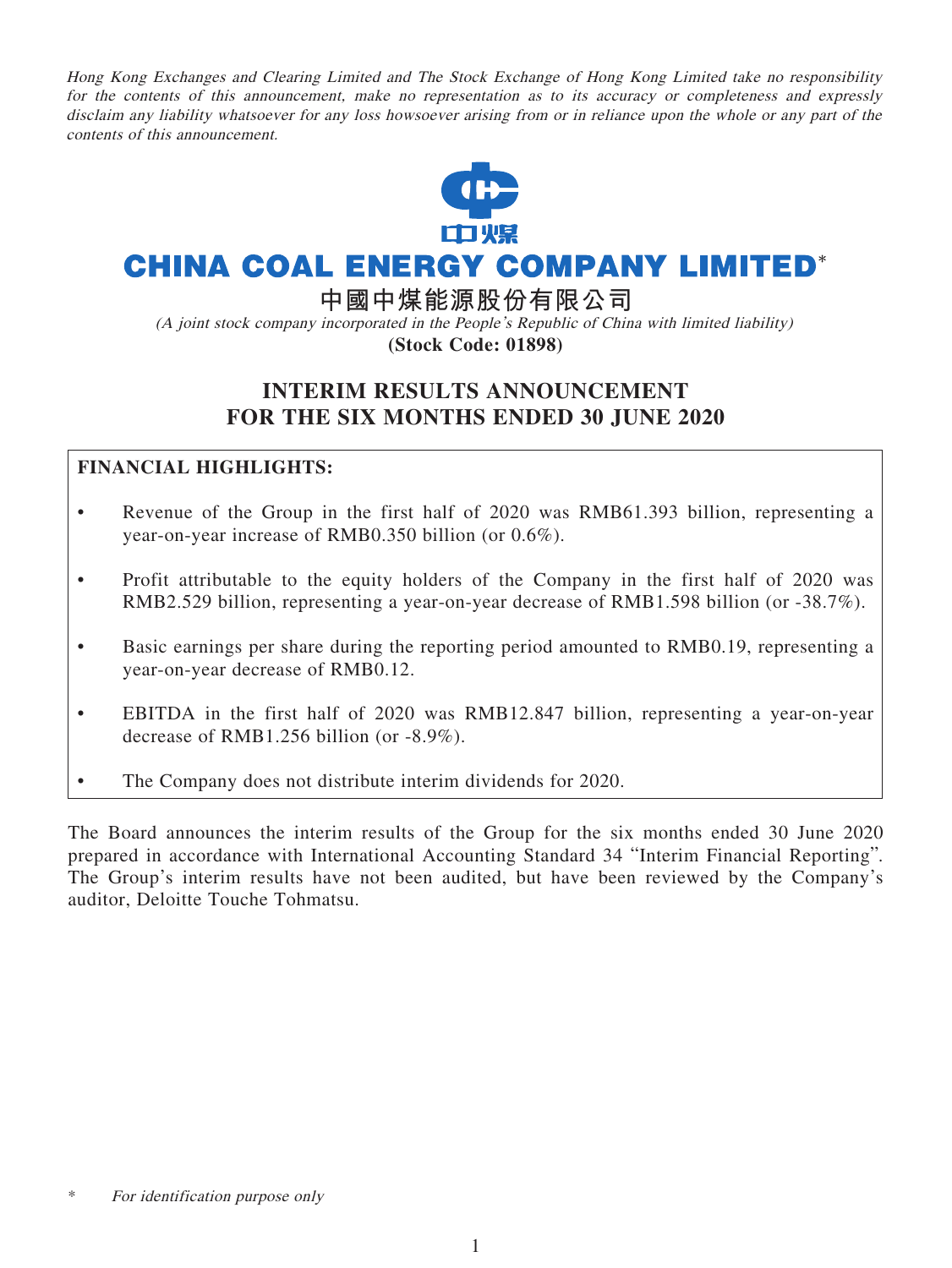*Hong Kong Exchanges and Clearing Limited and The Stock Exchange of Hong Kong Limited take no responsibility for the contents of this announcement, make no representation as to its accuracy or completeness and expressly disclaim any liability whatsoever for any loss howsoever arising from or in reliance upon the whole or any part of the contents of this announcement.*

# CHINA COAL ENERGY COMPANY LIMITED*

# 中國中煤能源股份有限公司

*(A joint stock company incorporated in the People's Republic of China with limited liability)*

**(Stock Code: 01898)**

## INTERIM RESULTS ANNOUNCEMENT FOR THE SIX MONTHS ENDED 30 JUNE 2020

**FINANCIAL HIGHLIGHTS:**

- Revenue of the Group in the first half of 2020 was RMB61.393 billion, representing a year-on-year increase of RMB0.350 billion (or 0.6%).
- Profit attributable to the equity holders of the Company in the first half of 2020 was RMB2.529 billion, representing a year-on-year decrease of RMB1.598 billion (or -38.7%).
- Basic earnings per share during the reporting period amounted to RMB0.19, representing a year-on-year decrease of RMB0.12.
- EBITDA in the first half of 2020 was RMB12.847 billion, representing a year-on-year decrease of RMB1.256 billion (or -8.9%).
- The Company does not distribute interim dividends for 2020.

The Board announces the interim results of the Group for the six months ended 30 June 2020 prepared in accordance with International Accounting Standard 34 "Interim Financial Reporting". The Group's interim results have not been audited, but have been reviewed by the Company's auditor, Deloitte Touche Tohmatsu.

\* *For identification purpose only*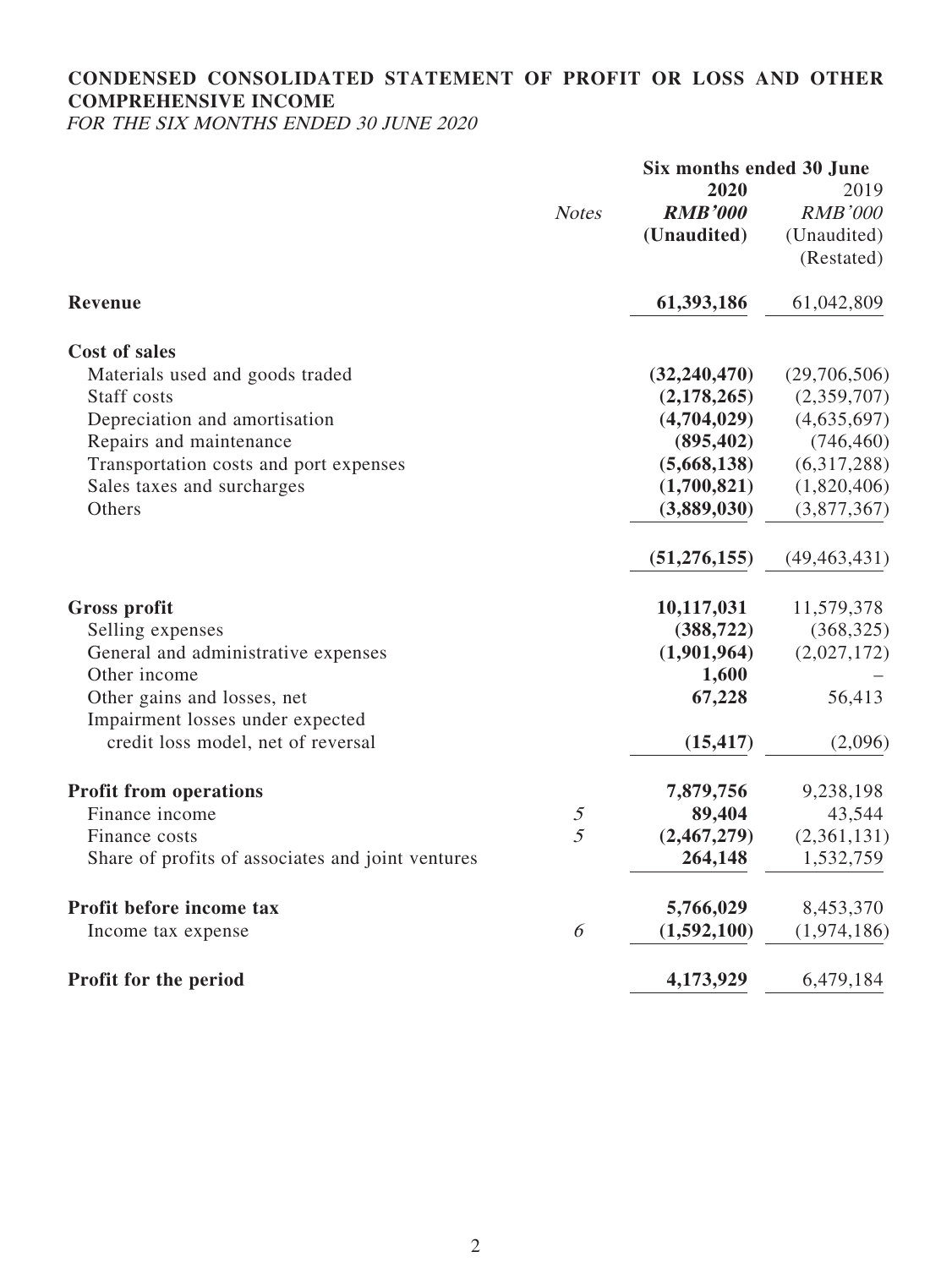# CONDENSED CONSOLIDATED STATEMENT OF PROFIT OR LOSS AND OTHER COMPREHENSIVE INCOME

*FOR THE SIX MONTHS ENDED 30 JUNE 2020*

| | *Notes* | Six months ended 30 June | |
|---|---|---|---|
| | | **2020** | 2019 |
| | | ***RMB'000*** | *RMB'000* |
| | | **(Unaudited)** | (Unaudited) |
| | | | (Restated) |
| **Revenue** | | **61,393,186** | 61,042,809 |
| **Cost of sales** | | | |
| Materials used and goods traded | | **(32,240,470)** | (29,706,506) |
| Staff costs | | **(2,178,265)** | (2,359,707) |
| Depreciation and amortisation | | **(4,704,029)** | (4,635,697) |
| Repairs and maintenance | | **(895,402)** | (746,460) |
| Transportation costs and port expenses | | **(5,668,138)** | (6,317,288) |
| Sales taxes and surcharges | | **(1,700,821)** | (1,820,406) |
| Others | | **(3,889,030)** | (3,877,367) |
| | | **(51,276,155)** | (49,463,431) |
| **Gross profit** | | **10,117,031** | 11,579,378 |
| Selling expenses | | **(388,722)** | (368,325) |
| General and administrative expenses | | **(1,901,964)** | (2,027,172) |
| Other income | | **1,600** | – |
| Other gains and losses, net | | **67,228** | 56,413 |
| Impairment losses under expected credit loss model, net of reversal | | **(15,417)** | (2,096) |
| **Profit from operations** | | **7,879,756** | 9,238,198 |
| Finance income | 5 | **89,404** | 43,544 |
| Finance costs | 5 | **(2,467,279)** | (2,361,131) |
| Share of profits of associates and joint ventures | | **264,148** | 1,532,759 |
| **Profit before income tax** | | **5,766,029** | 8,453,370 |
| Income tax expense | 6 | **(1,592,100)** | (1,974,186) |
| **Profit for the period** | | **4,173,929** | 6,479,184 |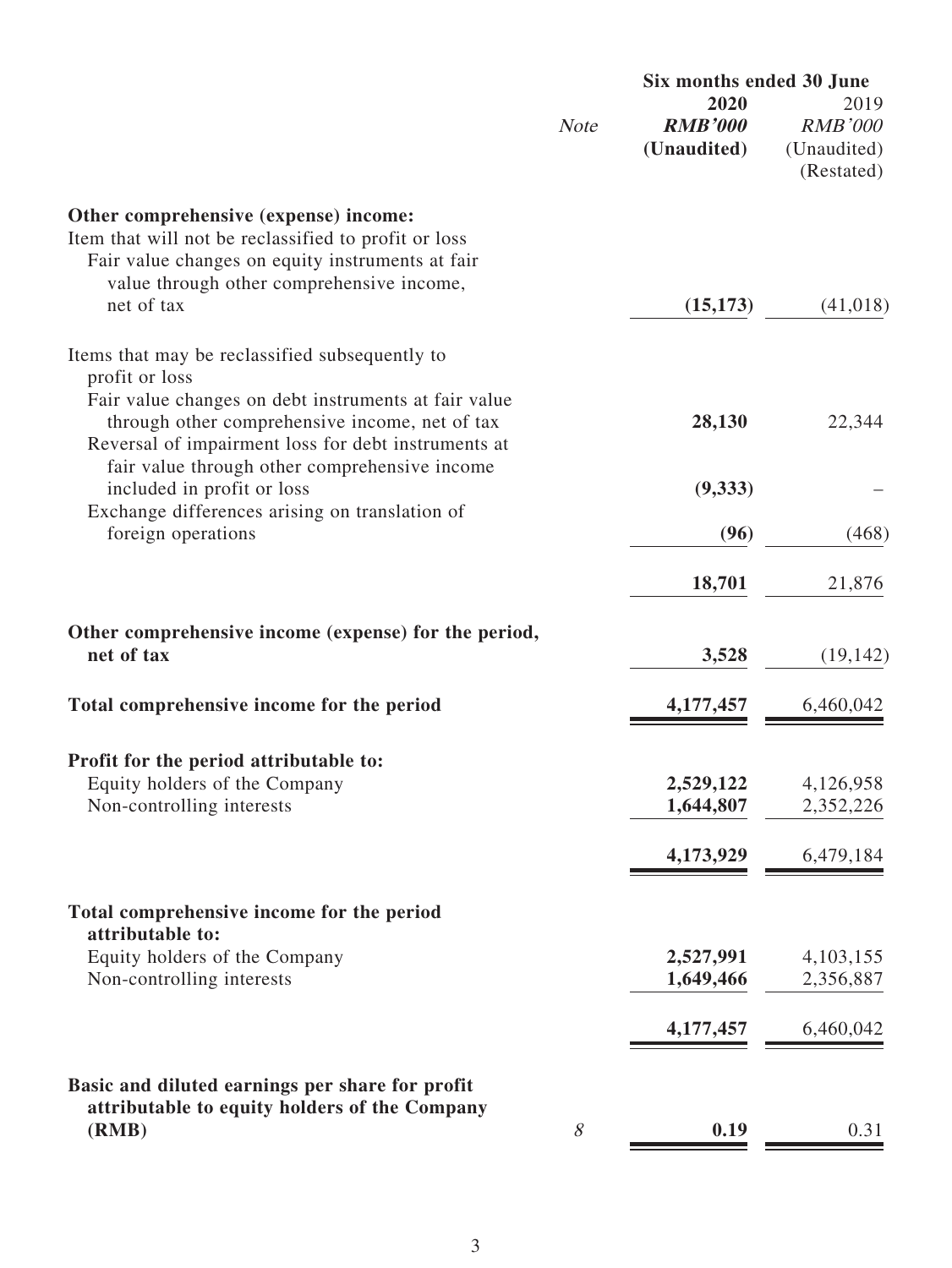| | Note | Six months ended 30 June 2020 RMB'000 (Unaudited) | Six months ended 30 June 2019 RMB'000 (Unaudited) (Restated) |
|---|---|---|---|
| **Other comprehensive (expense) income:** | | | |
| Item that will not be reclassified to profit or loss | | | |
| Fair value changes on equity instruments at fair value through other comprehensive income, net of tax | | **(15,173)** | (41,018) |
| Items that may be reclassified subsequently to profit or loss | | | |
| Fair value changes on debt instruments at fair value through other comprehensive income, net of tax | | **28,130** | 22,344 |
| Reversal of impairment loss for debt instruments at fair value through other comprehensive income included in profit or loss | | **(9,333)** | – |
| Exchange differences arising on translation of foreign operations | | **(96)** | (468) |
| | | **18,701** | 21,876 |
| **Other comprehensive income (expense) for the period, net of tax** | | **3,528** | (19,142) |
| **Total comprehensive income for the period** | | **4,177,457** | 6,460,042 |
| **Profit for the period attributable to:** | | | |
| Equity holders of the Company | | **2,529,122** | 4,126,958 |
| Non-controlling interests | | **1,644,807** | 2,352,226 |
| | | **4,173,929** | 6,479,184 |
| **Total comprehensive income for the period attributable to:** | | | |
| Equity holders of the Company | | **2,527,991** | 4,103,155 |
| Non-controlling interests | | **1,649,466** | 2,356,887 |
| | | **4,177,457** | 6,460,042 |
| **Basic and diluted earnings per share for profit attributable to equity holders of the Company (RMB)** | *8* | **0.19** | 0.31 |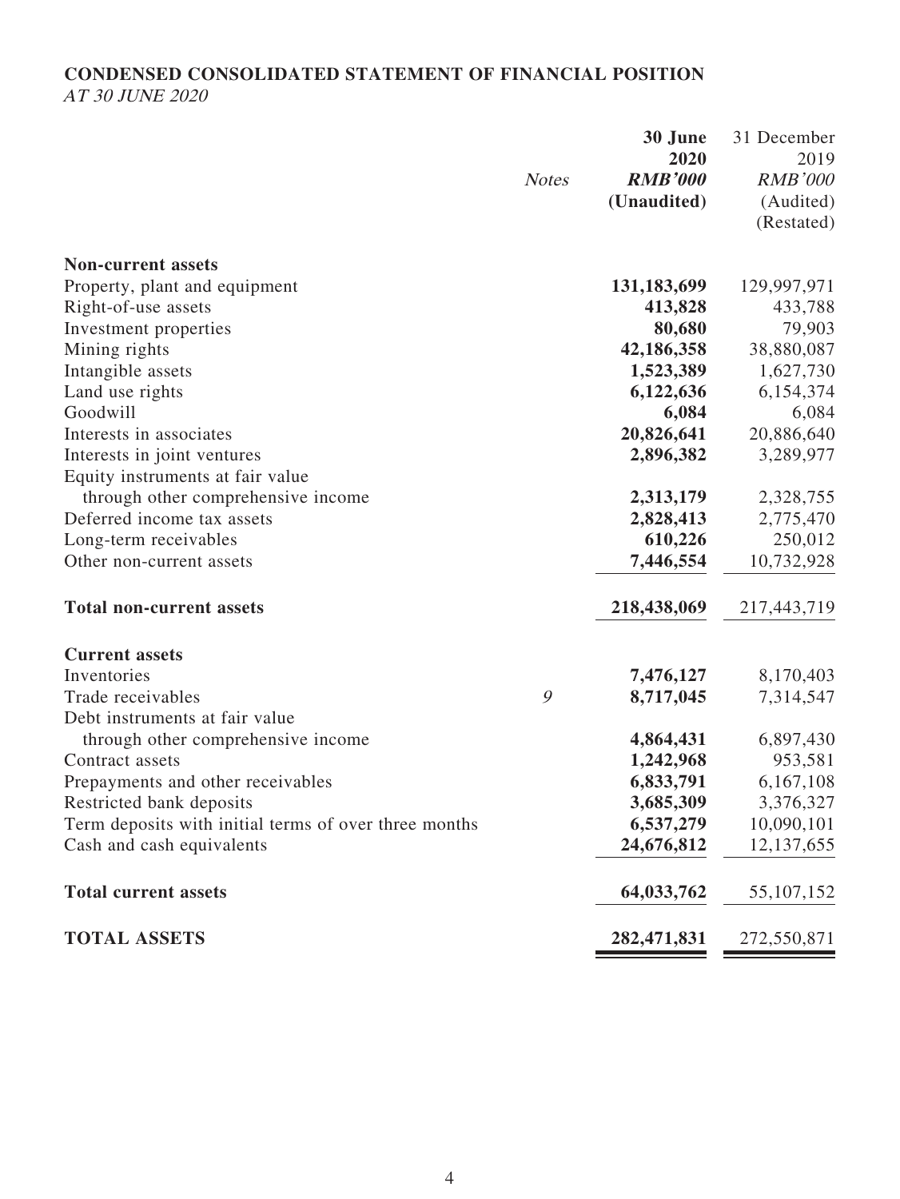**CONDENSED CONSOLIDATED STATEMENT OF FINANCIAL POSITION**
*AT 30 JUNE 2020*

| | *Notes* | **30 June 2020** | 31 December 2019 |
|---|---|---|---|
| | | ***RMB'000*** | *RMB'000* |
| | | **(Unaudited)** | (Audited) (Restated) |
| **Non-current assets** | | | |
| Property, plant and equipment | | **131,183,699** | 129,997,971 |
| Right-of-use assets | | **413,828** | 433,788 |
| Investment properties | | **80,680** | 79,903 |
| Mining rights | | **42,186,358** | 38,880,087 |
| Intangible assets | | **1,523,389** | 1,627,730 |
| Land use rights | | **6,122,636** | 6,154,374 |
| Goodwill | | **6,084** | 6,084 |
| Interests in associates | | **20,826,641** | 20,886,640 |
| Interests in joint ventures | | **2,896,382** | 3,289,977 |
| Equity instruments at fair value through other comprehensive income | | **2,313,179** | 2,328,755 |
| Deferred income tax assets | | **2,828,413** | 2,775,470 |
| Long-term receivables | | **610,226** | 250,012 |
| Other non-current assets | | **7,446,554** | 10,732,928 |
| **Total non-current assets** | | **218,438,069** | 217,443,719 |
| **Current assets** | | | |
| Inventories | | **7,476,127** | 8,170,403 |
| Trade receivables | *9* | **8,717,045** | 7,314,547 |
| Debt instruments at fair value through other comprehensive income | | **4,864,431** | 6,897,430 |
| Contract assets | | **1,242,968** | 953,581 |
| Prepayments and other receivables | | **6,833,791** | 6,167,108 |
| Restricted bank deposits | | **3,685,309** | 3,376,327 |
| Term deposits with initial terms of over three months | | **6,537,279** | 10,090,101 |
| Cash and cash equivalents | | **24,676,812** | 12,137,655 |
| **Total current assets** | | **64,033,762** | 55,107,152 |
| **TOTAL ASSETS** | | **282,471,831** | 272,550,871 |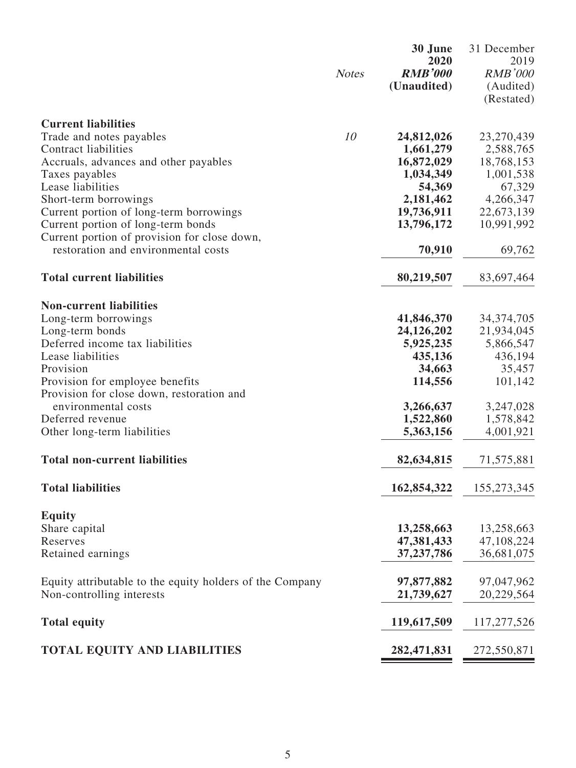| | Notes | **30 June 2020** | 31 December 2019 |
|---|---|---|---|
| | | ***RMB'000*** | *RMB'000* |
| | | **(Unaudited)** | (Audited) (Restated) |
| **Current liabilities** | | | |
| Trade and notes payables | *10* | **24,812,026** | 23,270,439 |
| Contract liabilities | | **1,661,279** | 2,588,765 |
| Accruals, advances and other payables | | **16,872,029** | 18,768,153 |
| Taxes payables | | **1,034,349** | 1,001,538 |
| Lease liabilities | | **54,369** | 67,329 |
| Short-term borrowings | | **2,181,462** | 4,266,347 |
| Current portion of long-term borrowings | | **19,736,911** | 22,673,139 |
| Current portion of long-term bonds | | **13,796,172** | 10,991,992 |
| Current portion of provision for close down, restoration and environmental costs | | **70,910** | 69,762 |
| **Total current liabilities** | | **80,219,507** | 83,697,464 |
| **Non-current liabilities** | | | |
| Long-term borrowings | | **41,846,370** | 34,374,705 |
| Long-term bonds | | **24,126,202** | 21,934,045 |
| Deferred income tax liabilities | | **5,925,235** | 5,866,547 |
| Lease liabilities | | **435,136** | 436,194 |
| Provision | | **34,663** | 35,457 |
| Provision for employee benefits | | **114,556** | 101,142 |
| Provision for close down, restoration and environmental costs | | **3,266,637** | 3,247,028 |
| Deferred revenue | | **1,522,860** | 1,578,842 |
| Other long-term liabilities | | **5,363,156** | 4,001,921 |
| **Total non-current liabilities** | | **82,634,815** | 71,575,881 |
| **Total liabilities** | | **162,854,322** | 155,273,345 |
| **Equity** | | | |
| Share capital | | **13,258,663** | 13,258,663 |
| Reserves | | **47,381,433** | 47,108,224 |
| Retained earnings | | **37,237,786** | 36,681,075 |
| Equity attributable to the equity holders of the Company | | **97,877,882** | 97,047,962 |
| Non-controlling interests | | **21,739,627** | 20,229,564 |
| **Total equity** | | **119,617,509** | 117,277,526 |
| **TOTAL EQUITY AND LIABILITIES** | | **282,471,831** | 272,550,871 |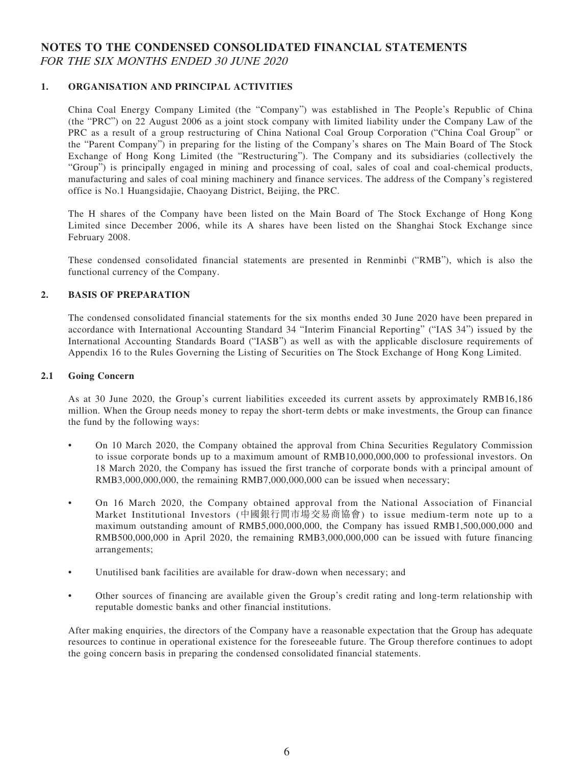# NOTES TO THE CONDENSED CONSOLIDATED FINANCIAL STATEMENTS

*FOR THE SIX MONTHS ENDED 30 JUNE 2020*

## 1. ORGANISATION AND PRINCIPAL ACTIVITIES

China Coal Energy Company Limited (the "Company") was established in The People's Republic of China (the "PRC") on 22 August 2006 as a joint stock company with limited liability under the Company Law of the PRC as a result of a group restructuring of China National Coal Group Corporation ("China Coal Group" or the "Parent Company") in preparing for the listing of the Company's shares on The Main Board of The Stock Exchange of Hong Kong Limited (the "Restructuring"). The Company and its subsidiaries (collectively the "Group") is principally engaged in mining and processing of coal, sales of coal and coal-chemical products, manufacturing and sales of coal mining machinery and finance services. The address of the Company's registered office is No.1 Huangsidajie, Chaoyang District, Beijing, the PRC.

The H shares of the Company have been listed on the Main Board of The Stock Exchange of Hong Kong Limited since December 2006, while its A shares have been listed on the Shanghai Stock Exchange since February 2008.

These condensed consolidated financial statements are presented in Renminbi ("RMB"), which is also the functional currency of the Company.

## 2. BASIS OF PREPARATION

The condensed consolidated financial statements for the six months ended 30 June 2020 have been prepared in accordance with International Accounting Standard 34 "Interim Financial Reporting" ("IAS 34") issued by the International Accounting Standards Board ("IASB") as well as with the applicable disclosure requirements of Appendix 16 to the Rules Governing the Listing of Securities on The Stock Exchange of Hong Kong Limited.

### 2.1 Going Concern

As at 30 June 2020, the Group's current liabilities exceeded its current assets by approximately RMB16,186 million. When the Group needs money to repay the short-term debts or make investments, the Group can finance the fund by the following ways:

- On 10 March 2020, the Company obtained the approval from China Securities Regulatory Commission to issue corporate bonds up to a maximum amount of RMB10,000,000,000 to professional investors. On 18 March 2020, the Company has issued the first tranche of corporate bonds with a principal amount of RMB3,000,000,000, the remaining RMB7,000,000,000 can be issued when necessary;
- On 16 March 2020, the Company obtained approval from the National Association of Financial Market Institutional Investors (中國銀行間市場交易商協會) to issue medium-term note up to a maximum outstanding amount of RMB5,000,000,000, the Company has issued RMB1,500,000,000 and RMB500,000,000 in April 2020, the remaining RMB3,000,000,000 can be issued with future financing arrangements;
- Unutilised bank facilities are available for draw-down when necessary; and
- Other sources of financing are available given the Group's credit rating and long-term relationship with reputable domestic banks and other financial institutions.

After making enquiries, the directors of the Company have a reasonable expectation that the Group has adequate resources to continue in operational existence for the foreseeable future. The Group therefore continues to adopt the going concern basis in preparing the condensed consolidated financial statements.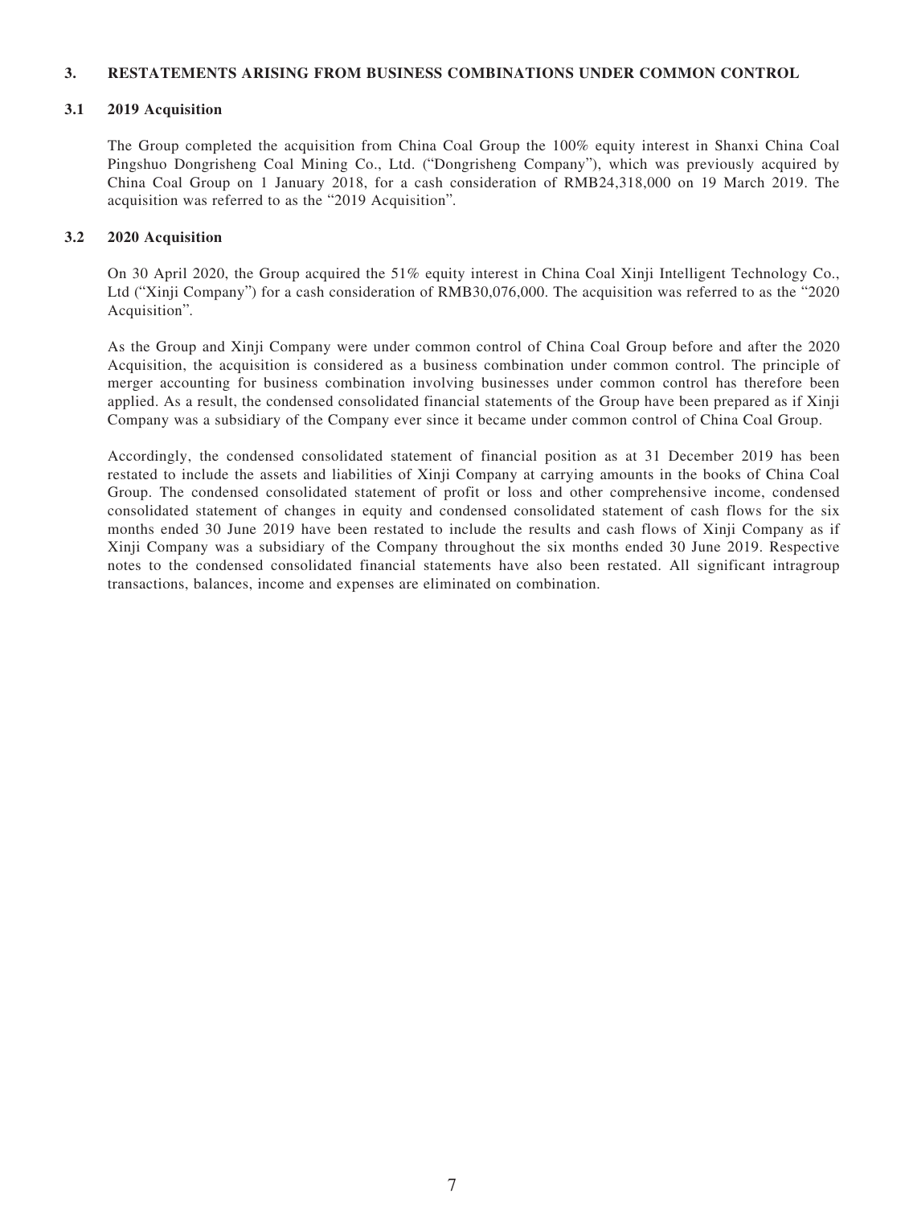## 3. RESTATEMENTS ARISING FROM BUSINESS COMBINATIONS UNDER COMMON CONTROL

### 3.1 2019 Acquisition

The Group completed the acquisition from China Coal Group the 100% equity interest in Shanxi China Coal Pingshuo Dongrisheng Coal Mining Co., Ltd. ("Dongrisheng Company"), which was previously acquired by China Coal Group on 1 January 2018, for a cash consideration of RMB24,318,000 on 19 March 2019. The acquisition was referred to as the "2019 Acquisition".

### 3.2 2020 Acquisition

On 30 April 2020, the Group acquired the 51% equity interest in China Coal Xinji Intelligent Technology Co., Ltd ("Xinji Company") for a cash consideration of RMB30,076,000. The acquisition was referred to as the "2020 Acquisition".

As the Group and Xinji Company were under common control of China Coal Group before and after the 2020 Acquisition, the acquisition is considered as a business combination under common control. The principle of merger accounting for business combination involving businesses under common control has therefore been applied. As a result, the condensed consolidated financial statements of the Group have been prepared as if Xinji Company was a subsidiary of the Company ever since it became under common control of China Coal Group.

Accordingly, the condensed consolidated statement of financial position as at 31 December 2019 has been restated to include the assets and liabilities of Xinji Company at carrying amounts in the books of China Coal Group. The condensed consolidated statement of profit or loss and other comprehensive income, condensed consolidated statement of changes in equity and condensed consolidated statement of cash flows for the six months ended 30 June 2019 have been restated to include the results and cash flows of Xinji Company as if Xinji Company was a subsidiary of the Company throughout the six months ended 30 June 2019. Respective notes to the condensed consolidated financial statements have also been restated. All significant intragroup transactions, balances, income and expenses are eliminated on combination.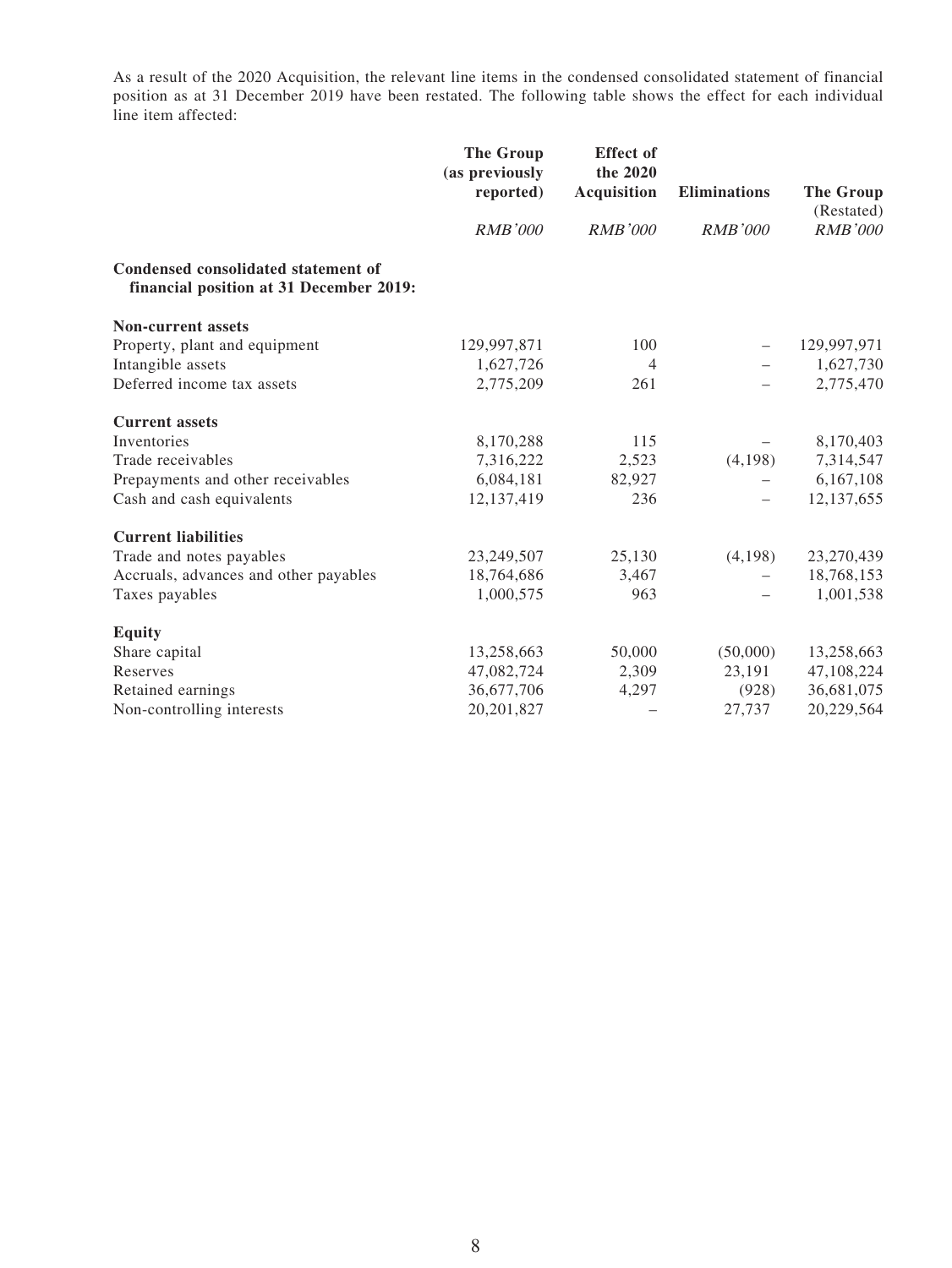As a result of the 2020 Acquisition, the relevant line items in the condensed consolidated statement of financial position as at 31 December 2019 have been restated. The following table shows the effect for each individual line item affected:

| | The Group (as previously reported) | Effect of the 2020 Acquisition | Eliminations | The Group (Restated) |
|---|---|---|---|---|
| | *RMB'000* | *RMB'000* | *RMB'000* | *RMB'000* |
| **Condensed consolidated statement of financial position at 31 December 2019:** | | | | |
| **Non-current assets** | | | | |
| Property, plant and equipment | 129,997,871 | 100 | – | 129,997,971 |
| Intangible assets | 1,627,726 | 4 | – | 1,627,730 |
| Deferred income tax assets | 2,775,209 | 261 | – | 2,775,470 |
| **Current assets** | | | | |
| Inventories | 8,170,288 | 115 | – | 8,170,403 |
| Trade receivables | 7,316,222 | 2,523 | (4,198) | 7,314,547 |
| Prepayments and other receivables | 6,084,181 | 82,927 | – | 6,167,108 |
| Cash and cash equivalents | 12,137,419 | 236 | – | 12,137,655 |
| **Current liabilities** | | | | |
| Trade and notes payables | 23,249,507 | 25,130 | (4,198) | 23,270,439 |
| Accruals, advances and other payables | 18,764,686 | 3,467 | – | 18,768,153 |
| Taxes payables | 1,000,575 | 963 | – | 1,001,538 |
| **Equity** | | | | |
| Share capital | 13,258,663 | 50,000 | (50,000) | 13,258,663 |
| Reserves | 47,082,724 | 2,309 | 23,191 | 47,108,224 |
| Retained earnings | 36,677,706 | 4,297 | (928) | 36,681,075 |
| Non-controlling interests | 20,201,827 | – | 27,737 | 20,229,564 |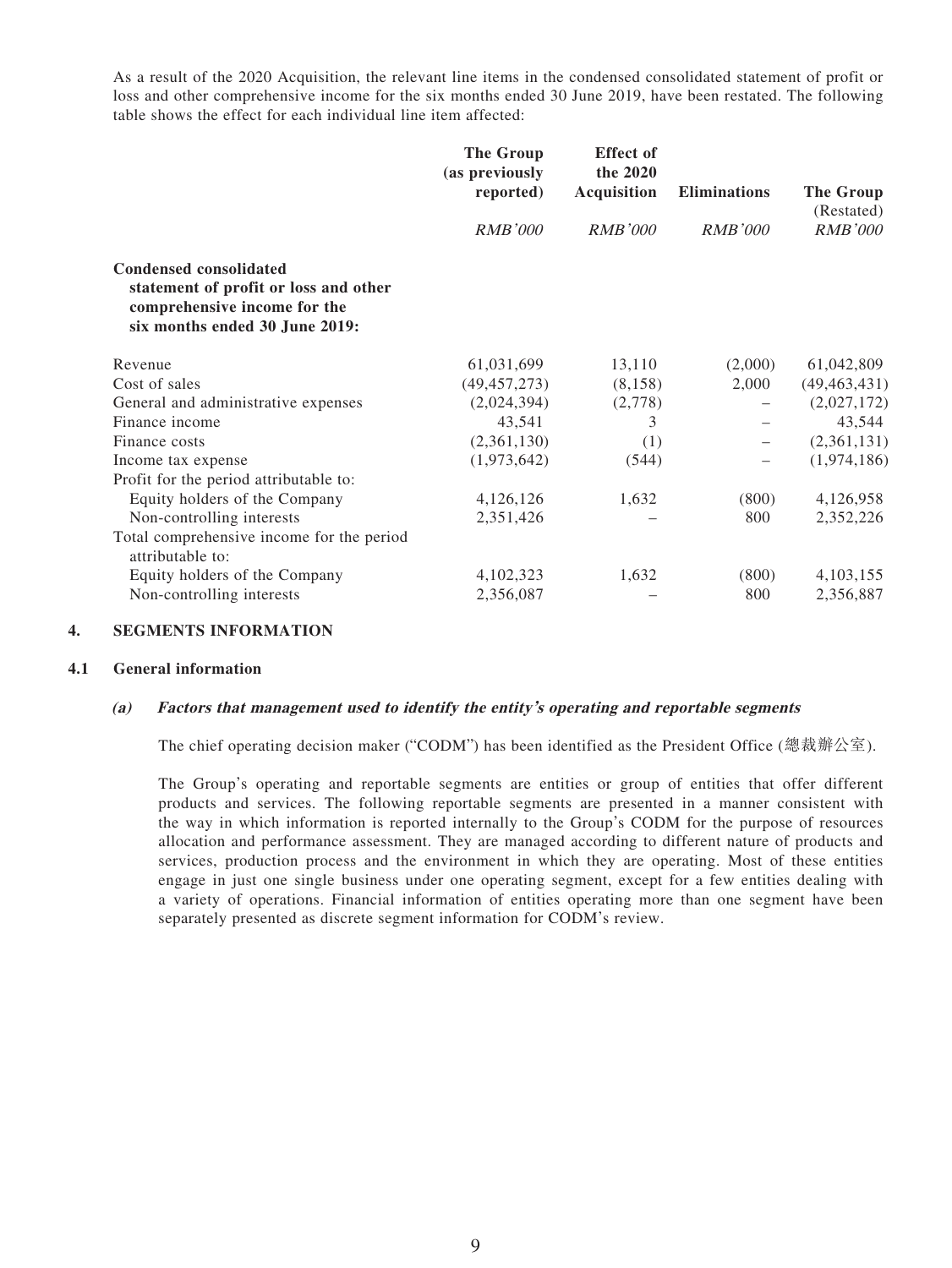As a result of the 2020 Acquisition, the relevant line items in the condensed consolidated statement of profit or loss and other comprehensive income for the six months ended 30 June 2019, have been restated. The following table shows the effect for each individual line item affected:

| | **The Group (as previously reported)** | **Effect of the 2020 Acquisition** | **Eliminations** | **The Group** (Restated) |
|---|---|---|---|---|
| | *RMB'000* | *RMB'000* | *RMB'000* | *RMB'000* |
| **Condensed consolidated statement of profit or loss and other comprehensive income for the six months ended 30 June 2019:** | | | | |
| Revenue | 61,031,699 | 13,110 | (2,000) | 61,042,809 |
| Cost of sales | (49,457,273) | (8,158) | 2,000 | (49,463,431) |
| General and administrative expenses | (2,024,394) | (2,778) | – | (2,027,172) |
| Finance income | 43,541 | 3 | – | 43,544 |
| Finance costs | (2,361,130) | (1) | – | (2,361,131) |
| Income tax expense | (1,973,642) | (544) | – | (1,974,186) |
| Profit for the period attributable to: | | | | |
| Equity holders of the Company | 4,126,126 | 1,632 | (800) | 4,126,958 |
| Non-controlling interests | 2,351,426 | – | 800 | 2,352,226 |
| Total comprehensive income for the period attributable to: | | | | |
| Equity holders of the Company | 4,102,323 | 1,632 | (800) | 4,103,155 |
| Non-controlling interests | 2,356,087 | – | 800 | 2,356,887 |

## 4. SEGMENTS INFORMATION

### 4.1 General information

#### *(a) Factors that management used to identify the entity's operating and reportable segments*

The chief operating decision maker ("CODM") has been identified as the President Office (總裁辦公室).

The Group's operating and reportable segments are entities or group of entities that offer different products and services. The following reportable segments are presented in a manner consistent with the way in which information is reported internally to the Group's CODM for the purpose of resources allocation and performance assessment. They are managed according to different nature of products and services, production process and the environment in which they are operating. Most of these entities engage in just one single business under one operating segment, except for a few entities dealing with a variety of operations. Financial information of entities operating more than one segment have been separately presented as discrete segment information for CODM's review.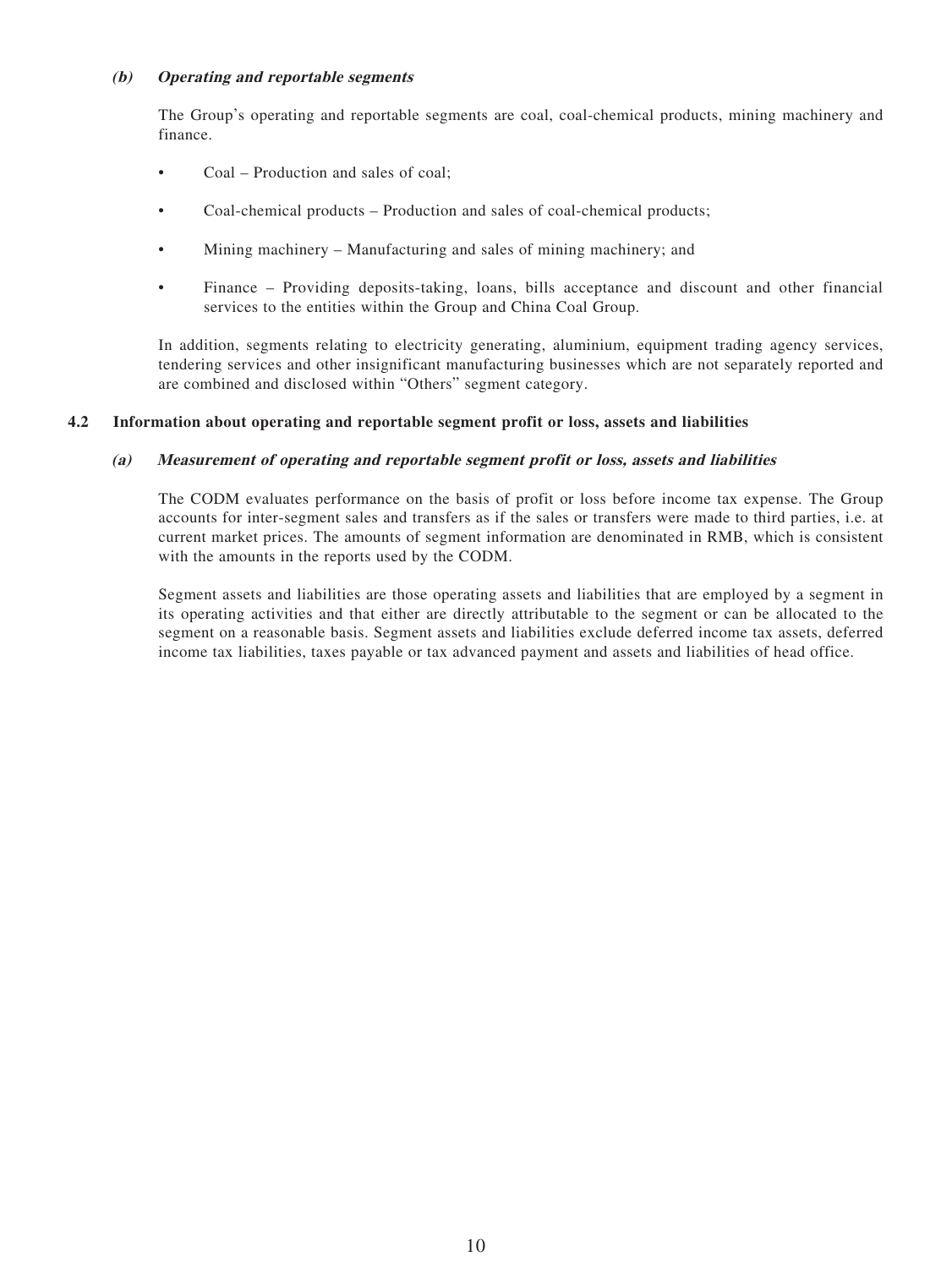#### *(b) Operating and reportable segments*

The Group's operating and reportable segments are coal, coal-chemical products, mining machinery and finance.

- Coal – Production and sales of coal;
- Coal-chemical products – Production and sales of coal-chemical products;
- Mining machinery – Manufacturing and sales of mining machinery; and
- Finance – Providing deposits-taking, loans, bills acceptance and discount and other financial services to the entities within the Group and China Coal Group.

In addition, segments relating to electricity generating, aluminium, equipment trading agency services, tendering services and other insignificant manufacturing businesses which are not separately reported and are combined and disclosed within "Others" segment category.

### 4.2 Information about operating and reportable segment profit or loss, assets and liabilities

#### *(a) Measurement of operating and reportable segment profit or loss, assets and liabilities*

The CODM evaluates performance on the basis of profit or loss before income tax expense. The Group accounts for inter-segment sales and transfers as if the sales or transfers were made to third parties, i.e. at current market prices. The amounts of segment information are denominated in RMB, which is consistent with the amounts in the reports used by the CODM.

Segment assets and liabilities are those operating assets and liabilities that are employed by a segment in its operating activities and that either are directly attributable to the segment or can be allocated to the segment on a reasonable basis. Segment assets and liabilities exclude deferred income tax assets, deferred income tax liabilities, taxes payable or tax advanced payment and assets and liabilities of head office.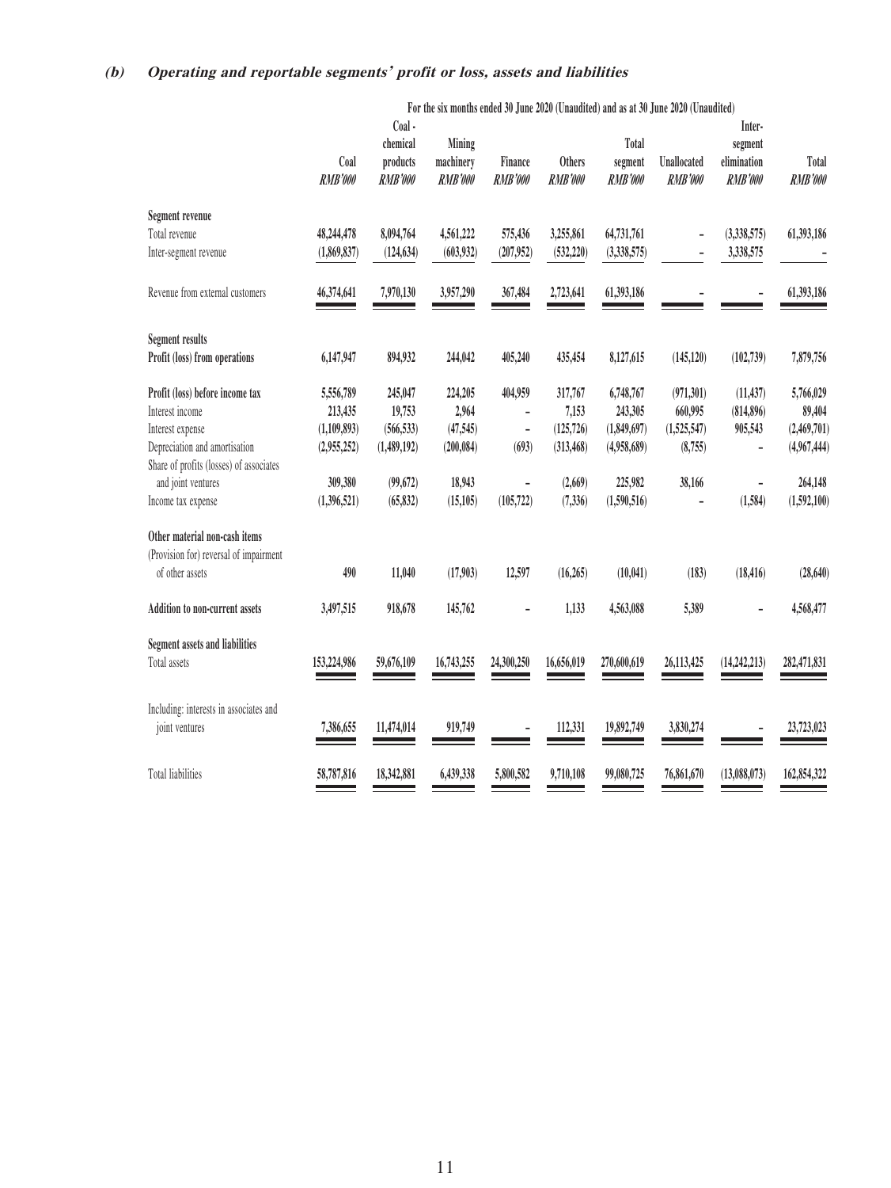### (b) Operating and reportable segments' profit or loss, assets and liabilities

| | For the six months ended 30 June 2020 (Unaudited) and as at 30 June 2020 (Unaudited) | | | | | | | | |
|---|---|---|---|---|---|---|---|---|---|
| | Coal *RMB'000* | Coal - chemical products *RMB'000* | Mining machinery *RMB'000* | Finance *RMB'000* | Others *RMB'000* | Total segment *RMB'000* | Unallocated *RMB'000* | Inter-segment elimination *RMB'000* | Total *RMB'000* |
| **Segment revenue** | | | | | | | | | |
| Total revenue | 48,244,478 | 8,094,764 | 4,561,222 | 575,436 | 3,255,861 | 64,731,761 | – | (3,338,575) | 61,393,186 |
| Inter-segment revenue | (1,869,837) | (124,634) | (603,932) | (207,952) | (532,220) | (3,338,575) | – | 3,338,575 | – |
| Revenue from external customers | 46,374,641 | 7,970,130 | 3,957,290 | 367,484 | 2,723,641 | 61,393,186 | – | – | 61,393,186 |
| **Segment results** | | | | | | | | | |
| **Profit (loss) from operations** | 6,147,947 | 894,932 | 244,042 | 405,240 | 435,454 | 8,127,615 | (145,120) | (102,739) | 7,879,756 |
| **Profit (loss) before income tax** | 5,556,789 | 245,047 | 224,205 | 404,959 | 317,767 | 6,748,767 | (971,301) | (11,437) | 5,766,029 |
| Interest income | 213,435 | 19,753 | 2,964 | – | 7,153 | 243,305 | 660,995 | (814,896) | 89,404 |
| Interest expense | (1,109,893) | (566,533) | (47,545) | – | (125,726) | (1,849,697) | (1,525,547) | 905,543 | (2,469,701) |
| Depreciation and amortisation | (2,955,252) | (1,489,192) | (200,084) | (693) | (313,468) | (4,958,689) | (8,755) | – | (4,967,444) |
| Share of profits (losses) of associates and joint ventures | 309,380 | (99,672) | 18,943 | – | (2,669) | 225,982 | 38,166 | – | 264,148 |
| Income tax expense | (1,396,521) | (65,832) | (15,105) | (105,722) | (7,336) | (1,590,516) | – | (1,584) | (1,592,100) |
| **Other material non-cash items** | | | | | | | | | |
| (Provision for) reversal of impairment of other assets | 490 | 11,040 | (17,903) | 12,597 | (16,265) | (10,041) | (183) | (18,416) | (28,640) |
| **Addition to non-current assets** | 3,497,515 | 918,678 | 145,762 | – | 1,133 | 4,563,088 | 5,389 | – | 4,568,477 |
| **Segment assets and liabilities** | | | | | | | | | |
| Total assets | 153,224,986 | 59,676,109 | 16,743,255 | 24,300,250 | 16,656,019 | 270,600,619 | 26,113,425 | (14,242,213) | 282,471,831 |
| Including: interests in associates and joint ventures | 7,386,655 | 11,474,014 | 919,749 | – | 112,331 | 19,892,749 | 3,830,274 | – | 23,723,023 |
| Total liabilities | 58,787,816 | 18,342,881 | 6,439,338 | 5,800,582 | 9,710,108 | 99,080,725 | 76,861,670 | (13,088,073) | 162,854,322 |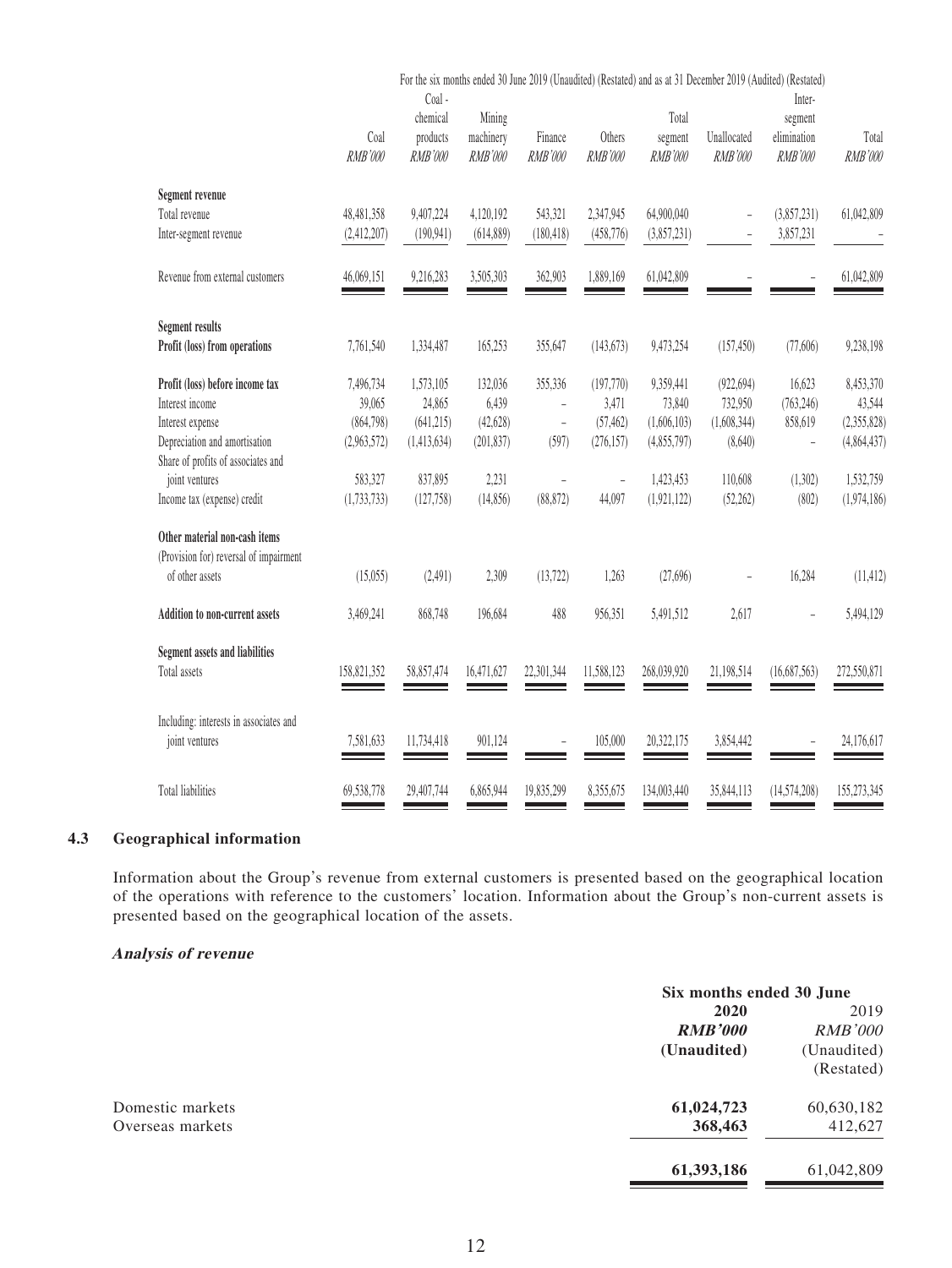| | For the six months ended 30 June 2019 (Unaudited) (Restated) and as at 31 December 2019 (Audited) (Restated) | | | | | | | | |
|---|---|---|---|---|---|---|---|---|---|
| | Coal *RMB'000* | Coal - chemical products *RMB'000* | Mining machinery *RMB'000* | Finance *RMB'000* | Others *RMB'000* | Total segment *RMB'000* | Unallocated *RMB'000* | Inter-segment elimination *RMB'000* | Total *RMB'000* |
| **Segment revenue** | | | | | | | | | |
| Total revenue | 48,481,358 | 9,407,224 | 4,120,192 | 543,321 | 2,347,945 | 64,900,040 | – | (3,857,231) | 61,042,809 |
| Inter-segment revenue | (2,412,207) | (190,941) | (614,889) | (180,418) | (458,776) | (3,857,231) | – | 3,857,231 | – |
| Revenue from external customers | 46,069,151 | 9,216,283 | 3,505,303 | 362,903 | 1,889,169 | 61,042,809 | – | – | 61,042,809 |
| **Segment results** | | | | | | | | | |
| **Profit (loss) from operations** | 7,761,540 | 1,334,487 | 165,253 | 355,647 | (143,673) | 9,473,254 | (157,450) | (77,606) | 9,238,198 |
| **Profit (loss) before income tax** | 7,496,734 | 1,573,105 | 132,036 | 355,336 | (197,770) | 9,359,441 | (922,694) | 16,623 | 8,453,370 |
| Interest income | 39,065 | 24,865 | 6,439 | – | 3,471 | 73,840 | 732,950 | (763,246) | 43,544 |
| Interest expense | (864,798) | (641,215) | (42,628) | – | (57,462) | (1,606,103) | (1,608,344) | 858,619 | (2,355,828) |
| Depreciation and amortisation | (2,963,572) | (1,413,634) | (201,837) | (597) | (276,157) | (4,855,797) | (8,640) | – | (4,864,437) |
| Share of profits of associates and joint ventures | 583,327 | 837,895 | 2,231 | – | – | 1,423,453 | 110,608 | (1,302) | 1,532,759 |
| Income tax (expense) credit | (1,733,733) | (127,758) | (14,856) | (88,872) | 44,097 | (1,921,122) | (52,262) | (802) | (1,974,186) |
| **Other material non-cash items** | | | | | | | | | |
| (Provision for) reversal of impairment of other assets | (15,055) | (2,491) | 2,309 | (13,722) | 1,263 | (27,696) | – | 16,284 | (11,412) |
| **Addition to non-current assets** | 3,469,241 | 868,748 | 196,684 | 488 | 956,351 | 5,491,512 | 2,617 | – | 5,494,129 |
| **Segment assets and liabilities** | | | | | | | | | |
| Total assets | 158,821,352 | 58,857,474 | 16,471,627 | 22,301,344 | 11,588,123 | 268,039,920 | 21,198,514 | (16,687,563) | 272,550,871 |
| Including: interests in associates and joint ventures | 7,581,633 | 11,734,418 | 901,124 | – | 105,000 | 20,322,175 | 3,854,442 | – | 24,176,617 |
| Total liabilities | 69,538,778 | 29,407,744 | 6,865,944 | 19,835,299 | 8,355,675 | 134,003,440 | 35,844,113 | (14,574,208) | 155,273,345 |

### 4.3 Geographical information

Information about the Group's revenue from external customers is presented based on the geographical location of the operations with reference to the customers' location. Information about the Group's non-current assets is presented based on the geographical location of the assets.

***Analysis of revenue***

| | Six months ended 30 June | |
|---|---|---|
| | **2020** | 2019 |
| | ***RMB'000*** | *RMB'000* |
| | **(Unaudited)** | (Unaudited) (Restated) |
| Domestic markets | **61,024,723** | 60,630,182 |
| Overseas markets | **368,463** | 412,627 |
| | **61,393,186** | 61,042,809 |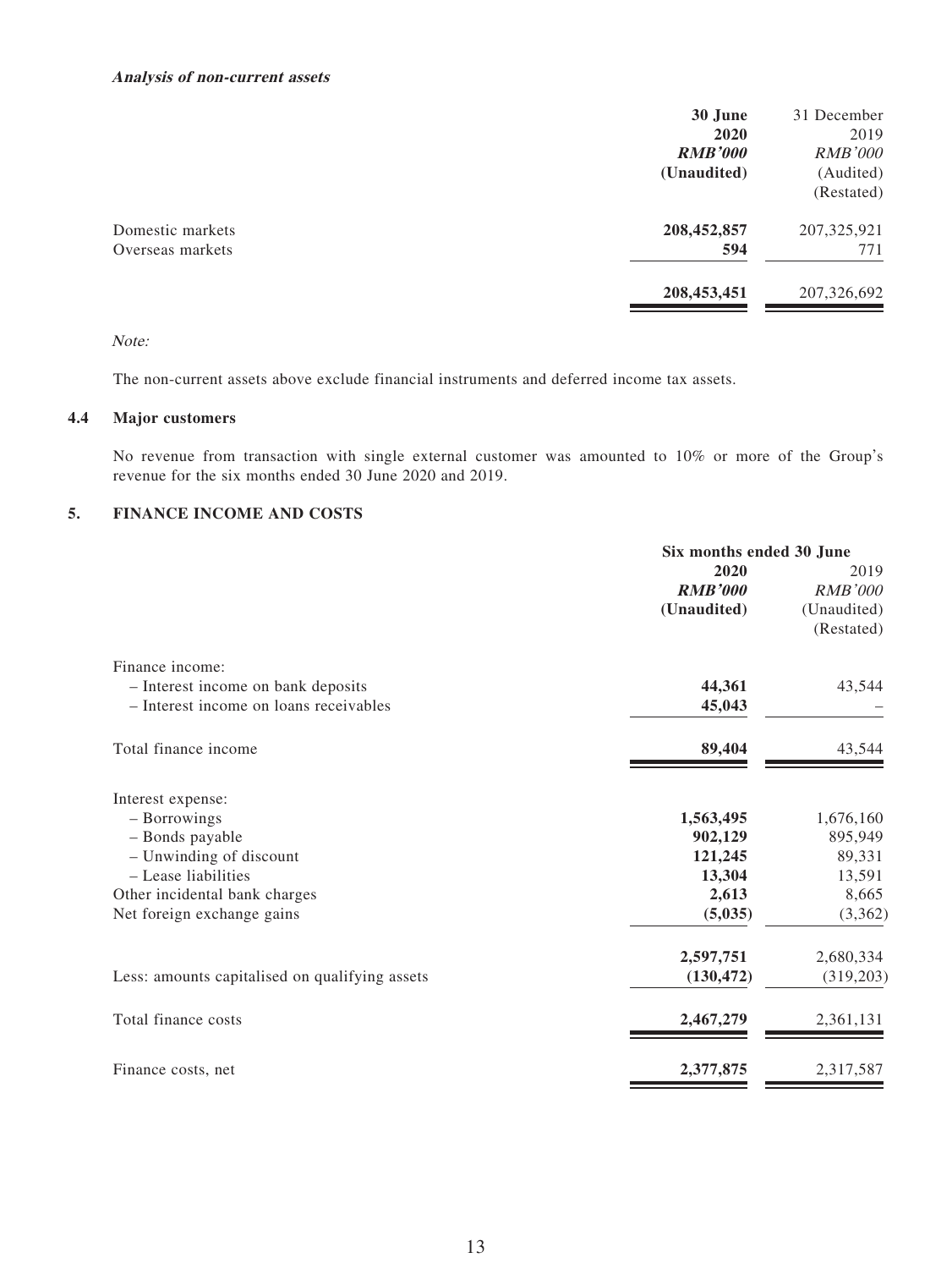***Analysis of non-current assets***

| | 30 June 2020 RMB'000 (Unaudited) | 31 December 2019 RMB'000 (Audited) (Restated) |
|---|---|---|
| Domestic markets | **208,452,857** | 207,325,921 |
| Overseas markets | **594** | 771 |
| | **208,453,451** | 207,326,692 |

*Note:*

The non-current assets above exclude financial instruments and deferred income tax assets.

### 4.4 Major customers

No revenue from transaction with single external customer was amounted to 10% or more of the Group's revenue for the six months ended 30 June 2020 and 2019.

## 5. FINANCE INCOME AND COSTS

| | Six months ended 30 June | |
|---|---|---|
| | 2020 RMB'000 (Unaudited) | 2019 RMB'000 (Unaudited) (Restated) |
| Finance income: | | |
| – Interest income on bank deposits | **44,361** | 43,544 |
| – Interest income on loans receivables | **45,043** | – |
| Total finance income | **89,404** | 43,544 |
| Interest expense: | | |
| – Borrowings | **1,563,495** | 1,676,160 |
| – Bonds payable | **902,129** | 895,949 |
| – Unwinding of discount | **121,245** | 89,331 |
| – Lease liabilities | **13,304** | 13,591 |
| Other incidental bank charges | **2,613** | 8,665 |
| Net foreign exchange gains | **(5,035)** | (3,362) |
| | **2,597,751** | 2,680,334 |
| Less: amounts capitalised on qualifying assets | **(130,472)** | (319,203) |
| Total finance costs | **2,467,279** | 2,361,131 |
| Finance costs, net | **2,377,875** | 2,317,587 |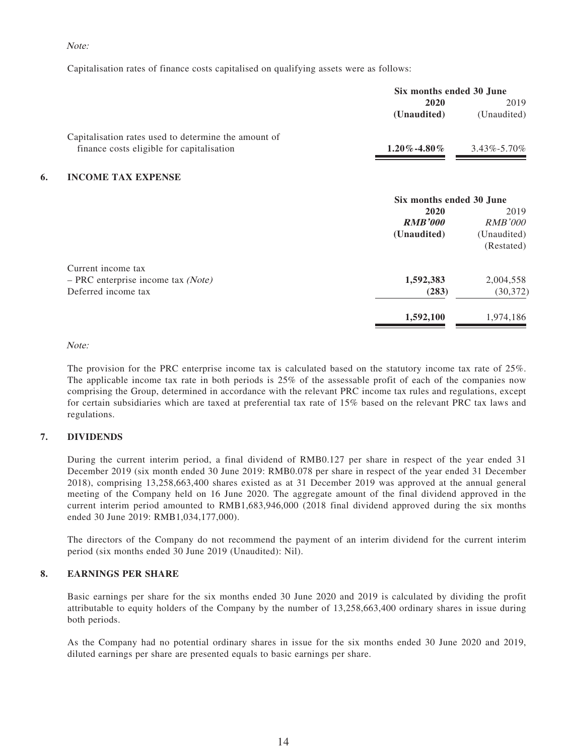*Note:*

Capitalisation rates of finance costs capitalised on qualifying assets were as follows:

| | Six months ended 30 June | |
|---|---|---|
| | **2020** | 2019 |
| | **(Unaudited)** | (Unaudited) |
| Capitalisation rates used to determine the amount of finance costs eligible for capitalisation | **1.20%-4.80%** | 3.43%-5.70% |

## 6. INCOME TAX EXPENSE

| | Six months ended 30 June | |
|---|---|---|
| | **2020** | 2019 |
| | ***RMB'000*** | *RMB'000* |
| | **(Unaudited)** | (Unaudited) |
| | | (Restated) |
| Current income tax | | |
| – PRC enterprise income tax *(Note)* | **1,592,383** | 2,004,558 |
| Deferred income tax | **(283)** | (30,372) |
| | **1,592,100** | 1,974,186 |

*Note:*

The provision for the PRC enterprise income tax is calculated based on the statutory income tax rate of 25%. The applicable income tax rate in both periods is 25% of the assessable profit of each of the companies now comprising the Group, determined in accordance with the relevant PRC income tax rules and regulations, except for certain subsidiaries which are taxed at preferential tax rate of 15% based on the relevant PRC tax laws and regulations.

## 7. DIVIDENDS

During the current interim period, a final dividend of RMB0.127 per share in respect of the year ended 31 December 2019 (six month ended 30 June 2019: RMB0.078 per share in respect of the year ended 31 December 2018), comprising 13,258,663,400 shares existed as at 31 December 2019 was approved at the annual general meeting of the Company held on 16 June 2020. The aggregate amount of the final dividend approved in the current interim period amounted to RMB1,683,946,000 (2018 final dividend approved during the six months ended 30 June 2019: RMB1,034,177,000).

The directors of the Company do not recommend the payment of an interim dividend for the current interim period (six months ended 30 June 2019 (Unaudited): Nil).

## 8. EARNINGS PER SHARE

Basic earnings per share for the six months ended 30 June 2020 and 2019 is calculated by dividing the profit attributable to equity holders of the Company by the number of 13,258,663,400 ordinary shares in issue during both periods.

As the Company had no potential ordinary shares in issue for the six months ended 30 June 2020 and 2019, diluted earnings per share are presented equals to basic earnings per share.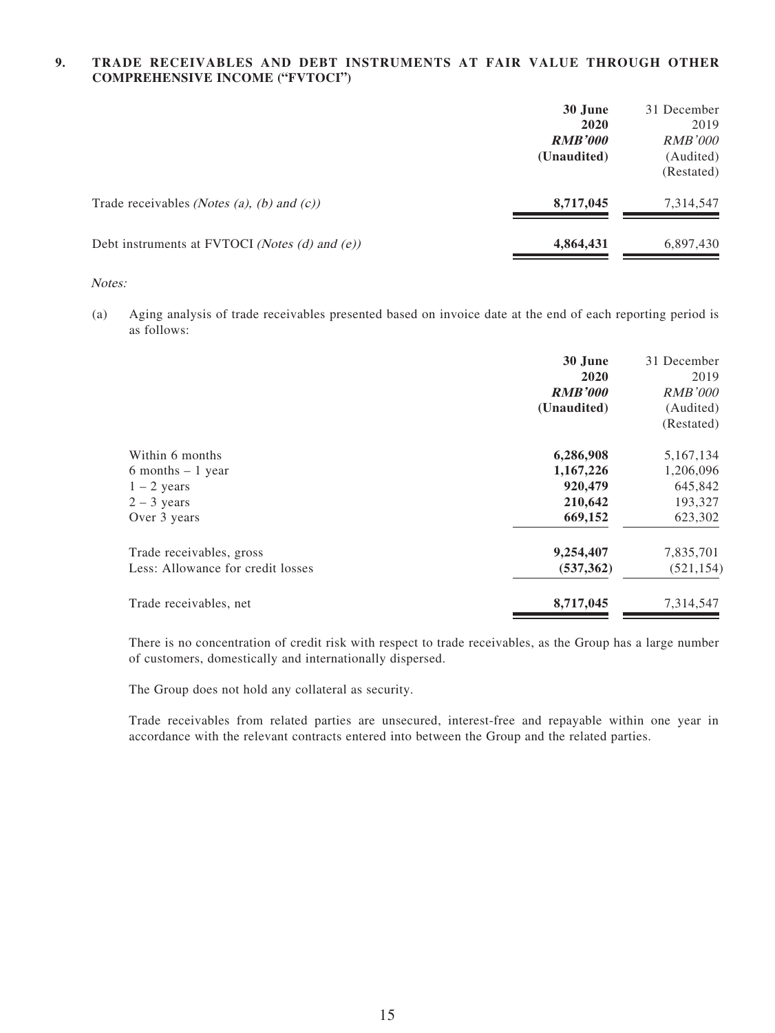## 9. TRADE RECEIVABLES AND DEBT INSTRUMENTS AT FAIR VALUE THROUGH OTHER COMPREHENSIVE INCOME ("FVTOCI")

| | 30 June 2020 RMB'000 (Unaudited) | 31 December 2019 RMB'000 (Audited) (Restated) |
|---|---|---|
| Trade receivables *(Notes (a), (b) and (c))* | **8,717,045** | 7,314,547 |
| Debt instruments at FVTOCI *(Notes (d) and (e))* | **4,864,431** | 6,897,430 |

*Notes:*

(a) Aging analysis of trade receivables presented based on invoice date at the end of each reporting period is as follows:

| | 30 June 2020 RMB'000 (Unaudited) | 31 December 2019 RMB'000 (Audited) (Restated) |
|---|---|---|
| Within 6 months | **6,286,908** | 5,167,134 |
| 6 months – 1 year | **1,167,226** | 1,206,096 |
| 1 – 2 years | **920,479** | 645,842 |
| 2 – 3 years | **210,642** | 193,327 |
| Over 3 years | **669,152** | 623,302 |
| Trade receivables, gross | **9,254,407** | 7,835,701 |
| Less: Allowance for credit losses | **(537,362)** | (521,154) |
| Trade receivables, net | **8,717,045** | 7,314,547 |

There is no concentration of credit risk with respect to trade receivables, as the Group has a large number of customers, domestically and internationally dispersed.

The Group does not hold any collateral as security.

Trade receivables from related parties are unsecured, interest-free and repayable within one year in accordance with the relevant contracts entered into between the Group and the related parties.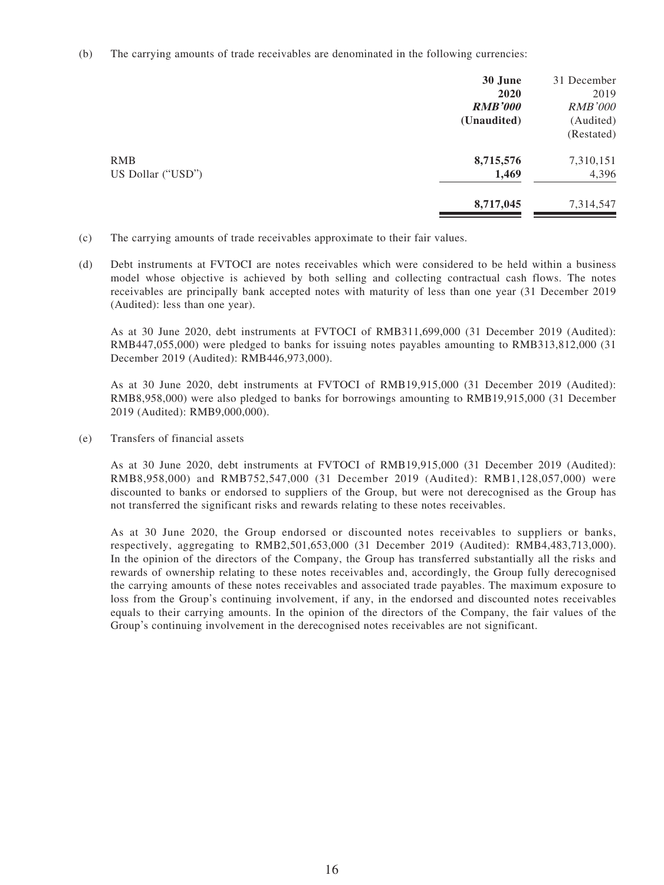(b) The carrying amounts of trade receivables are denominated in the following currencies:

| | **30 June 2020** | 31 December 2019 |
|---|---|---|
| | ***RMB'000*** | *RMB'000* |
| | **(Unaudited)** | (Audited) (Restated) |
| RMB | **8,715,576** | 7,310,151 |
| US Dollar ("USD") | **1,469** | 4,396 |
| | **8,717,045** | 7,314,547 |

(c) The carrying amounts of trade receivables approximate to their fair values.

(d) Debt instruments at FVTOCI are notes receivables which were considered to be held within a business model whose objective is achieved by both selling and collecting contractual cash flows. The notes receivables are principally bank accepted notes with maturity of less than one year (31 December 2019 (Audited): less than one year).

As at 30 June 2020, debt instruments at FVTOCI of RMB311,699,000 (31 December 2019 (Audited): RMB447,055,000) were pledged to banks for issuing notes payables amounting to RMB313,812,000 (31 December 2019 (Audited): RMB446,973,000).

As at 30 June 2020, debt instruments at FVTOCI of RMB19,915,000 (31 December 2019 (Audited): RMB8,958,000) were also pledged to banks for borrowings amounting to RMB19,915,000 (31 December 2019 (Audited): RMB9,000,000).

(e) Transfers of financial assets

As at 30 June 2020, debt instruments at FVTOCI of RMB19,915,000 (31 December 2019 (Audited): RMB8,958,000) and RMB752,547,000 (31 December 2019 (Audited): RMB1,128,057,000) were discounted to banks or endorsed to suppliers of the Group, but were not derecognised as the Group has not transferred the significant risks and rewards relating to these notes receivables.

As at 30 June 2020, the Group endorsed or discounted notes receivables to suppliers or banks, respectively, aggregating to RMB2,501,653,000 (31 December 2019 (Audited): RMB4,483,713,000). In the opinion of the directors of the Company, the Group has transferred substantially all the risks and rewards of ownership relating to these notes receivables and, accordingly, the Group fully derecognised the carrying amounts of these notes receivables and associated trade payables. The maximum exposure to loss from the Group's continuing involvement, if any, in the endorsed and discounted notes receivables equals to their carrying amounts. In the opinion of the directors of the Company, the fair values of the Group's continuing involvement in the derecognised notes receivables are not significant.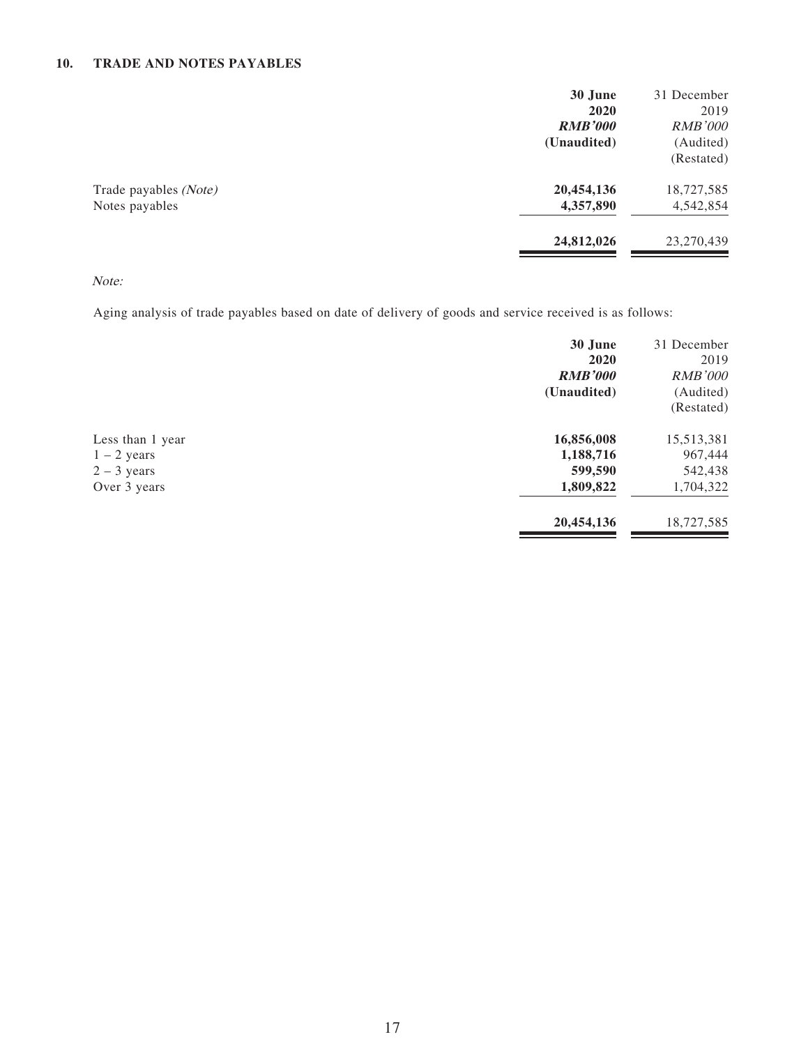## 10. TRADE AND NOTES PAYABLES

| | **30 June 2020** | 31 December 2019 |
|---|---|---|
| | ***RMB'000*** | *RMB'000* |
| | **(Unaudited)** | (Audited) (Restated) |
| Trade payables *(Note)* | **20,454,136** | 18,727,585 |
| Notes payables | **4,357,890** | 4,542,854 |
| | **24,812,026** | 23,270,439 |

*Note:*

Aging analysis of trade payables based on date of delivery of goods and service received is as follows:

| | **30 June 2020** | 31 December 2019 |
|---|---|---|
| | ***RMB'000*** | *RMB'000* |
| | **(Unaudited)** | (Audited) (Restated) |
| Less than 1 year | **16,856,008** | 15,513,381 |
| 1 – 2 years | **1,188,716** | 967,444 |
| 2 – 3 years | **599,590** | 542,438 |
| Over 3 years | **1,809,822** | 1,704,322 |
| | **20,454,136** | 18,727,585 |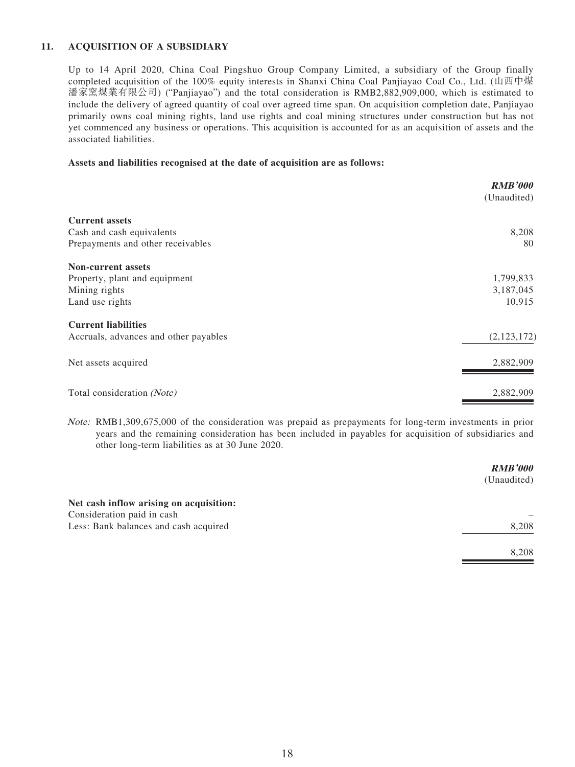## 11. ACQUISITION OF A SUBSIDIARY

Up to 14 April 2020, China Coal Pingshuo Group Company Limited, a subsidiary of the Group finally completed acquisition of the 100% equity interests in Shanxi China Coal Panjiayao Coal Co., Ltd. (山西中煤潘家窯煤業有限公司) ("Panjiayao") and the total consideration is RMB2,882,909,000, which is estimated to include the delivery of agreed quantity of coal over agreed time span. On acquisition completion date, Panjiayao primarily owns coal mining rights, land use rights and coal mining structures under construction but has not yet commenced any business or operations. This acquisition is accounted for as an acquisition of assets and the associated liabilities.

**Assets and liabilities recognised at the date of acquisition are as follows:**

| | ***RMB'000*** (Unaudited) |
|---|---|
| **Current assets** | |
| Cash and cash equivalents | 8,208 |
| Prepayments and other receivables | 80 |
| **Non-current assets** | |
| Property, plant and equipment | 1,799,833 |
| Mining rights | 3,187,045 |
| Land use rights | 10,915 |
| **Current liabilities** | |
| Accruals, advances and other payables | (2,123,172) |
| Net assets acquired | 2,882,909 |
| Total consideration *(Note)* | 2,882,909 |

*Note:* RMB1,309,675,000 of the consideration was prepaid as prepayments for long-term investments in prior years and the remaining consideration has been included in payables for acquisition of subsidiaries and other long-term liabilities as at 30 June 2020.

| | ***RMB'000*** (Unaudited) |
|---|---|
| **Net cash inflow arising on acquisition:** | |
| Consideration paid in cash | – |
| Less: Bank balances and cash acquired | 8,208 |
| | 8,208 |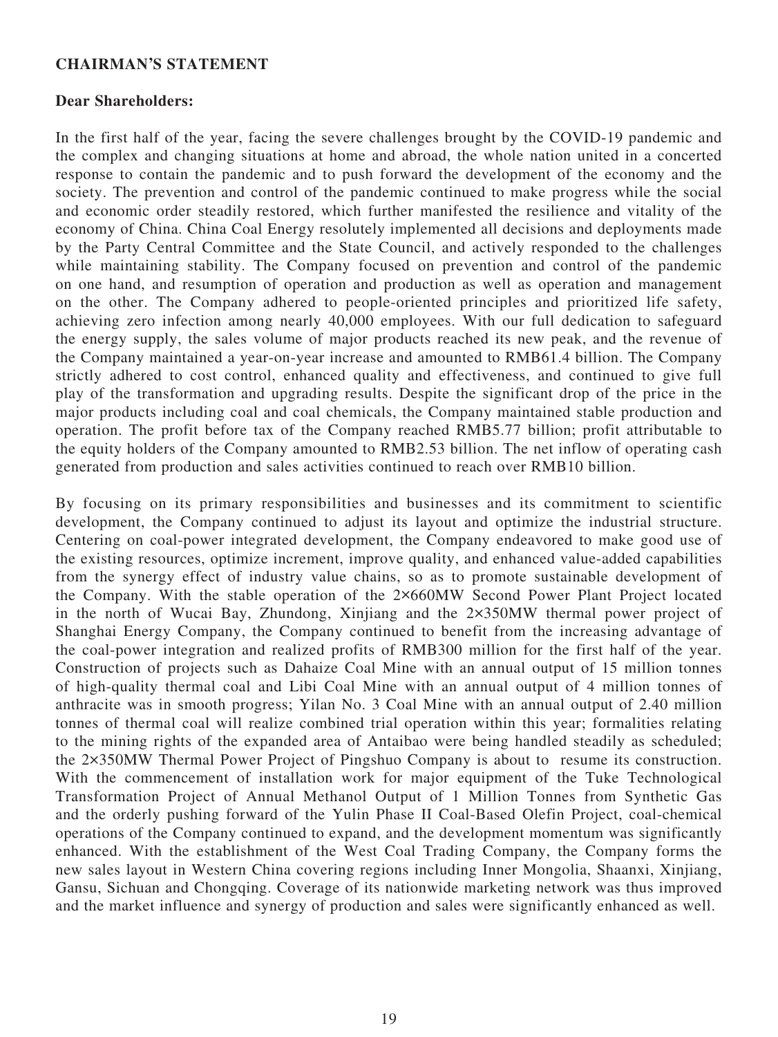## CHAIRMAN'S STATEMENT

**Dear Shareholders:**

In the first half of the year, facing the severe challenges brought by the COVID-19 pandemic and the complex and changing situations at home and abroad, the whole nation united in a concerted response to contain the pandemic and to push forward the development of the economy and the society. The prevention and control of the pandemic continued to make progress while the social and economic order steadily restored, which further manifested the resilience and vitality of the economy of China. China Coal Energy resolutely implemented all decisions and deployments made by the Party Central Committee and the State Council, and actively responded to the challenges while maintaining stability. The Company focused on prevention and control of the pandemic on one hand, and resumption of operation and production as well as operation and management on the other. The Company adhered to people-oriented principles and prioritized life safety, achieving zero infection among nearly 40,000 employees. With our full dedication to safeguard the energy supply, the sales volume of major products reached its new peak, and the revenue of the Company maintained a year-on-year increase and amounted to RMB61.4 billion. The Company strictly adhered to cost control, enhanced quality and effectiveness, and continued to give full play of the transformation and upgrading results. Despite the significant drop of the price in the major products including coal and coal chemicals, the Company maintained stable production and operation. The profit before tax of the Company reached RMB5.77 billion; profit attributable to the equity holders of the Company amounted to RMB2.53 billion. The net inflow of operating cash generated from production and sales activities continued to reach over RMB10 billion.

By focusing on its primary responsibilities and businesses and its commitment to scientific development, the Company continued to adjust its layout and optimize the industrial structure. Centering on coal-power integrated development, the Company endeavored to make good use of the existing resources, optimize increment, improve quality, and enhanced value-added capabilities from the synergy effect of industry value chains, so as to promote sustainable development of the Company. With the stable operation of the 2×660MW Second Power Plant Project located in the north of Wucai Bay, Zhundong, Xinjiang and the 2×350MW thermal power project of Shanghai Energy Company, the Company continued to benefit from the increasing advantage of the coal-power integration and realized profits of RMB300 million for the first half of the year. Construction of projects such as Dahaize Coal Mine with an annual output of 15 million tonnes of high-quality thermal coal and Libi Coal Mine with an annual output of 4 million tonnes of anthracite was in smooth progress; Yilan No. 3 Coal Mine with an annual output of 2.40 million tonnes of thermal coal will realize combined trial operation within this year; formalities relating to the mining rights of the expanded area of Antaibao were being handled steadily as scheduled; the 2×350MW Thermal Power Project of Pingshuo Company is about to resume its construction. With the commencement of installation work for major equipment of the Tuke Technological Transformation Project of Annual Methanol Output of 1 Million Tonnes from Synthetic Gas and the orderly pushing forward of the Yulin Phase II Coal-Based Olefin Project, coal-chemical operations of the Company continued to expand, and the development momentum was significantly enhanced. With the establishment of the West Coal Trading Company, the Company forms the new sales layout in Western China covering regions including Inner Mongolia, Shaanxi, Xinjiang, Gansu, Sichuan and Chongqing. Coverage of its nationwide marketing network was thus improved and the market influence and synergy of production and sales were significantly enhanced as well.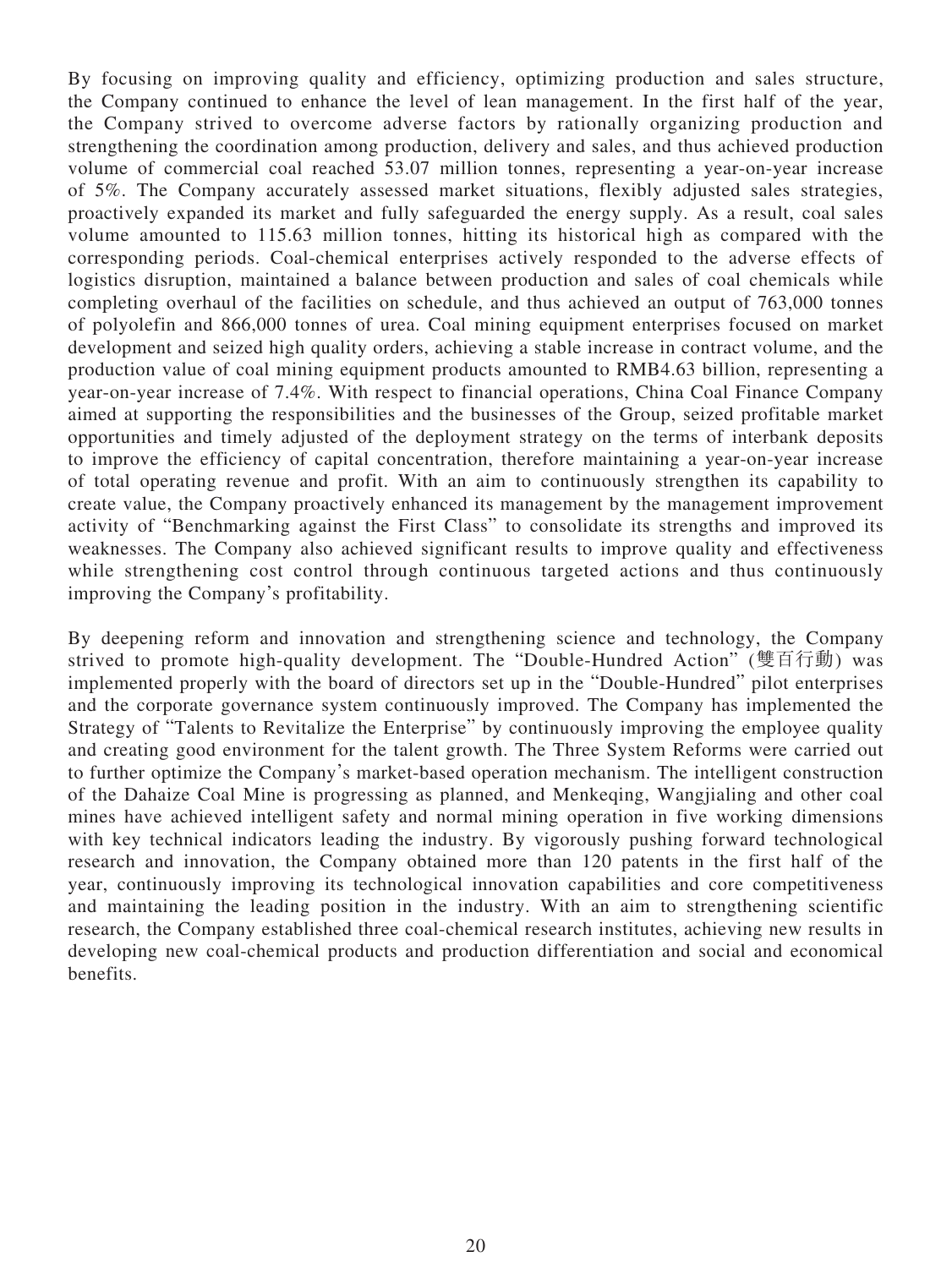By focusing on improving quality and efficiency, optimizing production and sales structure, the Company continued to enhance the level of lean management. In the first half of the year, the Company strived to overcome adverse factors by rationally organizing production and strengthening the coordination among production, delivery and sales, and thus achieved production volume of commercial coal reached 53.07 million tonnes, representing a year-on-year increase of 5%. The Company accurately assessed market situations, flexibly adjusted sales strategies, proactively expanded its market and fully safeguarded the energy supply. As a result, coal sales volume amounted to 115.63 million tonnes, hitting its historical high as compared with the corresponding periods. Coal-chemical enterprises actively responded to the adverse effects of logistics disruption, maintained a balance between production and sales of coal chemicals while completing overhaul of the facilities on schedule, and thus achieved an output of 763,000 tonnes of polyolefin and 866,000 tonnes of urea. Coal mining equipment enterprises focused on market development and seized high quality orders, achieving a stable increase in contract volume, and the production value of coal mining equipment products amounted to RMB4.63 billion, representing a year-on-year increase of 7.4%. With respect to financial operations, China Coal Finance Company aimed at supporting the responsibilities and the businesses of the Group, seized profitable market opportunities and timely adjusted of the deployment strategy on the terms of interbank deposits to improve the efficiency of capital concentration, therefore maintaining a year-on-year increase of total operating revenue and profit. With an aim to continuously strengthen its capability to create value, the Company proactively enhanced its management by the management improvement activity of "Benchmarking against the First Class" to consolidate its strengths and improved its weaknesses. The Company also achieved significant results to improve quality and effectiveness while strengthening cost control through continuous targeted actions and thus continuously improving the Company's profitability.

By deepening reform and innovation and strengthening science and technology, the Company strived to promote high-quality development. The "Double-Hundred Action" (雙百行動) was implemented properly with the board of directors set up in the "Double-Hundred" pilot enterprises and the corporate governance system continuously improved. The Company has implemented the Strategy of "Talents to Revitalize the Enterprise" by continuously improving the employee quality and creating good environment for the talent growth. The Three System Reforms were carried out to further optimize the Company's market-based operation mechanism. The intelligent construction of the Dahaize Coal Mine is progressing as planned, and Menkeqing, Wangjialing and other coal mines have achieved intelligent safety and normal mining operation in five working dimensions with key technical indicators leading the industry. By vigorously pushing forward technological research and innovation, the Company obtained more than 120 patents in the first half of the year, continuously improving its technological innovation capabilities and core competitiveness and maintaining the leading position in the industry. With an aim to strengthening scientific research, the Company established three coal-chemical research institutes, achieving new results in developing new coal-chemical products and production differentiation and social and economical benefits.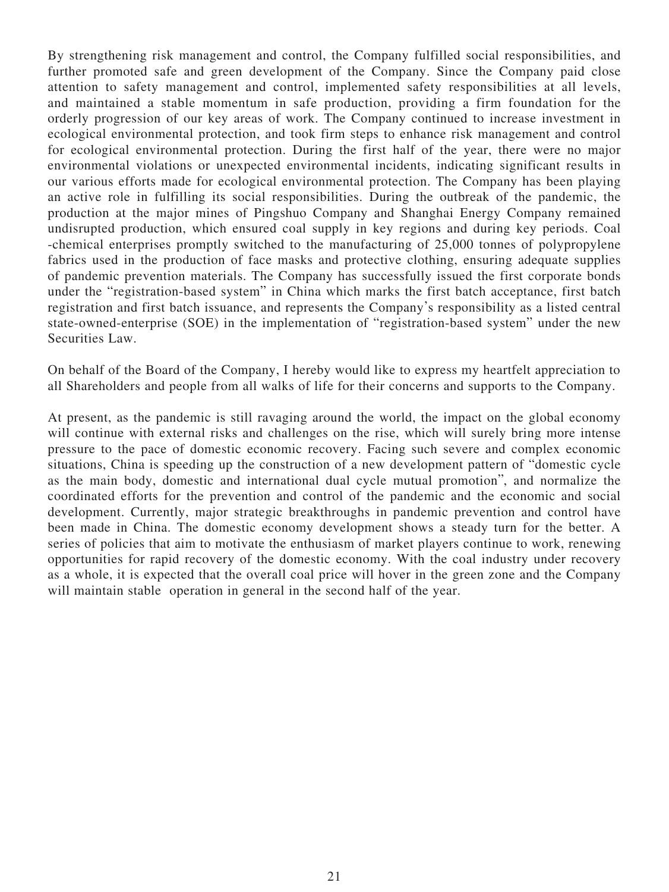By strengthening risk management and control, the Company fulfilled social responsibilities, and further promoted safe and green development of the Company. Since the Company paid close attention to safety management and control, implemented safety responsibilities at all levels, and maintained a stable momentum in safe production, providing a firm foundation for the orderly progression of our key areas of work. The Company continued to increase investment in ecological environmental protection, and took firm steps to enhance risk management and control for ecological environmental protection. During the first half of the year, there were no major environmental violations or unexpected environmental incidents, indicating significant results in our various efforts made for ecological environmental protection. The Company has been playing an active role in fulfilling its social responsibilities. During the outbreak of the pandemic, the production at the major mines of Pingshuo Company and Shanghai Energy Company remained undisrupted production, which ensured coal supply in key regions and during key periods. Coal -chemical enterprises promptly switched to the manufacturing of 25,000 tonnes of polypropylene fabrics used in the production of face masks and protective clothing, ensuring adequate supplies of pandemic prevention materials. The Company has successfully issued the first corporate bonds under the "registration-based system" in China which marks the first batch acceptance, first batch registration and first batch issuance, and represents the Company's responsibility as a listed central state-owned-enterprise (SOE) in the implementation of "registration-based system" under the new Securities Law.

On behalf of the Board of the Company, I hereby would like to express my heartfelt appreciation to all Shareholders and people from all walks of life for their concerns and supports to the Company.

At present, as the pandemic is still ravaging around the world, the impact on the global economy will continue with external risks and challenges on the rise, which will surely bring more intense pressure to the pace of domestic economic recovery. Facing such severe and complex economic situations, China is speeding up the construction of a new development pattern of "domestic cycle as the main body, domestic and international dual cycle mutual promotion", and normalize the coordinated efforts for the prevention and control of the pandemic and the economic and social development. Currently, major strategic breakthroughs in pandemic prevention and control have been made in China. The domestic economy development shows a steady turn for the better. A series of policies that aim to motivate the enthusiasm of market players continue to work, renewing opportunities for rapid recovery of the domestic economy. With the coal industry under recovery as a whole, it is expected that the overall coal price will hover in the green zone and the Company will maintain stable operation in general in the second half of the year.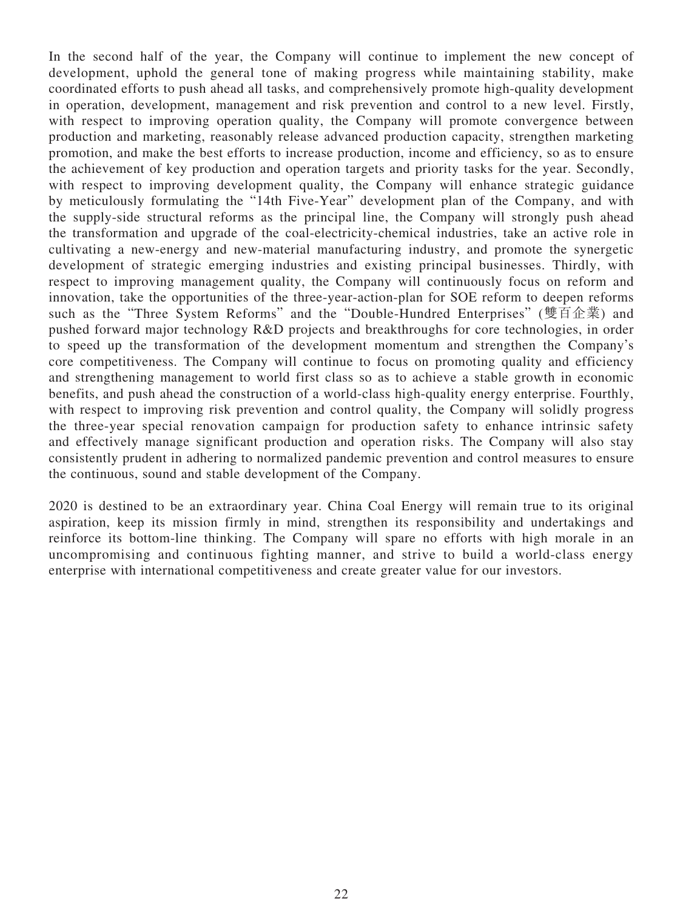In the second half of the year, the Company will continue to implement the new concept of development, uphold the general tone of making progress while maintaining stability, make coordinated efforts to push ahead all tasks, and comprehensively promote high-quality development in operation, development, management and risk prevention and control to a new level. Firstly, with respect to improving operation quality, the Company will promote convergence between production and marketing, reasonably release advanced production capacity, strengthen marketing promotion, and make the best efforts to increase production, income and efficiency, so as to ensure the achievement of key production and operation targets and priority tasks for the year. Secondly, with respect to improving development quality, the Company will enhance strategic guidance by meticulously formulating the "14th Five-Year" development plan of the Company, and with the supply-side structural reforms as the principal line, the Company will strongly push ahead the transformation and upgrade of the coal-electricity-chemical industries, take an active role in cultivating a new-energy and new-material manufacturing industry, and promote the synergetic development of strategic emerging industries and existing principal businesses. Thirdly, with respect to improving management quality, the Company will continuously focus on reform and innovation, take the opportunities of the three-year-action-plan for SOE reform to deepen reforms such as the "Three System Reforms" and the "Double-Hundred Enterprises" (雙百企業) and pushed forward major technology R&D projects and breakthroughs for core technologies, in order to speed up the transformation of the development momentum and strengthen the Company's core competitiveness. The Company will continue to focus on promoting quality and efficiency and strengthening management to world first class so as to achieve a stable growth in economic benefits, and push ahead the construction of a world-class high-quality energy enterprise. Fourthly, with respect to improving risk prevention and control quality, the Company will solidly progress the three-year special renovation campaign for production safety to enhance intrinsic safety and effectively manage significant production and operation risks. The Company will also stay consistently prudent in adhering to normalized pandemic prevention and control measures to ensure the continuous, sound and stable development of the Company.

2020 is destined to be an extraordinary year. China Coal Energy will remain true to its original aspiration, keep its mission firmly in mind, strengthen its responsibility and undertakings and reinforce its bottom-line thinking. The Company will spare no efforts with high morale in an uncompromising and continuous fighting manner, and strive to build a world-class energy enterprise with international competitiveness and create greater value for our investors.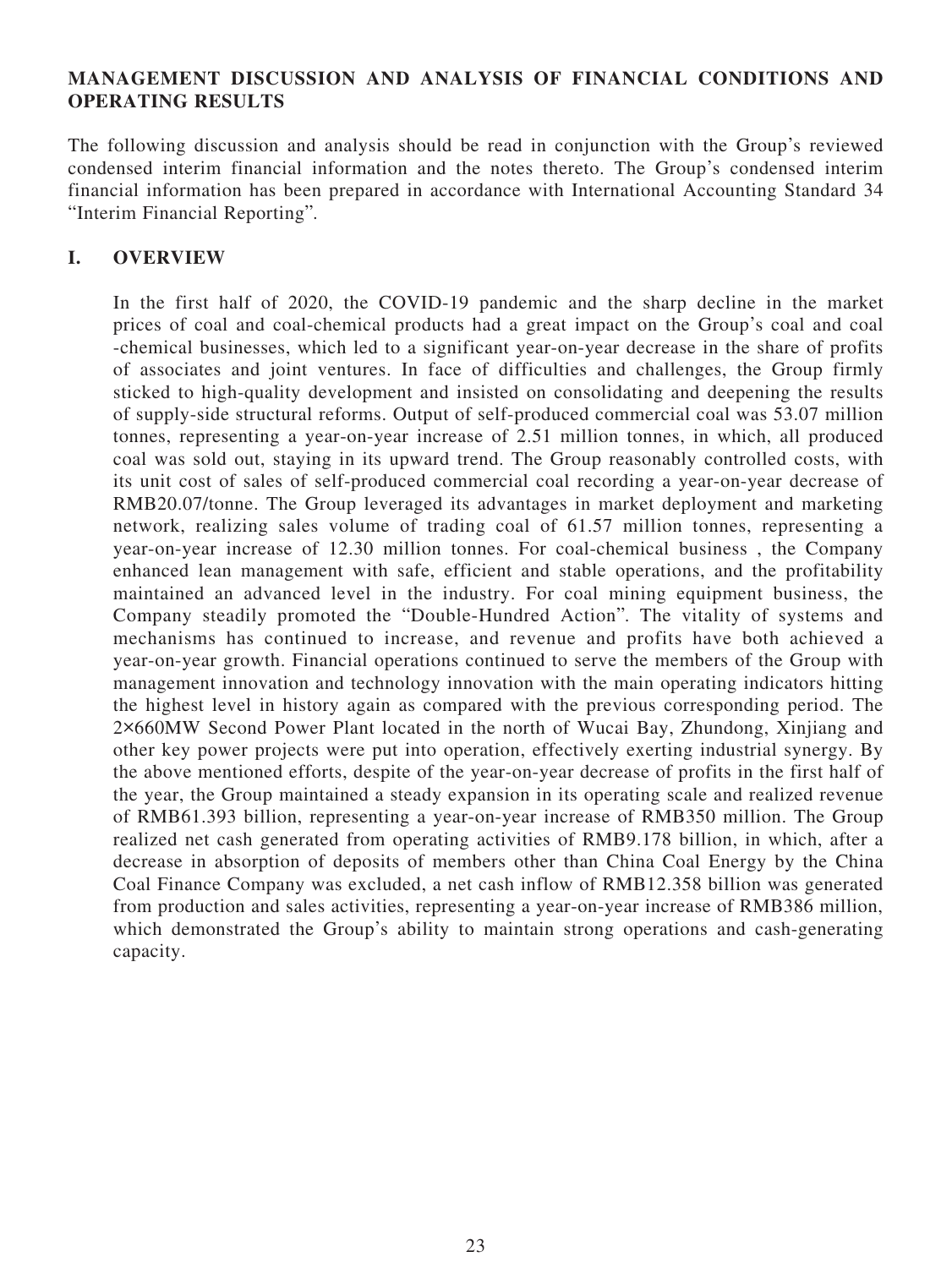## MANAGEMENT DISCUSSION AND ANALYSIS OF FINANCIAL CONDITIONS AND OPERATING RESULTS

The following discussion and analysis should be read in conjunction with the Group's reviewed condensed interim financial information and the notes thereto. The Group's condensed interim financial information has been prepared in accordance with International Accounting Standard 34 "Interim Financial Reporting".

### I. OVERVIEW

In the first half of 2020, the COVID-19 pandemic and the sharp decline in the market prices of coal and coal-chemical products had a great impact on the Group's coal and coal -chemical businesses, which led to a significant year-on-year decrease in the share of profits of associates and joint ventures. In face of difficulties and challenges, the Group firmly sticked to high-quality development and insisted on consolidating and deepening the results of supply-side structural reforms. Output of self-produced commercial coal was 53.07 million tonnes, representing a year-on-year increase of 2.51 million tonnes, in which, all produced coal was sold out, staying in its upward trend. The Group reasonably controlled costs, with its unit cost of sales of self-produced commercial coal recording a year-on-year decrease of RMB20.07/tonne. The Group leveraged its advantages in market deployment and marketing network, realizing sales volume of trading coal of 61.57 million tonnes, representing a year-on-year increase of 12.30 million tonnes. For coal-chemical business , the Company enhanced lean management with safe, efficient and stable operations, and the profitability maintained an advanced level in the industry. For coal mining equipment business, the Company steadily promoted the "Double-Hundred Action". The vitality of systems and mechanisms has continued to increase, and revenue and profits have both achieved a year-on-year growth. Financial operations continued to serve the members of the Group with management innovation and technology innovation with the main operating indicators hitting the highest level in history again as compared with the previous corresponding period. The 2×660MW Second Power Plant located in the north of Wucai Bay, Zhundong, Xinjiang and other key power projects were put into operation, effectively exerting industrial synergy. By the above mentioned efforts, despite of the year-on-year decrease of profits in the first half of the year, the Group maintained a steady expansion in its operating scale and realized revenue of RMB61.393 billion, representing a year-on-year increase of RMB350 million. The Group realized net cash generated from operating activities of RMB9.178 billion, in which, after a decrease in absorption of deposits of members other than China Coal Energy by the China Coal Finance Company was excluded, a net cash inflow of RMB12.358 billion was generated from production and sales activities, representing a year-on-year increase of RMB386 million, which demonstrated the Group's ability to maintain strong operations and cash-generating capacity.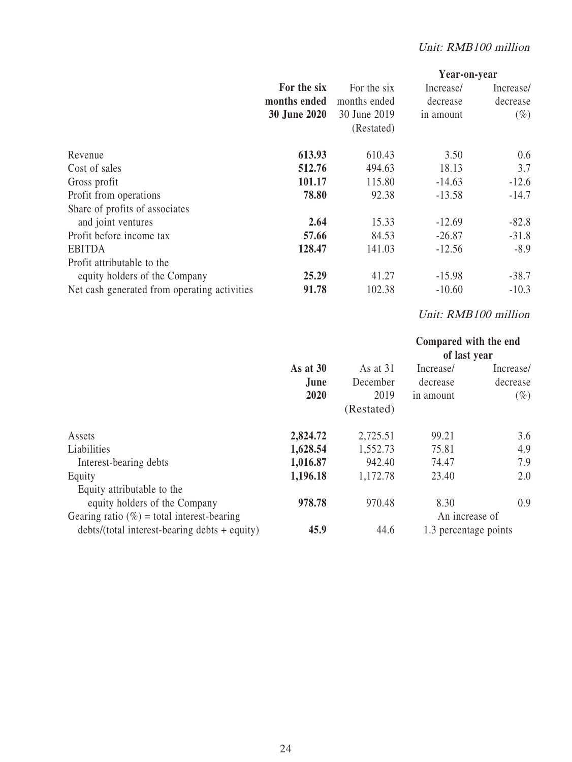*Unit: RMB100 million*

| | For the six months ended 30 June 2020 | For the six months ended 30 June 2019 (Restated) | Year-on-year Increase/ decrease in amount | Year-on-year Increase/ decrease (%) |
|---|---|---|---|---|
| Revenue | **613.93** | 610.43 | 3.50 | 0.6 |
| Cost of sales | **512.76** | 494.63 | 18.13 | 3.7 |
| Gross profit | **101.17** | 115.80 | -14.63 | -12.6 |
| Profit from operations | **78.80** | 92.38 | -13.58 | -14.7 |
| Share of profits of associates and joint ventures | **2.64** | 15.33 | -12.69 | -82.8 |
| Profit before income tax | **57.66** | 84.53 | -26.87 | -31.8 |
| EBITDA | **128.47** | 141.03 | -12.56 | -8.9 |
| Profit attributable to the equity holders of the Company | **25.29** | 41.27 | -15.98 | -38.7 |
| Net cash generated from operating activities | **91.78** | 102.38 | -10.60 | -10.3 |

*Unit: RMB100 million*

| | As at 30 June 2020 | As at 31 December 2019 (Restated) | Compared with the end of last year Increase/ decrease in amount | Compared with the end of last year Increase/ decrease (%) |
|---|---|---|---|---|
| Assets | **2,824.72** | 2,725.51 | 99.21 | 3.6 |
| Liabilities | **1,628.54** | 1,552.73 | 75.81 | 4.9 |
| Interest-bearing debts | **1,016.87** | 942.40 | 74.47 | 7.9 |
| Equity | **1,196.18** | 1,172.78 | 23.40 | 2.0 |
| Equity attributable to the equity holders of the Company | **978.78** | 970.48 | 8.30 | 0.9 |
| Gearing ratio (%) = total interest-bearing debts/(total interest-bearing debts + equity) | **45.9** | 44.6 | An increase of 1.3 percentage points | |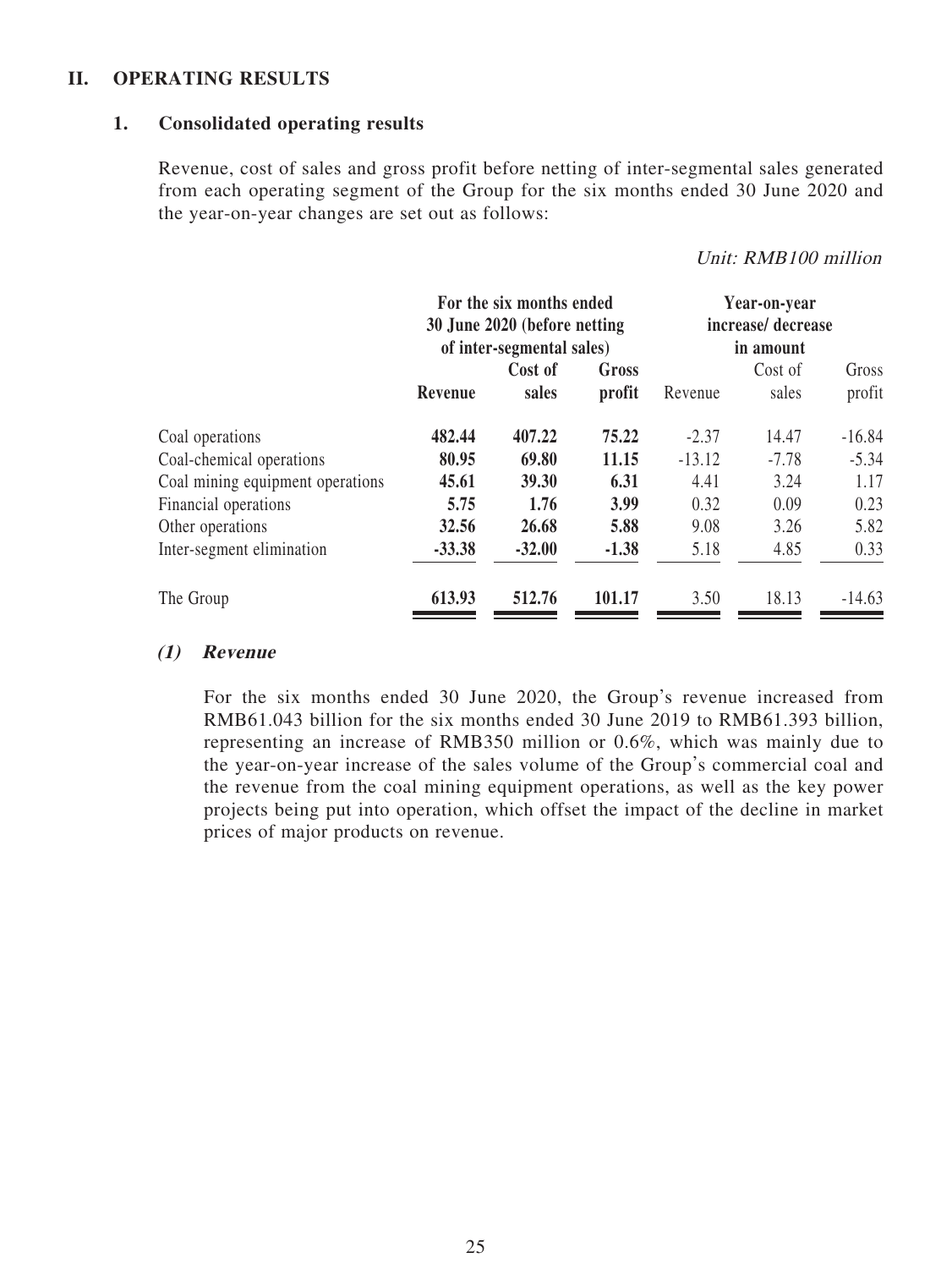## II. OPERATING RESULTS

### 1. Consolidated operating results

Revenue, cost of sales and gross profit before netting of inter-segmental sales generated from each operating segment of the Group for the six months ended 30 June 2020 and the year-on-year changes are set out as follows:

*Unit: RMB100 million*

| | For the six months ended 30 June 2020 (before netting of inter-segmental sales) | | | Year-on-year increase/ decrease in amount | | |
|---|---|---|---|---|---|---|
| | **Revenue** | **Cost of sales** | **Gross profit** | Revenue | Cost of sales | Gross profit |
| Coal operations | **482.44** | **407.22** | **75.22** | -2.37 | 14.47 | -16.84 |
| Coal-chemical operations | **80.95** | **69.80** | **11.15** | -13.12 | -7.78 | -5.34 |
| Coal mining equipment operations | **45.61** | **39.30** | **6.31** | 4.41 | 3.24 | 1.17 |
| Financial operations | **5.75** | **1.76** | **3.99** | 0.32 | 0.09 | 0.23 |
| Other operations | **32.56** | **26.68** | **5.88** | 9.08 | 3.26 | 5.82 |
| Inter-segment elimination | **-33.38** | **-32.00** | **-1.38** | 5.18 | 4.85 | 0.33 |
| The Group | **613.93** | **512.76** | **101.17** | 3.50 | 18.13 | -14.63 |

#### *(1) Revenue*

For the six months ended 30 June 2020, the Group's revenue increased from RMB61.043 billion for the six months ended 30 June 2019 to RMB61.393 billion, representing an increase of RMB350 million or 0.6%, which was mainly due to the year-on-year increase of the sales volume of the Group's commercial coal and the revenue from the coal mining equipment operations, as well as the key power projects being put into operation, which offset the impact of the decline in market prices of major products on revenue.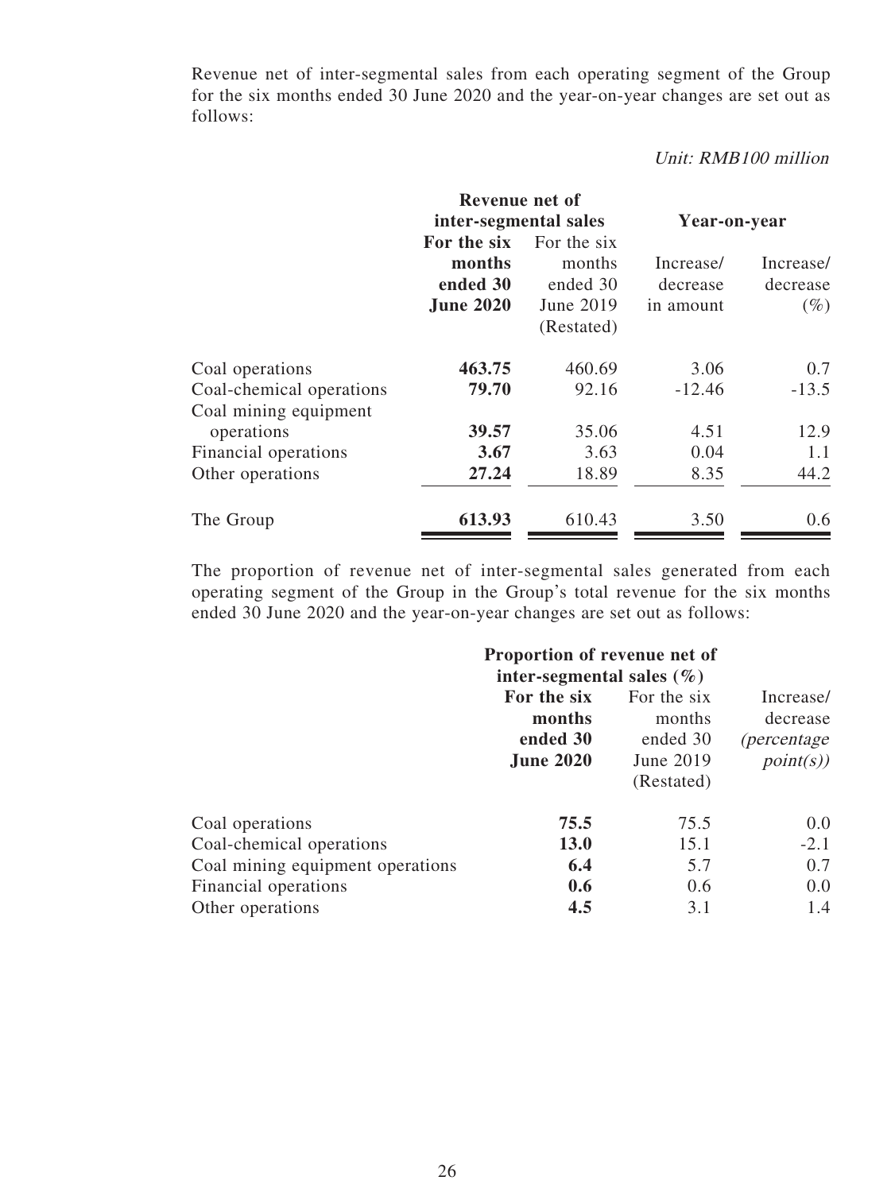Revenue net of inter-segmental sales from each operating segment of the Group for the six months ended 30 June 2020 and the year-on-year changes are set out as follows:

*Unit: RMB100 million*

| | Revenue net of inter-segmental sales | | Year-on-year | |
|---|---|---|---|---|
| | **For the six months ended 30 June 2020** | For the six months ended 30 June 2019 (Restated) | Increase/ decrease in amount | Increase/ decrease (%) |
| Coal operations | **463.75** | 460.69 | 3.06 | 0.7 |
| Coal-chemical operations | **79.70** | 92.16 | -12.46 | -13.5 |
| Coal mining equipment operations | **39.57** | 35.06 | 4.51 | 12.9 |
| Financial operations | **3.67** | 3.63 | 0.04 | 1.1 |
| Other operations | **27.24** | 18.89 | 8.35 | 44.2 |
| The Group | **613.93** | 610.43 | 3.50 | 0.6 |

The proportion of revenue net of inter-segmental sales generated from each operating segment of the Group in the Group's total revenue for the six months ended 30 June 2020 and the year-on-year changes are set out as follows:

| | Proportion of revenue net of inter-segmental sales (%) | | |
|---|---|---|---|
| | **For the six months ended 30 June 2020** | For the six months ended 30 June 2019 (Restated) | Increase/ decrease *(percentage point(s))* |
| Coal operations | **75.5** | 75.5 | 0.0 |
| Coal-chemical operations | **13.0** | 15.1 | -2.1 |
| Coal mining equipment operations | **6.4** | 5.7 | 0.7 |
| Financial operations | **0.6** | 0.6 | 0.0 |
| Other operations | **4.5** | 3.1 | 1.4 |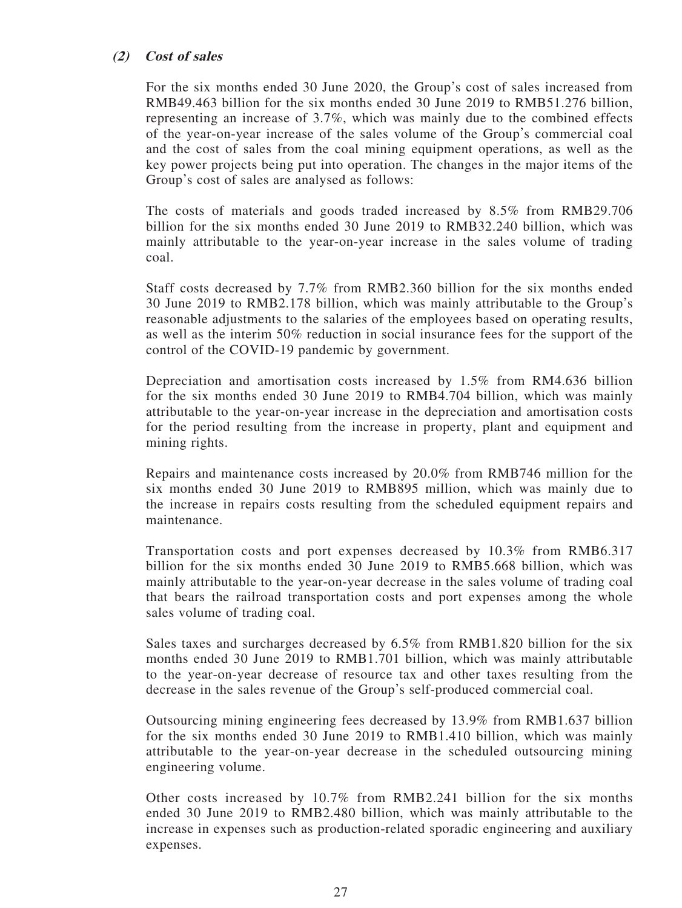### *(2) Cost of sales*

For the six months ended 30 June 2020, the Group's cost of sales increased from RMB49.463 billion for the six months ended 30 June 2019 to RMB51.276 billion, representing an increase of 3.7%, which was mainly due to the combined effects of the year-on-year increase of the sales volume of the Group's commercial coal and the cost of sales from the coal mining equipment operations, as well as the key power projects being put into operation. The changes in the major items of the Group's cost of sales are analysed as follows:

The costs of materials and goods traded increased by 8.5% from RMB29.706 billion for the six months ended 30 June 2019 to RMB32.240 billion, which was mainly attributable to the year-on-year increase in the sales volume of trading coal.

Staff costs decreased by 7.7% from RMB2.360 billion for the six months ended 30 June 2019 to RMB2.178 billion, which was mainly attributable to the Group's reasonable adjustments to the salaries of the employees based on operating results, as well as the interim 50% reduction in social insurance fees for the support of the control of the COVID-19 pandemic by government.

Depreciation and amortisation costs increased by 1.5% from RM4.636 billion for the six months ended 30 June 2019 to RMB4.704 billion, which was mainly attributable to the year-on-year increase in the depreciation and amortisation costs for the period resulting from the increase in property, plant and equipment and mining rights.

Repairs and maintenance costs increased by 20.0% from RMB746 million for the six months ended 30 June 2019 to RMB895 million, which was mainly due to the increase in repairs costs resulting from the scheduled equipment repairs and maintenance.

Transportation costs and port expenses decreased by 10.3% from RMB6.317 billion for the six months ended 30 June 2019 to RMB5.668 billion, which was mainly attributable to the year-on-year decrease in the sales volume of trading coal that bears the railroad transportation costs and port expenses among the whole sales volume of trading coal.

Sales taxes and surcharges decreased by 6.5% from RMB1.820 billion for the six months ended 30 June 2019 to RMB1.701 billion, which was mainly attributable to the year-on-year decrease of resource tax and other taxes resulting from the decrease in the sales revenue of the Group's self-produced commercial coal.

Outsourcing mining engineering fees decreased by 13.9% from RMB1.637 billion for the six months ended 30 June 2019 to RMB1.410 billion, which was mainly attributable to the year-on-year decrease in the scheduled outsourcing mining engineering volume.

Other costs increased by 10.7% from RMB2.241 billion for the six months ended 30 June 2019 to RMB2.480 billion, which was mainly attributable to the increase in expenses such as production-related sporadic engineering and auxiliary expenses.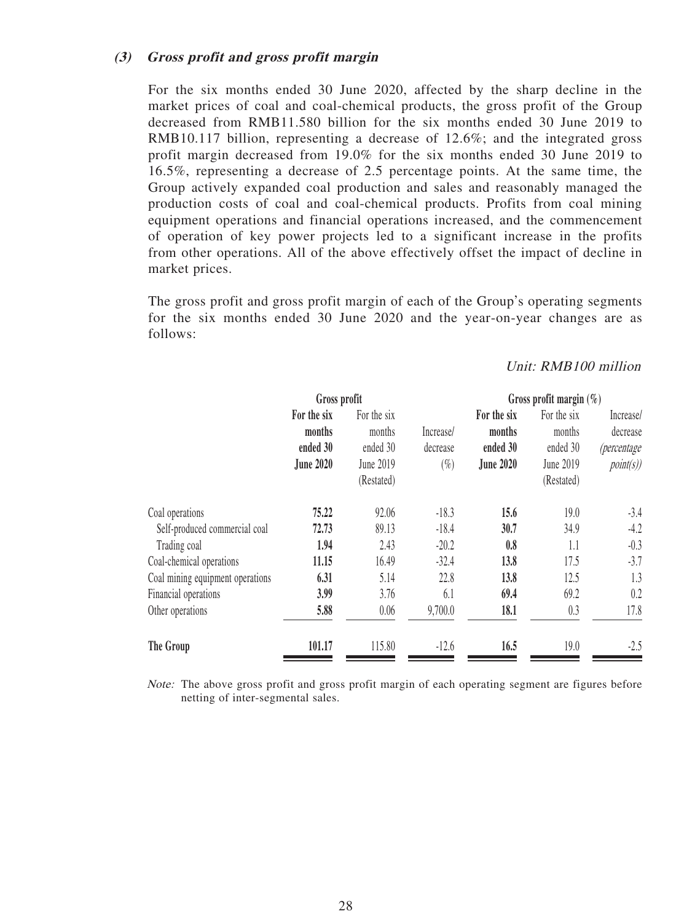#### (3) *Gross profit and gross profit margin*

For the six months ended 30 June 2020, affected by the sharp decline in the market prices of coal and coal-chemical products, the gross profit of the Group decreased from RMB11.580 billion for the six months ended 30 June 2019 to RMB10.117 billion, representing a decrease of 12.6%; and the integrated gross profit margin decreased from 19.0% for the six months ended 30 June 2019 to 16.5%, representing a decrease of 2.5 percentage points. At the same time, the Group actively expanded coal production and sales and reasonably managed the production costs of coal and coal-chemical products. Profits from coal mining equipment operations and financial operations increased, and the commencement of operation of key power projects led to a significant increase in the profits from other operations. All of the above effectively offset the impact of decline in market prices.

The gross profit and gross profit margin of each of the Group's operating segments for the six months ended 30 June 2020 and the year-on-year changes are as follows:

*Unit: RMB100 million*

| | Gross profit | | | Gross profit margin (%) | | |
|---|---|---|---|---|---|---|
| | **For the six months ended 30 June 2020** | For the six months ended 30 June 2019 (Restated) | Increase/ decrease (%) | **For the six months ended 30 June 2020** | For the six months ended 30 June 2019 (Restated) | Increase/ decrease *(percentage point(s))* |
| Coal operations | **75.22** | 92.06 | -18.3 | **15.6** | 19.0 | -3.4 |
| Self-produced commercial coal | **72.73** | 89.13 | -18.4 | **30.7** | 34.9 | -4.2 |
| Trading coal | **1.94** | 2.43 | -20.2 | **0.8** | 1.1 | -0.3 |
| Coal-chemical operations | **11.15** | 16.49 | -32.4 | **13.8** | 17.5 | -3.7 |
| Coal mining equipment operations | **6.31** | 5.14 | 22.8 | **13.8** | 12.5 | 1.3 |
| Financial operations | **3.99** | 3.76 | 6.1 | **69.4** | 69.2 | 0.2 |
| Other operations | **5.88** | 0.06 | 9,700.0 | **18.1** | 0.3 | 17.8 |
| **The Group** | **101.17** | 115.80 | -12.6 | **16.5** | 19.0 | -2.5 |

*Note:* The above gross profit and gross profit margin of each operating segment are figures before netting of inter-segmental sales.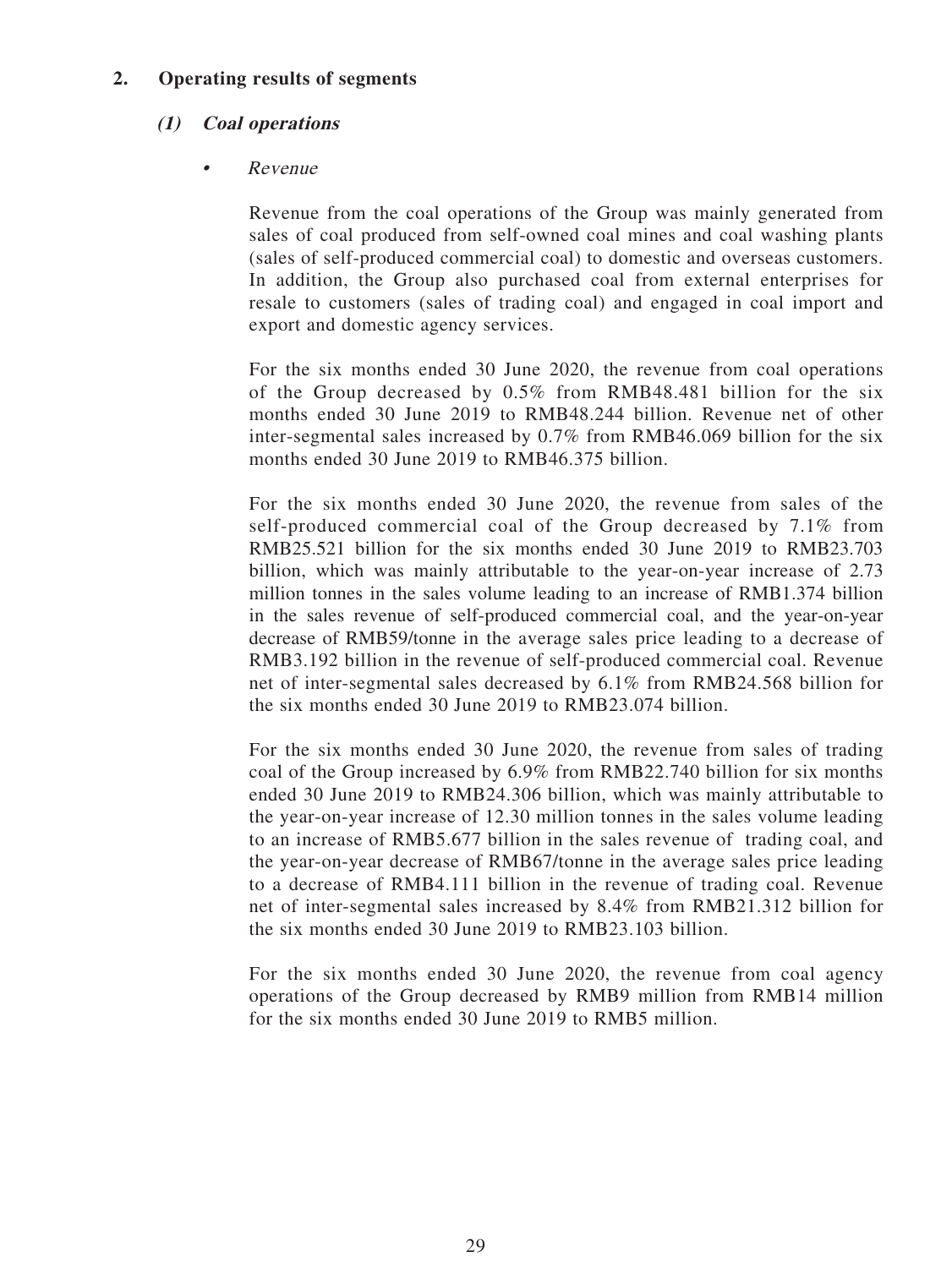## 2. Operating results of segments

### (1) *Coal operations*

- *Revenue*

Revenue from the coal operations of the Group was mainly generated from sales of coal produced from self-owned coal mines and coal washing plants (sales of self-produced commercial coal) to domestic and overseas customers. In addition, the Group also purchased coal from external enterprises for resale to customers (sales of trading coal) and engaged in coal import and export and domestic agency services.

For the six months ended 30 June 2020, the revenue from coal operations of the Group decreased by 0.5% from RMB48.481 billion for the six months ended 30 June 2019 to RMB48.244 billion. Revenue net of other inter-segmental sales increased by 0.7% from RMB46.069 billion for the six months ended 30 June 2019 to RMB46.375 billion.

For the six months ended 30 June 2020, the revenue from sales of the self-produced commercial coal of the Group decreased by 7.1% from RMB25.521 billion for the six months ended 30 June 2019 to RMB23.703 billion, which was mainly attributable to the year-on-year increase of 2.73 million tonnes in the sales volume leading to an increase of RMB1.374 billion in the sales revenue of self-produced commercial coal, and the year-on-year decrease of RMB59/tonne in the average sales price leading to a decrease of RMB3.192 billion in the revenue of self-produced commercial coal. Revenue net of inter-segmental sales decreased by 6.1% from RMB24.568 billion for the six months ended 30 June 2019 to RMB23.074 billion.

For the six months ended 30 June 2020, the revenue from sales of trading coal of the Group increased by 6.9% from RMB22.740 billion for six months ended 30 June 2019 to RMB24.306 billion, which was mainly attributable to the year-on-year increase of 12.30 million tonnes in the sales volume leading to an increase of RMB5.677 billion in the sales revenue of trading coal, and the year-on-year decrease of RMB67/tonne in the average sales price leading to a decrease of RMB4.111 billion in the revenue of trading coal. Revenue net of inter-segmental sales increased by 8.4% from RMB21.312 billion for the six months ended 30 June 2019 to RMB23.103 billion.

For the six months ended 30 June 2020, the revenue from coal agency operations of the Group decreased by RMB9 million from RMB14 million for the six months ended 30 June 2019 to RMB5 million.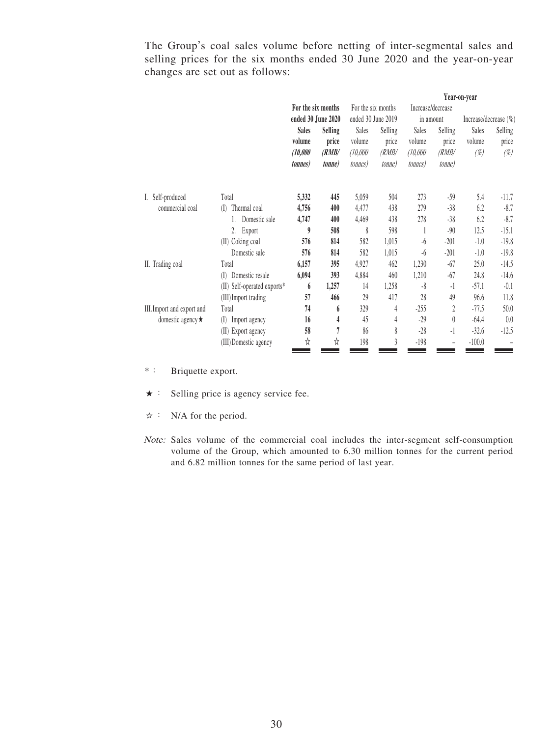The Group's coal sales volume before netting of inter-segmental sales and selling prices for the six months ended 30 June 2020 and the year-on-year changes are set out as follows:

| | | For the six months ended 30 June 2020 | | For the six months ended 30 June 2019 | | Year-on-year | | | |
|---|---|---|---|---|---|---|---|---|---|
| | | | | | | Increase/decrease in amount | | Increase/decrease (%) | |
| | | **Sales volume** ***(10,000 tonnes)*** | **Selling price** ***(RMB/ tonne)*** | Sales volume *(10,000 tonnes)* | Selling price *(RMB/ tonne)* | Sales volume *(10,000 tonnes)* | Selling price *(RMB/ tonne)* | Sales volume *(%)* | Selling price *(%)* |
| I. Self-produced commercial coal | Total | **5,332** | **445** | 5,059 | 504 | 273 | -59 | 5.4 | -11.7 |
| | (I) Thermal coal | **4,756** | **400** | 4,477 | 438 | 279 | -38 | 6.2 | -8.7 |
| | 1. Domestic sale | **4,747** | **400** | 4,469 | 438 | 278 | -38 | 6.2 | -8.7 |
| | 2. Export | **9** | **508** | 8 | 598 | 1 | -90 | 12.5 | -15.1 |
| | (II) Coking coal | **576** | **814** | 582 | 1,015 | -6 | -201 | -1.0 | -19.8 |
| | Domestic sale | **576** | **814** | 582 | 1,015 | -6 | -201 | -1.0 | -19.8 |
| II. Trading coal | Total | **6,157** | **395** | 4,927 | 462 | 1,230 | -67 | 25.0 | -14.5 |
| | (I) Domestic resale | **6,094** | **393** | 4,884 | 460 | 1,210 | -67 | 24.8 | -14.6 |
| | (II) Self-operated exports* | **6** | **1,257** | 14 | 1,258 | -8 | -1 | -57.1 | -0.1 |
| | (III) Import trading | **57** | **466** | 29 | 417 | 28 | 49 | 96.6 | 11.8 |
| III. Import and export and domestic agency★ | Total | **74** | **6** | 329 | 4 | -255 | 2 | -77.5 | 50.0 |
| | (I) Import agency | **16** | **4** | 45 | 4 | -29 | 0 | -64.4 | 0.0 |
| | (II) Export agency | **58** | **7** | 86 | 8 | -28 | -1 | -32.6 | -12.5 |
| | (III) Domestic agency | ☆ | ☆ | 198 | 3 | -198 | – | -100.0 | – |

*: Briquette export.

★: Selling price is agency service fee.

☆: N/A for the period.

*Note:* Sales volume of the commercial coal includes the inter-segment self-consumption volume of the Group, which amounted to 6.30 million tonnes for the current period and 6.82 million tonnes for the same period of last year.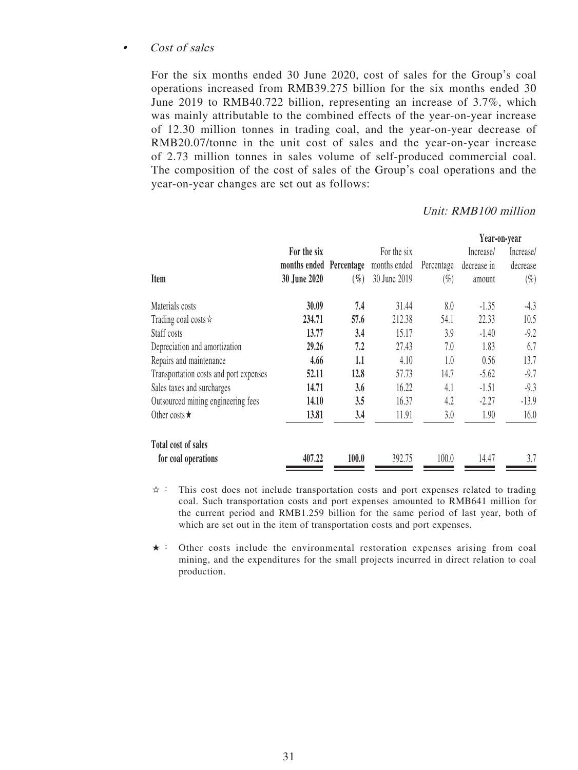- *Cost of sales*

  For the six months ended 30 June 2020, cost of sales for the Group's coal operations increased from RMB39.275 billion for the six months ended 30 June 2019 to RMB40.722 billion, representing an increase of 3.7%, which was mainly attributable to the combined effects of the year-on-year increase of 12.30 million tonnes in trading coal, and the year-on-year decrease of RMB20.07/tonne in the unit cost of sales and the year-on-year increase of 2.73 million tonnes in sales volume of self-produced commercial coal. The composition of the cost of sales of the Group's coal operations and the year-on-year changes are set out as follows:

*Unit: RMB100 million*

| | | | | | **Year-on-year** | |
|---|---|---|---|---|---|---|
| **Item** | **For the six months ended 30 June 2020** | **Percentage (%)** | For the six months ended 30 June 2019 | Percentage (%) | Increase/ decrease in amount | Increase/ decrease (%) |
| Materials costs | **30.09** | **7.4** | 31.44 | 8.0 | -1.35 | -4.3 |
| Trading coal costs☆ | **234.71** | **57.6** | 212.38 | 54.1 | 22.33 | 10.5 |
| Staff costs | **13.77** | **3.4** | 15.17 | 3.9 | -1.40 | -9.2 |
| Depreciation and amortization | **29.26** | **7.2** | 27.43 | 7.0 | 1.83 | 6.7 |
| Repairs and maintenance | **4.66** | **1.1** | 4.10 | 1.0 | 0.56 | 13.7 |
| Transportation costs and port expenses | **52.11** | **12.8** | 57.73 | 14.7 | -5.62 | -9.7 |
| Sales taxes and surcharges | **14.71** | **3.6** | 16.22 | 4.1 | -1.51 | -9.3 |
| Outsourced mining engineering fees | **14.10** | **3.5** | 16.37 | 4.2 | -2.27 | -13.9 |
| Other costs★ | **13.81** | **3.4** | 11.91 | 3.0 | 1.90 | 16.0 |
| **Total cost of sales for coal operations** | **407.22** | **100.0** | 392.75 | 100.0 | 14.47 | 3.7 |

☆: This cost does not include transportation costs and port expenses related to trading coal. Such transportation costs and port expenses amounted to RMB641 million for the current period and RMB1.259 billion for the same period of last year, both of which are set out in the item of transportation costs and port expenses.

★: Other costs include the environmental restoration expenses arising from coal mining, and the expenditures for the small projects incurred in direct relation to coal production.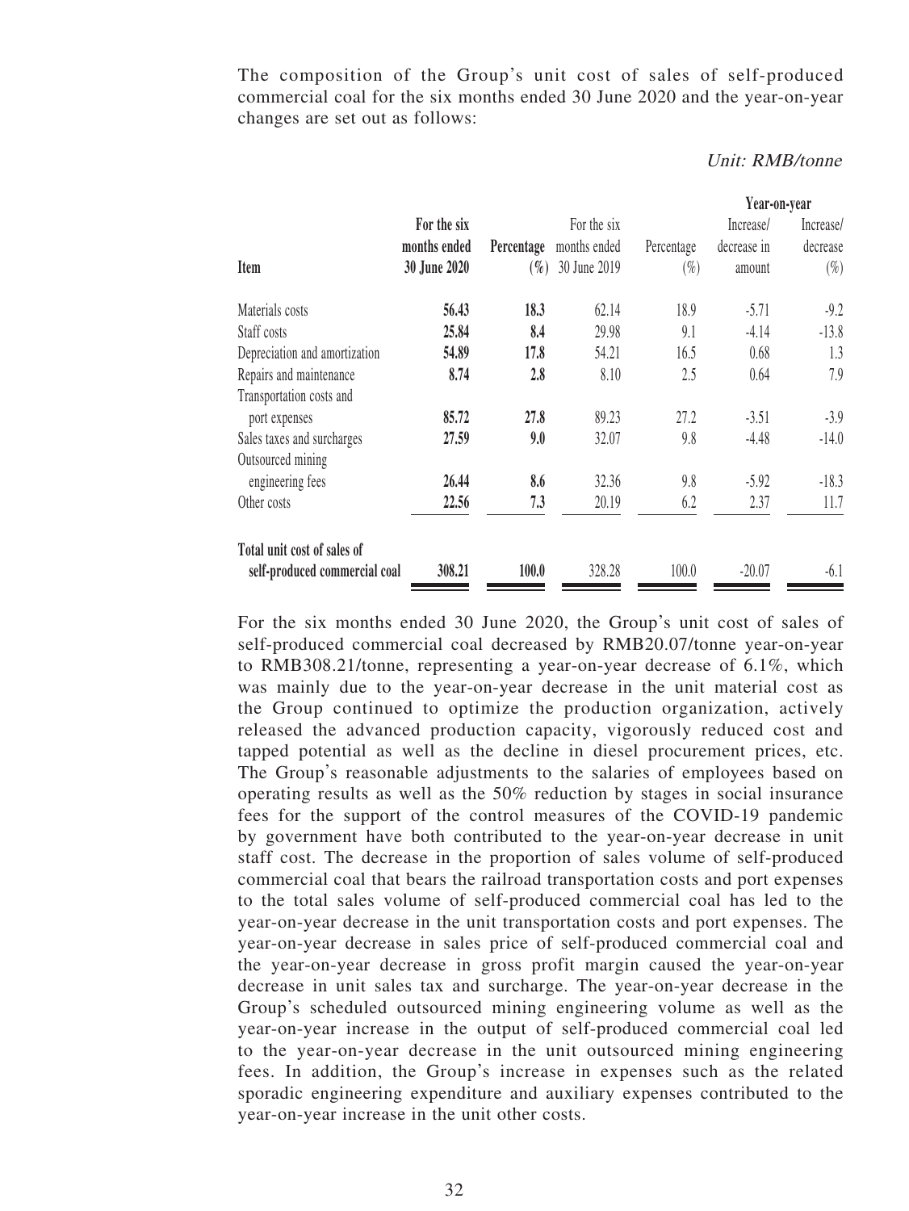The composition of the Group's unit cost of sales of self-produced commercial coal for the six months ended 30 June 2020 and the year-on-year changes are set out as follows:

*Unit: RMB/tonne*

| Item | For the six months ended 30 June 2020 | Percentage (%) | For the six months ended 30 June 2019 | Percentage (%) | Year-on-year Increase/ decrease in amount | Year-on-year Increase/ decrease (%) |
|---|---|---|---|---|---|---|
| Materials costs | **56.43** | **18.3** | 62.14 | 18.9 | -5.71 | -9.2 |
| Staff costs | **25.84** | **8.4** | 29.98 | 9.1 | -4.14 | -13.8 |
| Depreciation and amortization | **54.89** | **17.8** | 54.21 | 16.5 | 0.68 | 1.3 |
| Repairs and maintenance | **8.74** | **2.8** | 8.10 | 2.5 | 0.64 | 7.9 |
| Transportation costs and port expenses | **85.72** | **27.8** | 89.23 | 27.2 | -3.51 | -3.9 |
| Sales taxes and surcharges | **27.59** | **9.0** | 32.07 | 9.8 | -4.48 | -14.0 |
| Outsourced mining engineering fees | **26.44** | **8.6** | 32.36 | 9.8 | -5.92 | -18.3 |
| Other costs | **22.56** | **7.3** | 20.19 | 6.2 | 2.37 | 11.7 |
| **Total unit cost of sales of self-produced commercial coal** | **308.21** | **100.0** | 328.28 | 100.0 | -20.07 | -6.1 |

For the six months ended 30 June 2020, the Group's unit cost of sales of self-produced commercial coal decreased by RMB20.07/tonne year-on-year to RMB308.21/tonne, representing a year-on-year decrease of 6.1%, which was mainly due to the year-on-year decrease in the unit material cost as the Group continued to optimize the production organization, actively released the advanced production capacity, vigorously reduced cost and tapped potential as well as the decline in diesel procurement prices, etc. The Group's reasonable adjustments to the salaries of employees based on operating results as well as the 50% reduction by stages in social insurance fees for the support of the control measures of the COVID-19 pandemic by government have both contributed to the year-on-year decrease in unit staff cost. The decrease in the proportion of sales volume of self-produced commercial coal that bears the railroad transportation costs and port expenses to the total sales volume of self-produced commercial coal has led to the year-on-year decrease in the unit transportation costs and port expenses. The year-on-year decrease in sales price of self-produced commercial coal and the year-on-year decrease in gross profit margin caused the year-on-year decrease in unit sales tax and surcharge. The year-on-year decrease in the Group's scheduled outsourced mining engineering volume as well as the year-on-year increase in the output of self-produced commercial coal led to the year-on-year decrease in the unit outsourced mining engineering fees. In addition, the Group's increase in expenses such as the related sporadic engineering expenditure and auxiliary expenses contributed to the year-on-year increase in the unit other costs.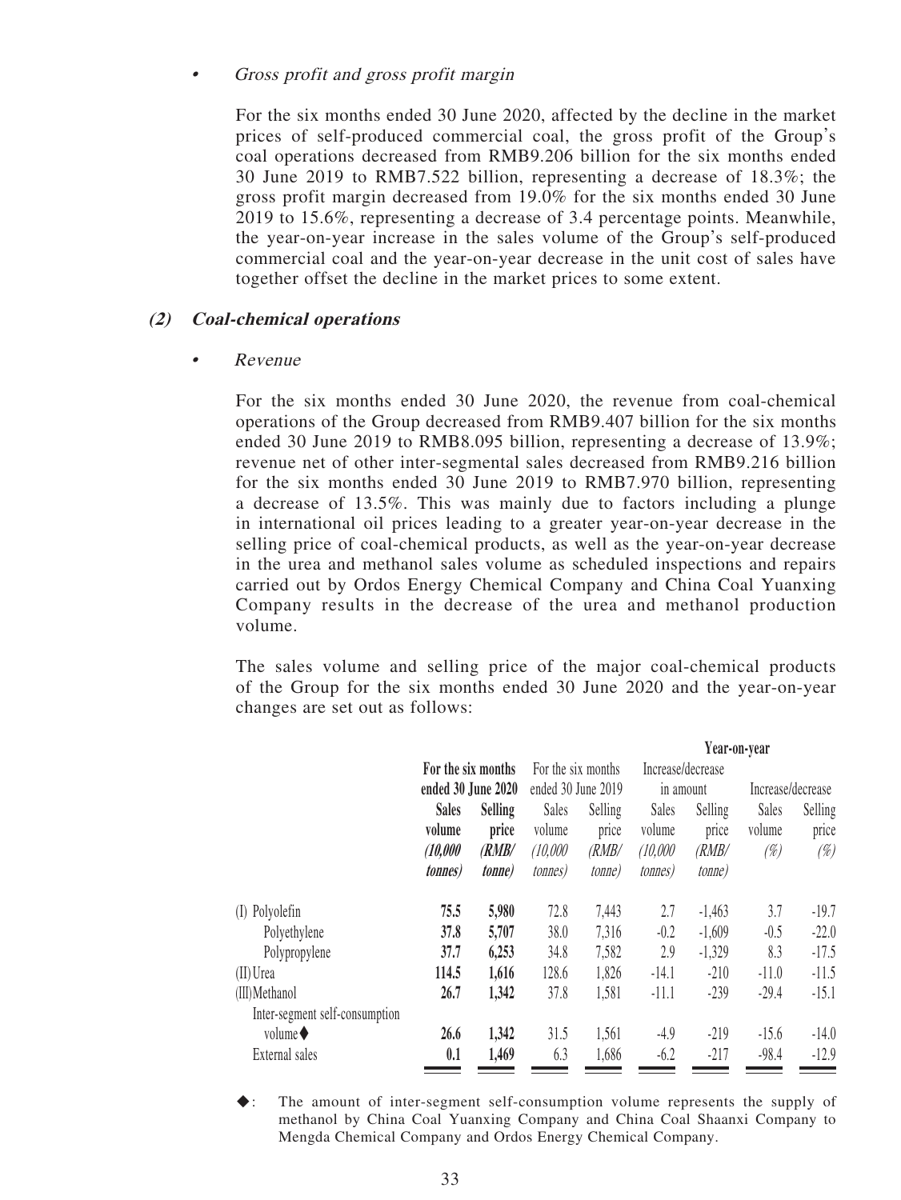- *Gross profit and gross profit margin*

  For the six months ended 30 June 2020, affected by the decline in the market prices of self-produced commercial coal, the gross profit of the Group's coal operations decreased from RMB9.206 billion for the six months ended 30 June 2019 to RMB7.522 billion, representing a decrease of 18.3%; the gross profit margin decreased from 19.0% for the six months ended 30 June 2019 to 15.6%, representing a decrease of 3.4 percentage points. Meanwhile, the year-on-year increase in the sales volume of the Group's self-produced commercial coal and the year-on-year decrease in the unit cost of sales have together offset the decline in the market prices to some extent.

### (2) Coal-chemical operations

- *Revenue*

  For the six months ended 30 June 2020, the revenue from coal-chemical operations of the Group decreased from RMB9.407 billion for the six months ended 30 June 2019 to RMB8.095 billion, representing a decrease of 13.9%; revenue net of other inter-segmental sales decreased from RMB9.216 billion for the six months ended 30 June 2019 to RMB7.970 billion, representing a decrease of 13.5%. This was mainly due to factors including a plunge in international oil prices leading to a greater year-on-year decrease in the selling price of coal-chemical products, as well as the year-on-year decrease in the urea and methanol sales volume as scheduled inspections and repairs carried out by Ordos Energy Chemical Company and China Coal Yuanxing Company results in the decrease of the urea and methanol production volume.

  The sales volume and selling price of the major coal-chemical products of the Group for the six months ended 30 June 2020 and the year-on-year changes are set out as follows:

| | **For the six months ended 30 June 2020** | | For the six months ended 30 June 2019 | | **Year-on-year** | | | |
|---|---|---|---|---|---|---|---|---|
| | | | | | Increase/decrease in amount | | Increase/decrease | |
| | **Sales volume *(10,000 tonnes)*** | **Selling price *(RMB/ tonne)*** | Sales volume *(10,000 tonnes)* | Selling price *(RMB/ tonne)* | Sales volume *(10,000 tonnes)* | Selling price *(RMB/ tonne)* | Sales volume *(%)* | Selling price *(%)* |
| (I) Polyolefin | **75.5** | **5,980** | 72.8 | 7,443 | 2.7 | -1,463 | 3.7 | -19.7 |
| Polyethylene | **37.8** | **5,707** | 38.0 | 7,316 | -0.2 | -1,609 | -0.5 | -22.0 |
| Polypropylene | **37.7** | **6,253** | 34.8 | 7,582 | 2.9 | -1,329 | 8.3 | -17.5 |
| (II) Urea | **114.5** | **1,616** | 128.6 | 1,826 | -14.1 | -210 | -11.0 | -11.5 |
| (III) Methanol | **26.7** | **1,342** | 37.8 | 1,581 | -11.1 | -239 | -29.4 | -15.1 |
| Inter-segment self-consumption volume◆ | **26.6** | **1,342** | 31.5 | 1,561 | -4.9 | -219 | -15.6 | -14.0 |
| External sales | **0.1** | **1,469** | 6.3 | 1,686 | -6.2 | -217 | -98.4 | -12.9 |

◆: The amount of inter-segment self-consumption volume represents the supply of methanol by China Coal Yuanxing Company and China Coal Shaanxi Company to Mengda Chemical Company and Ordos Energy Chemical Company.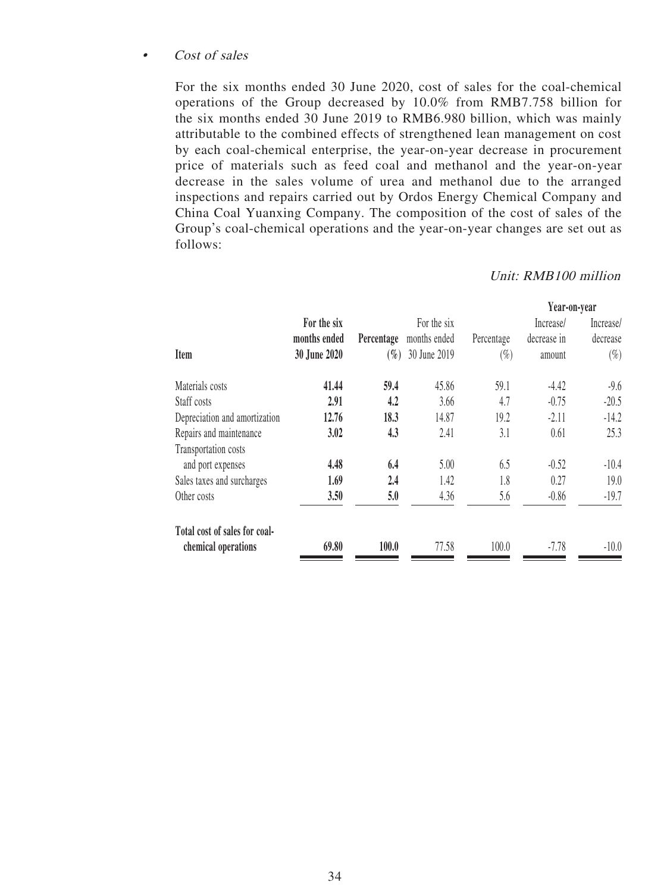- *Cost of sales*

  For the six months ended 30 June 2020, cost of sales for the coal-chemical operations of the Group decreased by 10.0% from RMB7.758 billion for the six months ended 30 June 2019 to RMB6.980 billion, which was mainly attributable to the combined effects of strengthened lean management on cost by each coal-chemical enterprise, the year-on-year decrease in procurement price of materials such as feed coal and methanol and the year-on-year decrease in the sales volume of urea and methanol due to the arranged inspections and repairs carried out by Ordos Energy Chemical Company and China Coal Yuanxing Company. The composition of the cost of sales of the Group's coal-chemical operations and the year-on-year changes are set out as follows:

*Unit: RMB100 million*

| Item | **For the six months ended 30 June 2020** | **Percentage (%)** | For the six months ended 30 June 2019 | Percentage (%) | Year-on-year Increase/ decrease in amount | Year-on-year Increase/ decrease (%) |
|---|---|---|---|---|---|---|
| Materials costs | **41.44** | **59.4** | 45.86 | 59.1 | -4.42 | -9.6 |
| Staff costs | **2.91** | **4.2** | 3.66 | 4.7 | -0.75 | -20.5 |
| Depreciation and amortization | **12.76** | **18.3** | 14.87 | 19.2 | -2.11 | -14.2 |
| Repairs and maintenance | **3.02** | **4.3** | 2.41 | 3.1 | 0.61 | 25.3 |
| Transportation costs and port expenses | **4.48** | **6.4** | 5.00 | 6.5 | -0.52 | -10.4 |
| Sales taxes and surcharges | **1.69** | **2.4** | 1.42 | 1.8 | 0.27 | 19.0 |
| Other costs | **3.50** | **5.0** | 4.36 | 5.6 | -0.86 | -19.7 |
| **Total cost of sales for coal-chemical operations** | **69.80** | **100.0** | 77.58 | 100.0 | -7.78 | -10.0 |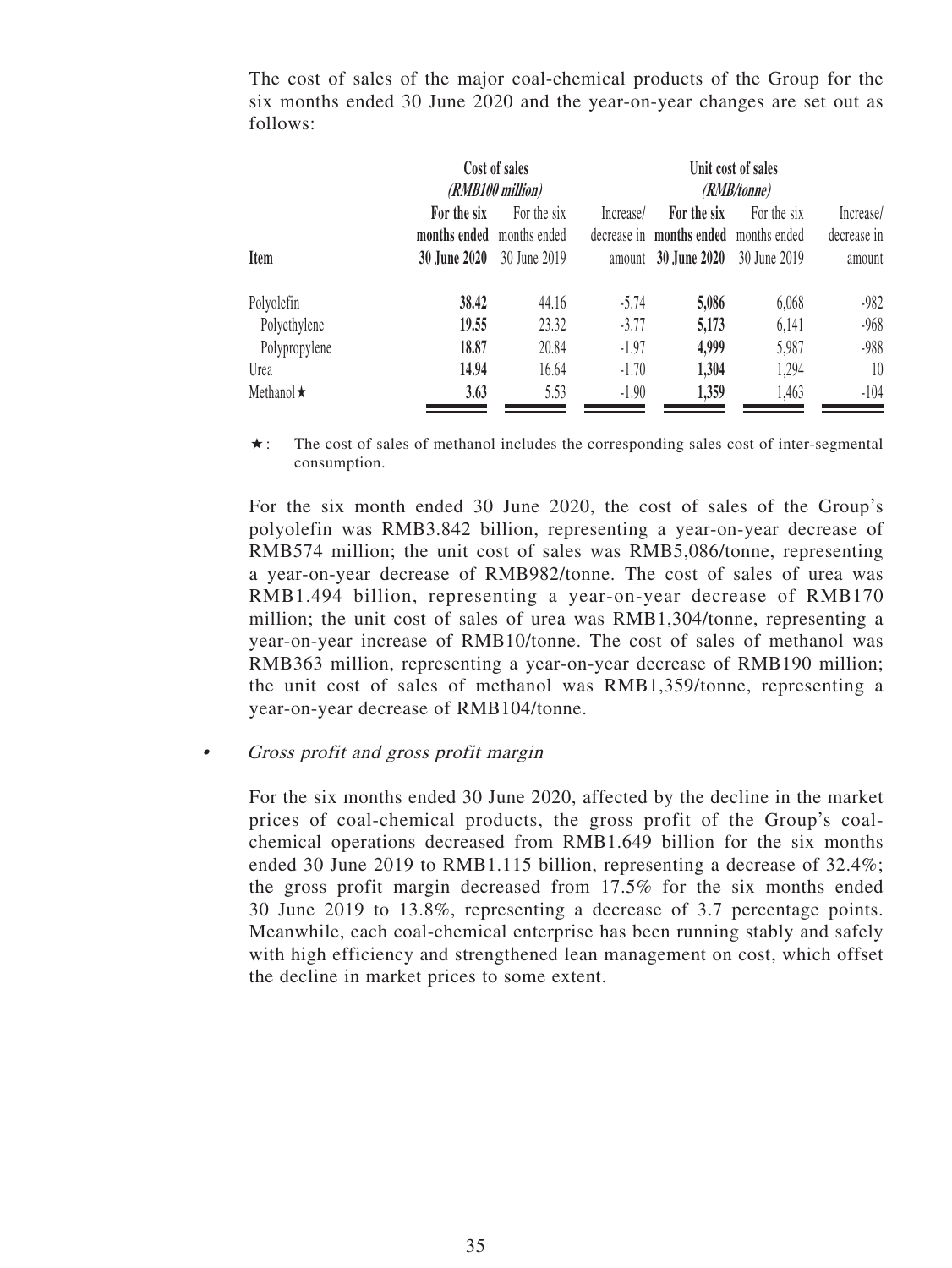The cost of sales of the major coal-chemical products of the Group for the six months ended 30 June 2020 and the year-on-year changes are set out as follows:

| Item | Cost of sales (RMB100 million) | | | Unit cost of sales (RMB/tonne) | | |
|---|---|---|---|---|---|---|
| | **For the six months ended 30 June 2020** | For the six months ended 30 June 2019 | Increase/ decrease in amount | **For the six months ended 30 June 2020** | For the six months ended 30 June 2019 | Increase/ decrease in amount |
| Polyolefin | **38.42** | 44.16 | -5.74 | **5,086** | 6,068 | -982 |
| Polyethylene | **19.55** | 23.32 | -3.77 | **5,173** | 6,141 | -968 |
| Polypropylene | **18.87** | 20.84 | -1.97 | **4,999** | 5,987 | -988 |
| Urea | **14.94** | 16.64 | -1.70 | **1,304** | 1,294 | 10 |
| Methanol★ | **3.63** | 5.53 | -1.90 | **1,359** | 1,463 | -104 |

★: The cost of sales of methanol includes the corresponding sales cost of inter-segmental consumption.

For the six month ended 30 June 2020, the cost of sales of the Group's polyolefin was RMB3.842 billion, representing a year-on-year decrease of RMB574 million; the unit cost of sales was RMB5,086/tonne, representing a year-on-year decrease of RMB982/tonne. The cost of sales of urea was RMB1.494 billion, representing a year-on-year decrease of RMB170 million; the unit cost of sales of urea was RMB1,304/tonne, representing a year-on-year increase of RMB10/tonne. The cost of sales of methanol was RMB363 million, representing a year-on-year decrease of RMB190 million; the unit cost of sales of methanol was RMB1,359/tonne, representing a year-on-year decrease of RMB104/tonne.

- *Gross profit and gross profit margin*

  For the six months ended 30 June 2020, affected by the decline in the market prices of coal-chemical products, the gross profit of the Group's coal-chemical operations decreased from RMB1.649 billion for the six months ended 30 June 2019 to RMB1.115 billion, representing a decrease of 32.4%; the gross profit margin decreased from 17.5% for the six months ended 30 June 2019 to 13.8%, representing a decrease of 3.7 percentage points. Meanwhile, each coal-chemical enterprise has been running stably and safely with high efficiency and strengthened lean management on cost, which offset the decline in market prices to some extent.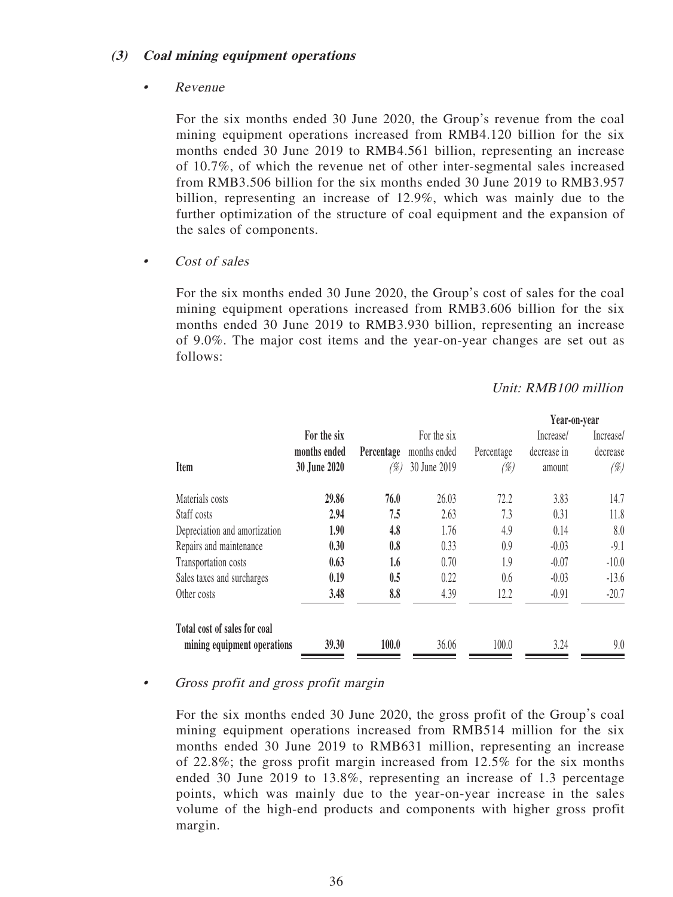### (3) *Coal mining equipment operations*

- *Revenue*

  For the six months ended 30 June 2020, the Group's revenue from the coal mining equipment operations increased from RMB4.120 billion for the six months ended 30 June 2019 to RMB4.561 billion, representing an increase of 10.7%, of which the revenue net of other inter-segmental sales increased from RMB3.506 billion for the six months ended 30 June 2019 to RMB3.957 billion, representing an increase of 12.9%, which was mainly due to the further optimization of the structure of coal equipment and the expansion of the sales of components.

- *Cost of sales*

  For the six months ended 30 June 2020, the Group's cost of sales for the coal mining equipment operations increased from RMB3.606 billion for the six months ended 30 June 2019 to RMB3.930 billion, representing an increase of 9.0%. The major cost items and the year-on-year changes are set out as follows:

*Unit: RMB100 million*

| Item | For the six months ended 30 June 2020 | Percentage (%) | For the six months ended 30 June 2019 | Percentage (%) | Year-on-year Increase/ decrease in amount | Year-on-year Increase/ decrease (%) |
|---|---|---|---|---|---|---|
| Materials costs | **29.86** | **76.0** | 26.03 | 72.2 | 3.83 | 14.7 |
| Staff costs | **2.94** | **7.5** | 2.63 | 7.3 | 0.31 | 11.8 |
| Depreciation and amortization | **1.90** | **4.8** | 1.76 | 4.9 | 0.14 | 8.0 |
| Repairs and maintenance | **0.30** | **0.8** | 0.33 | 0.9 | -0.03 | -9.1 |
| Transportation costs | **0.63** | **1.6** | 0.70 | 1.9 | -0.07 | -10.0 |
| Sales taxes and surcharges | **0.19** | **0.5** | 0.22 | 0.6 | -0.03 | -13.6 |
| Other costs | **3.48** | **8.8** | 4.39 | 12.2 | -0.91 | -20.7 |
| **Total cost of sales for coal mining equipment operations** | **39.30** | **100.0** | 36.06 | 100.0 | 3.24 | 9.0 |

- *Gross profit and gross profit margin*

  For the six months ended 30 June 2020, the gross profit of the Group's coal mining equipment operations increased from RMB514 million for the six months ended 30 June 2019 to RMB631 million, representing an increase of 22.8%; the gross profit margin increased from 12.5% for the six months ended 30 June 2019 to 13.8%, representing an increase of 1.3 percentage points, which was mainly due to the year-on-year increase in the sales volume of the high-end products and components with higher gross profit margin.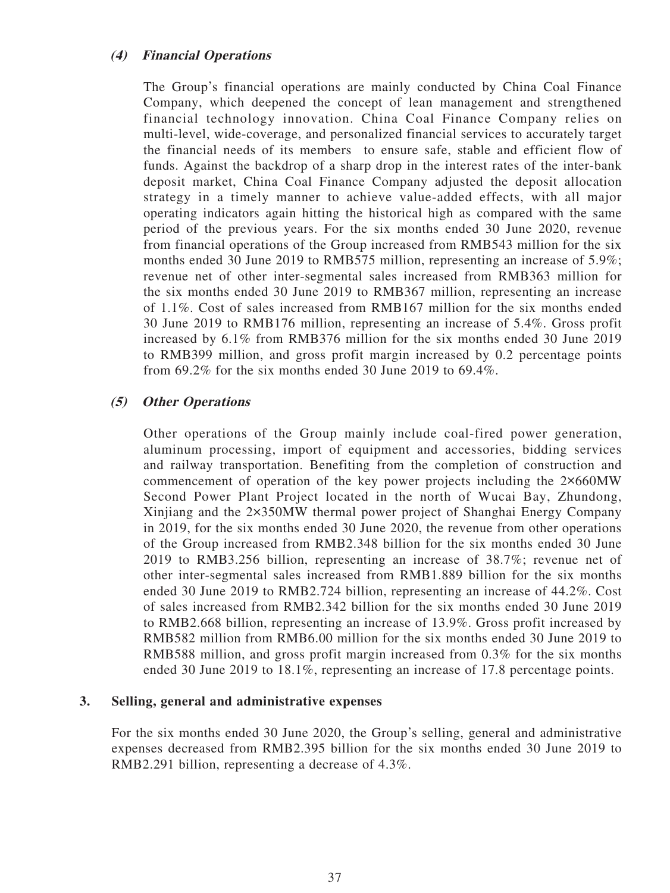#### *(4) Financial Operations*

The Group's financial operations are mainly conducted by China Coal Finance Company, which deepened the concept of lean management and strengthened financial technology innovation. China Coal Finance Company relies on multi-level, wide-coverage, and personalized financial services to accurately target the financial needs of its members to ensure safe, stable and efficient flow of funds. Against the backdrop of a sharp drop in the interest rates of the inter-bank deposit market, China Coal Finance Company adjusted the deposit allocation strategy in a timely manner to achieve value-added effects, with all major operating indicators again hitting the historical high as compared with the same period of the previous years. For the six months ended 30 June 2020, revenue from financial operations of the Group increased from RMB543 million for the six months ended 30 June 2019 to RMB575 million, representing an increase of 5.9%; revenue net of other inter-segmental sales increased from RMB363 million for the six months ended 30 June 2019 to RMB367 million, representing an increase of 1.1%. Cost of sales increased from RMB167 million for the six months ended 30 June 2019 to RMB176 million, representing an increase of 5.4%. Gross profit increased by 6.1% from RMB376 million for the six months ended 30 June 2019 to RMB399 million, and gross profit margin increased by 0.2 percentage points from 69.2% for the six months ended 30 June 2019 to 69.4%.

#### *(5) Other Operations*

Other operations of the Group mainly include coal-fired power generation, aluminum processing, import of equipment and accessories, bidding services and railway transportation. Benefiting from the completion of construction and commencement of operation of the key power projects including the 2×660MW Second Power Plant Project located in the north of Wucai Bay, Zhundong, Xinjiang and the 2×350MW thermal power project of Shanghai Energy Company in 2019, for the six months ended 30 June 2020, the revenue from other operations of the Group increased from RMB2.348 billion for the six months ended 30 June 2019 to RMB3.256 billion, representing an increase of 38.7%; revenue net of other inter-segmental sales increased from RMB1.889 billion for the six months ended 30 June 2019 to RMB2.724 billion, representing an increase of 44.2%. Cost of sales increased from RMB2.342 billion for the six months ended 30 June 2019 to RMB2.668 billion, representing an increase of 13.9%. Gross profit increased by RMB582 million from RMB6.00 million for the six months ended 30 June 2019 to RMB588 million, and gross profit margin increased from 0.3% for the six months ended 30 June 2019 to 18.1%, representing an increase of 17.8 percentage points.

### 3. Selling, general and administrative expenses

For the six months ended 30 June 2020, the Group's selling, general and administrative expenses decreased from RMB2.395 billion for the six months ended 30 June 2019 to RMB2.291 billion, representing a decrease of 4.3%.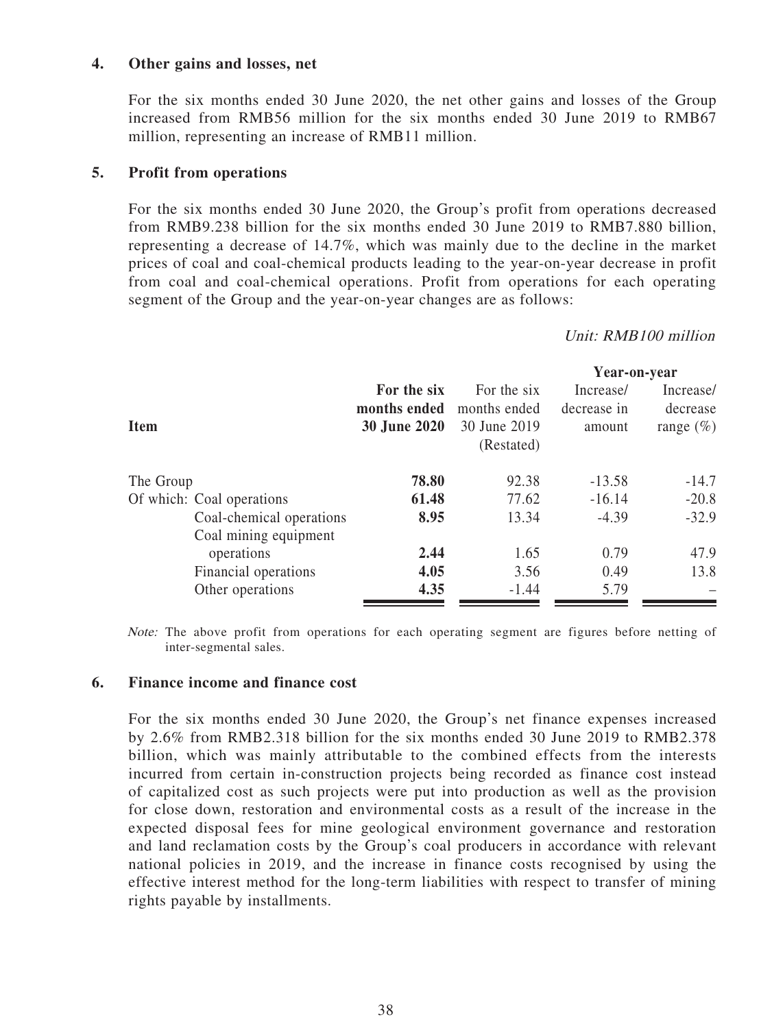## 4. Other gains and losses, net

For the six months ended 30 June 2020, the net other gains and losses of the Group increased from RMB56 million for the six months ended 30 June 2019 to RMB67 million, representing an increase of RMB11 million.

## 5. Profit from operations

For the six months ended 30 June 2020, the Group's profit from operations decreased from RMB9.238 billion for the six months ended 30 June 2019 to RMB7.880 billion, representing a decrease of 14.7%, which was mainly due to the decline in the market prices of coal and coal-chemical products leading to the year-on-year decrease in profit from coal and coal-chemical operations. Profit from operations for each operating segment of the Group and the year-on-year changes are as follows:

*Unit: RMB100 million*

| Item | For the six months ended 30 June 2020 | For the six months ended 30 June 2019 (Restated) | Year-on-year | |
|---|---|---|---|---|
| | | | Increase/ decrease in amount | Increase/ decrease range (%) |
| The Group | **78.80** | 92.38 | -13.58 | -14.7 |
| Of which: Coal operations | **61.48** | 77.62 | -16.14 | -20.8 |
| Coal-chemical operations | **8.95** | 13.34 | -4.39 | -32.9 |
| Coal mining equipment operations | **2.44** | 1.65 | 0.79 | 47.9 |
| Financial operations | **4.05** | 3.56 | 0.49 | 13.8 |
| Other operations | **4.35** | -1.44 | 5.79 | – |

*Note:* The above profit from operations for each operating segment are figures before netting of inter-segmental sales.

## 6. Finance income and finance cost

For the six months ended 30 June 2020, the Group's net finance expenses increased by 2.6% from RMB2.318 billion for the six months ended 30 June 2019 to RMB2.378 billion, which was mainly attributable to the combined effects from the interests incurred from certain in-construction projects being recorded as finance cost instead of capitalized cost as such projects were put into production as well as the provision for close down, restoration and environmental costs as a result of the increase in the expected disposal fees for mine geological environment governance and restoration and land reclamation costs by the Group's coal producers in accordance with relevant national policies in 2019, and the increase in finance costs recognised by using the effective interest method for the long-term liabilities with respect to transfer of mining rights payable by installments.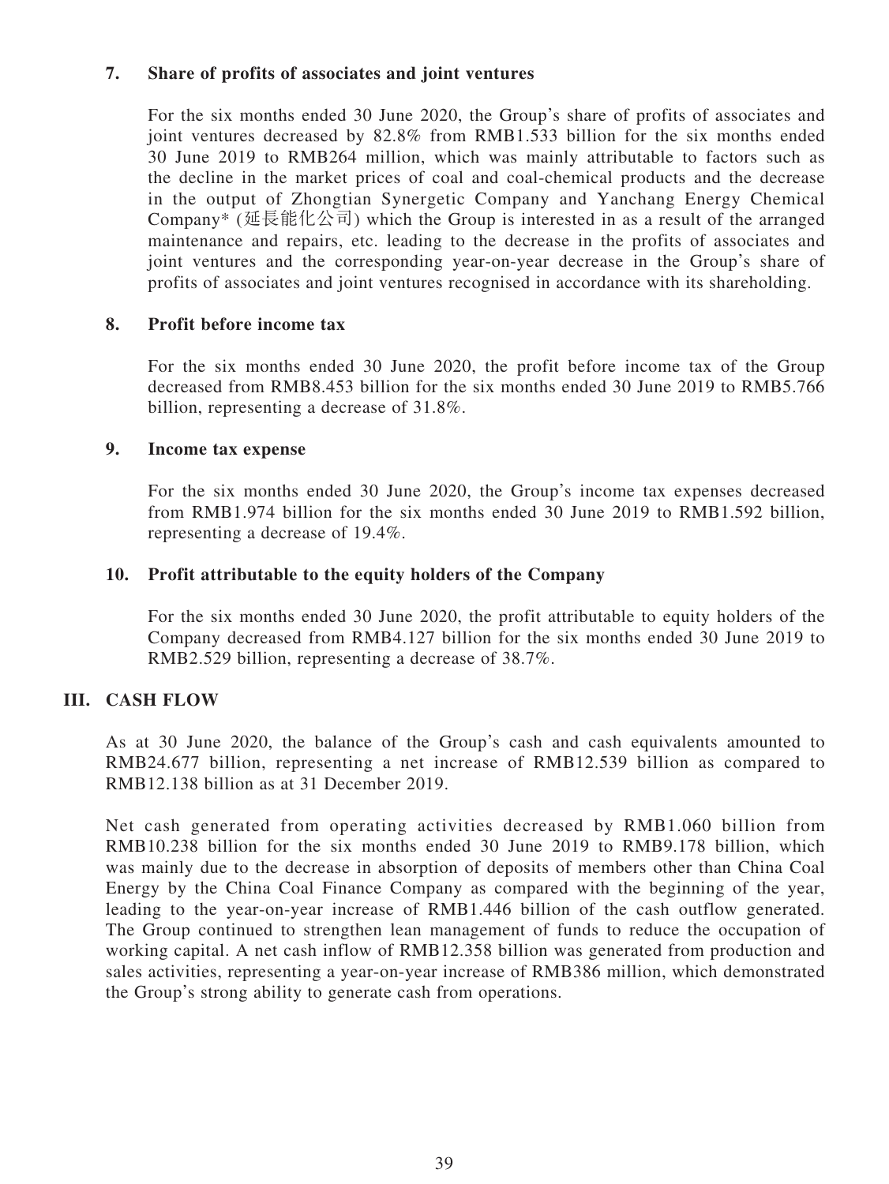### 7. Share of profits of associates and joint ventures

For the six months ended 30 June 2020, the Group's share of profits of associates and joint ventures decreased by 82.8% from RMB1.533 billion for the six months ended 30 June 2019 to RMB264 million, which was mainly attributable to factors such as the decline in the market prices of coal and coal-chemical products and the decrease in the output of Zhongtian Synergetic Company and Yanchang Energy Chemical Company* (延長能化公司) which the Group is interested in as a result of the arranged maintenance and repairs, etc. leading to the decrease in the profits of associates and joint ventures and the corresponding year-on-year decrease in the Group's share of profits of associates and joint ventures recognised in accordance with its shareholding.

### 8. Profit before income tax

For the six months ended 30 June 2020, the profit before income tax of the Group decreased from RMB8.453 billion for the six months ended 30 June 2019 to RMB5.766 billion, representing a decrease of 31.8%.

### 9. Income tax expense

For the six months ended 30 June 2020, the Group's income tax expenses decreased from RMB1.974 billion for the six months ended 30 June 2019 to RMB1.592 billion, representing a decrease of 19.4%.

### 10. Profit attributable to the equity holders of the Company

For the six months ended 30 June 2020, the profit attributable to equity holders of the Company decreased from RMB4.127 billion for the six months ended 30 June 2019 to RMB2.529 billion, representing a decrease of 38.7%.

## III. CASH FLOW

As at 30 June 2020, the balance of the Group's cash and cash equivalents amounted to RMB24.677 billion, representing a net increase of RMB12.539 billion as compared to RMB12.138 billion as at 31 December 2019.

Net cash generated from operating activities decreased by RMB1.060 billion from RMB10.238 billion for the six months ended 30 June 2019 to RMB9.178 billion, which was mainly due to the decrease in absorption of deposits of members other than China Coal Energy by the China Coal Finance Company as compared with the beginning of the year, leading to the year-on-year increase of RMB1.446 billion of the cash outflow generated. The Group continued to strengthen lean management of funds to reduce the occupation of working capital. A net cash inflow of RMB12.358 billion was generated from production and sales activities, representing a year-on-year increase of RMB386 million, which demonstrated the Group's strong ability to generate cash from operations.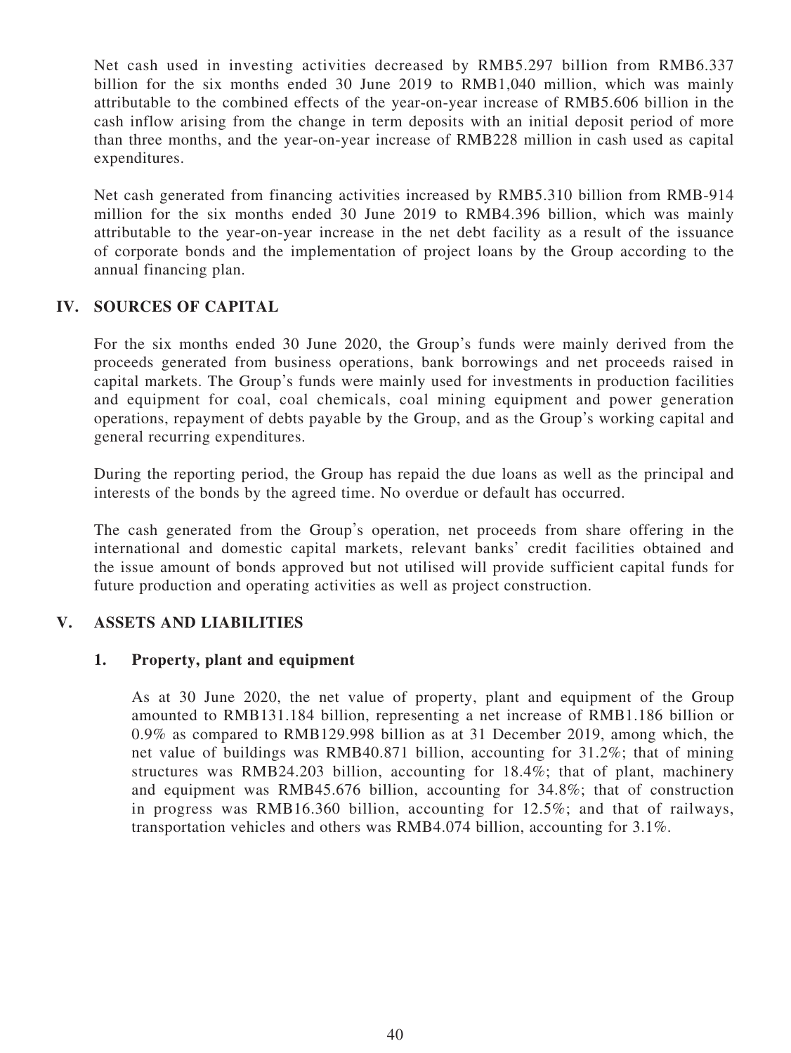Net cash used in investing activities decreased by RMB5.297 billion from RMB6.337 billion for the six months ended 30 June 2019 to RMB1,040 million, which was mainly attributable to the combined effects of the year-on-year increase of RMB5.606 billion in the cash inflow arising from the change in term deposits with an initial deposit period of more than three months, and the year-on-year increase of RMB228 million in cash used as capital expenditures.

Net cash generated from financing activities increased by RMB5.310 billion from RMB-914 million for the six months ended 30 June 2019 to RMB4.396 billion, which was mainly attributable to the year-on-year increase in the net debt facility as a result of the issuance of corporate bonds and the implementation of project loans by the Group according to the annual financing plan.

## IV. SOURCES OF CAPITAL

For the six months ended 30 June 2020, the Group's funds were mainly derived from the proceeds generated from business operations, bank borrowings and net proceeds raised in capital markets. The Group's funds were mainly used for investments in production facilities and equipment for coal, coal chemicals, coal mining equipment and power generation operations, repayment of debts payable by the Group, and as the Group's working capital and general recurring expenditures.

During the reporting period, the Group has repaid the due loans as well as the principal and interests of the bonds by the agreed time. No overdue or default has occurred.

The cash generated from the Group's operation, net proceeds from share offering in the international and domestic capital markets, relevant banks' credit facilities obtained and the issue amount of bonds approved but not utilised will provide sufficient capital funds for future production and operating activities as well as project construction.

## V. ASSETS AND LIABILITIES

### 1. Property, plant and equipment

As at 30 June 2020, the net value of property, plant and equipment of the Group amounted to RMB131.184 billion, representing a net increase of RMB1.186 billion or 0.9% as compared to RMB129.998 billion as at 31 December 2019, among which, the net value of buildings was RMB40.871 billion, accounting for 31.2%; that of mining structures was RMB24.203 billion, accounting for 18.4%; that of plant, machinery and equipment was RMB45.676 billion, accounting for 34.8%; that of construction in progress was RMB16.360 billion, accounting for 12.5%; and that of railways, transportation vehicles and others was RMB4.074 billion, accounting for 3.1%.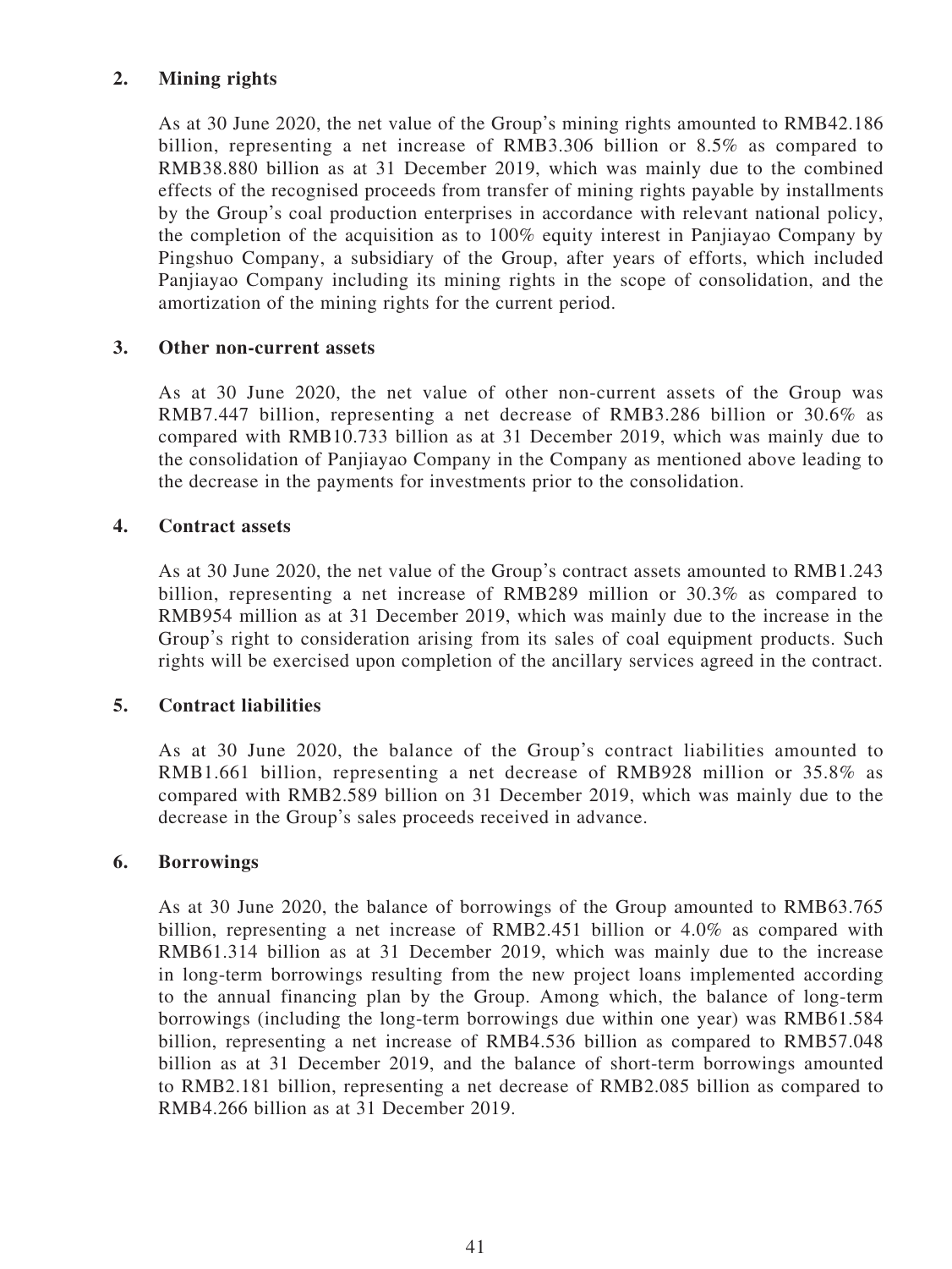**2. Mining rights**

As at 30 June 2020, the net value of the Group's mining rights amounted to RMB42.186 billion, representing a net increase of RMB3.306 billion or 8.5% as compared to RMB38.880 billion as at 31 December 2019, which was mainly due to the combined effects of the recognised proceeds from transfer of mining rights payable by installments by the Group's coal production enterprises in accordance with relevant national policy, the completion of the acquisition as to 100% equity interest in Panjiayao Company by Pingshuo Company, a subsidiary of the Group, after years of efforts, which included Panjiayao Company including its mining rights in the scope of consolidation, and the amortization of the mining rights for the current period.

**3. Other non-current assets**

As at 30 June 2020, the net value of other non-current assets of the Group was RMB7.447 billion, representing a net decrease of RMB3.286 billion or 30.6% as compared with RMB10.733 billion as at 31 December 2019, which was mainly due to the consolidation of Panjiayao Company in the Company as mentioned above leading to the decrease in the payments for investments prior to the consolidation.

**4. Contract assets**

As at 30 June 2020, the net value of the Group's contract assets amounted to RMB1.243 billion, representing a net increase of RMB289 million or 30.3% as compared to RMB954 million as at 31 December 2019, which was mainly due to the increase in the Group's right to consideration arising from its sales of coal equipment products. Such rights will be exercised upon completion of the ancillary services agreed in the contract.

**5. Contract liabilities**

As at 30 June 2020, the balance of the Group's contract liabilities amounted to RMB1.661 billion, representing a net decrease of RMB928 million or 35.8% as compared with RMB2.589 billion on 31 December 2019, which was mainly due to the decrease in the Group's sales proceeds received in advance.

**6. Borrowings**

As at 30 June 2020, the balance of borrowings of the Group amounted to RMB63.765 billion, representing a net increase of RMB2.451 billion or 4.0% as compared with RMB61.314 billion as at 31 December 2019, which was mainly due to the increase in long-term borrowings resulting from the new project loans implemented according to the annual financing plan by the Group. Among which, the balance of long-term borrowings (including the long-term borrowings due within one year) was RMB61.584 billion, representing a net increase of RMB4.536 billion as compared to RMB57.048 billion as at 31 December 2019, and the balance of short-term borrowings amounted to RMB2.181 billion, representing a net decrease of RMB2.085 billion as compared to RMB4.266 billion as at 31 December 2019.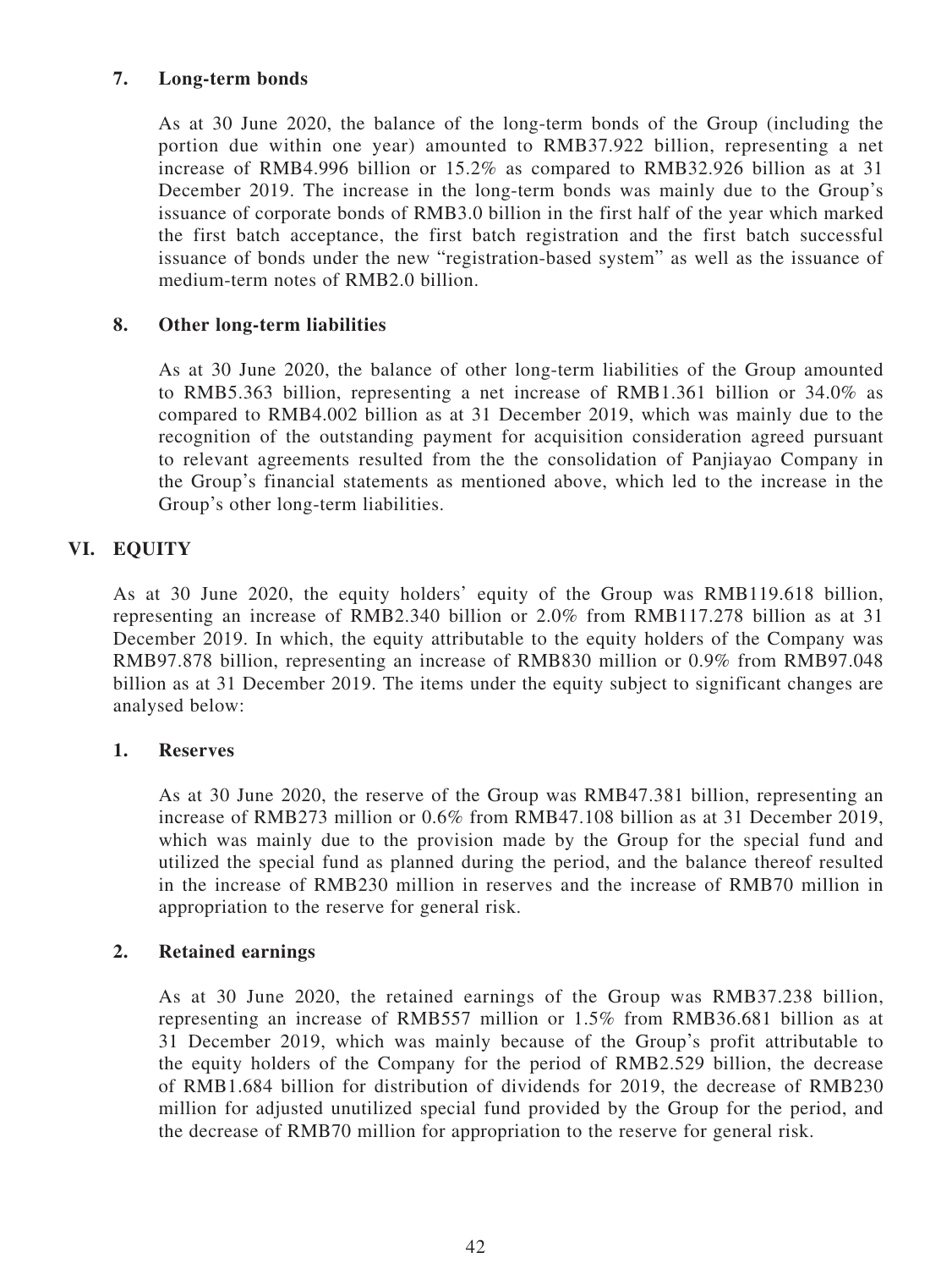### 7. Long-term bonds

As at 30 June 2020, the balance of the long-term bonds of the Group (including the portion due within one year) amounted to RMB37.922 billion, representing a net increase of RMB4.996 billion or 15.2% as compared to RMB32.926 billion as at 31 December 2019. The increase in the long-term bonds was mainly due to the Group's issuance of corporate bonds of RMB3.0 billion in the first half of the year which marked the first batch acceptance, the first batch registration and the first batch successful issuance of bonds under the new "registration-based system" as well as the issuance of medium-term notes of RMB2.0 billion.

### 8. Other long-term liabilities

As at 30 June 2020, the balance of other long-term liabilities of the Group amounted to RMB5.363 billion, representing a net increase of RMB1.361 billion or 34.0% as compared to RMB4.002 billion as at 31 December 2019, which was mainly due to the recognition of the outstanding payment for acquisition consideration agreed pursuant to relevant agreements resulted from the the consolidation of Panjiayao Company in the Group's financial statements as mentioned above, which led to the increase in the Group's other long-term liabilities.

## VI. EQUITY

As at 30 June 2020, the equity holders' equity of the Group was RMB119.618 billion, representing an increase of RMB2.340 billion or 2.0% from RMB117.278 billion as at 31 December 2019. In which, the equity attributable to the equity holders of the Company was RMB97.878 billion, representing an increase of RMB830 million or 0.9% from RMB97.048 billion as at 31 December 2019. The items under the equity subject to significant changes are analysed below:

### 1. Reserves

As at 30 June 2020, the reserve of the Group was RMB47.381 billion, representing an increase of RMB273 million or 0.6% from RMB47.108 billion as at 31 December 2019, which was mainly due to the provision made by the Group for the special fund and utilized the special fund as planned during the period, and the balance thereof resulted in the increase of RMB230 million in reserves and the increase of RMB70 million in appropriation to the reserve for general risk.

### 2. Retained earnings

As at 30 June 2020, the retained earnings of the Group was RMB37.238 billion, representing an increase of RMB557 million or 1.5% from RMB36.681 billion as at 31 December 2019, which was mainly because of the Group's profit attributable to the equity holders of the Company for the period of RMB2.529 billion, the decrease of RMB1.684 billion for distribution of dividends for 2019, the decrease of RMB230 million for adjusted unutilized special fund provided by the Group for the period, and the decrease of RMB70 million for appropriation to the reserve for general risk.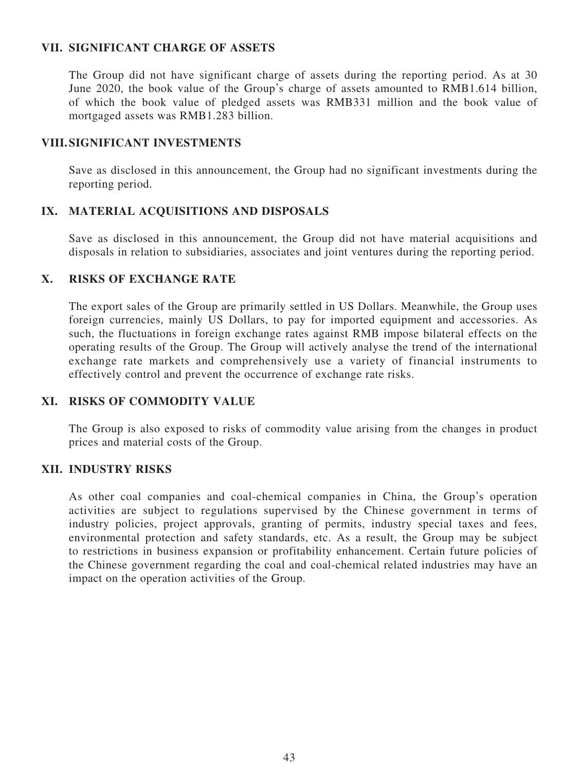## VII. SIGNIFICANT CHARGE OF ASSETS

The Group did not have significant charge of assets during the reporting period. As at 30 June 2020, the book value of the Group's charge of assets amounted to RMB1.614 billion, of which the book value of pledged assets was RMB331 million and the book value of mortgaged assets was RMB1.283 billion.

## VIII. SIGNIFICANT INVESTMENTS

Save as disclosed in this announcement, the Group had no significant investments during the reporting period.

## IX. MATERIAL ACQUISITIONS AND DISPOSALS

Save as disclosed in this announcement, the Group did not have material acquisitions and disposals in relation to subsidiaries, associates and joint ventures during the reporting period.

## X. RISKS OF EXCHANGE RATE

The export sales of the Group are primarily settled in US Dollars. Meanwhile, the Group uses foreign currencies, mainly US Dollars, to pay for imported equipment and accessories. As such, the fluctuations in foreign exchange rates against RMB impose bilateral effects on the operating results of the Group. The Group will actively analyse the trend of the international exchange rate markets and comprehensively use a variety of financial instruments to effectively control and prevent the occurrence of exchange rate risks.

## XI. RISKS OF COMMODITY VALUE

The Group is also exposed to risks of commodity value arising from the changes in product prices and material costs of the Group.

## XII. INDUSTRY RISKS

As other coal companies and coal-chemical companies in China, the Group's operation activities are subject to regulations supervised by the Chinese government in terms of industry policies, project approvals, granting of permits, industry special taxes and fees, environmental protection and safety standards, etc. As a result, the Group may be subject to restrictions in business expansion or profitability enhancement. Certain future policies of the Chinese government regarding the coal and coal-chemical related industries may have an impact on the operation activities of the Group.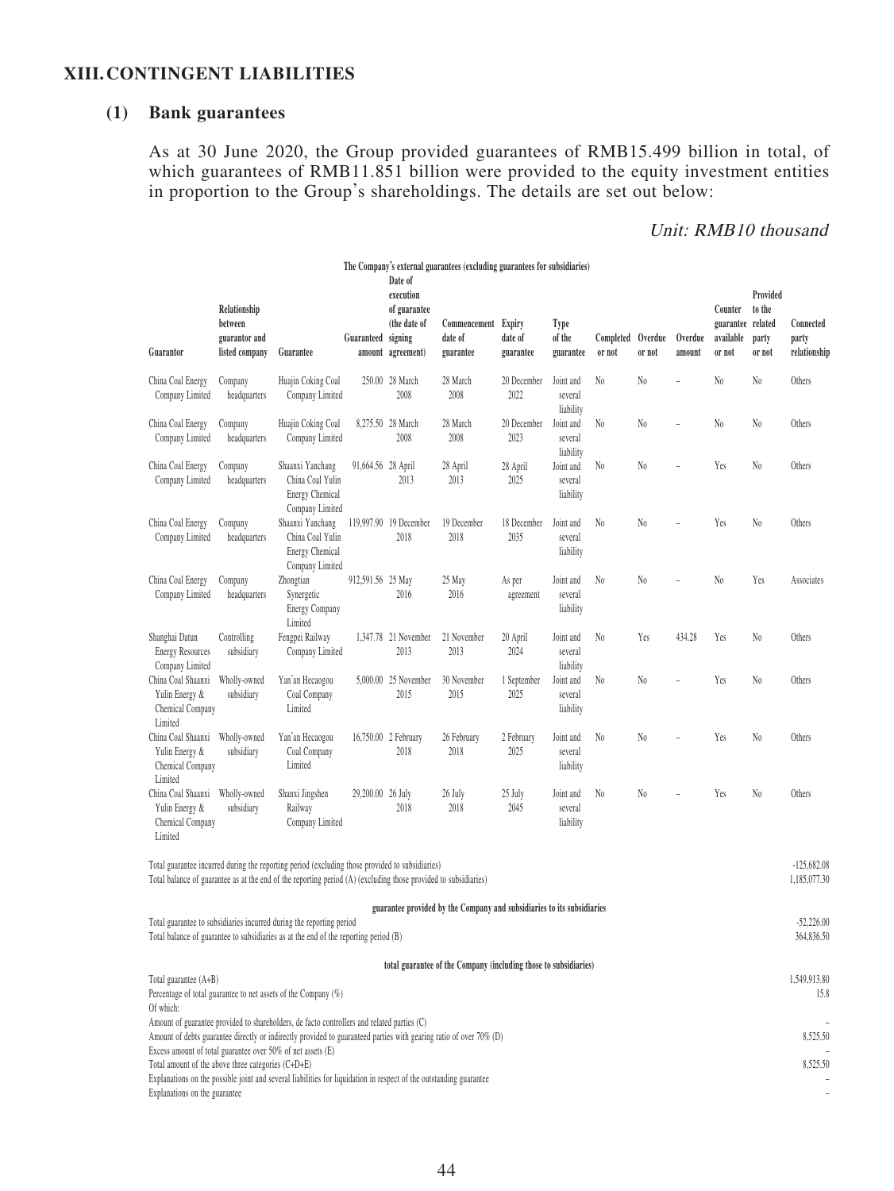## XIII. CONTINGENT LIABILITIES

### (1) Bank guarantees

As at 30 June 2020, the Group provided guarantees of RMB15.499 billion in total, of which guarantees of RMB11.851 billion were provided to the equity investment entities in proportion to the Group's shareholdings. The details are set out below:

*Unit: RMB10 thousand*

**The Company's external guarantees (excluding guarantees for subsidiaries)**

| Guarantor | Relationship between guarantor and listed company | Guarantee | Guaranteed amount | Date of execution of guarantee (the date of signing agreement) | Commencement date of guarantee | Expiry date of guarantee | Type of the guarantee | Completed or not | Overdue or not | Overdue amount | Counter guarantee available or not | Provided to the related party or not | Connected party relationship |
|---|---|---|---|---|---|---|---|---|---|---|---|---|---|
| China Coal Energy Company Limited | Company headquarters | Huajin Coking Coal Company Limited | 250.00 | 28 March 2008 | 28 March 2008 | 20 December 2022 | Joint and several liability | No | No | – | No | No | Others |
| China Coal Energy Company Limited | Company headquarters | Huajin Coking Coal Company Limited | 8,275.50 | 28 March 2008 | 28 March 2008 | 20 December 2023 | Joint and several liability | No | No | – | No | No | Others |
| China Coal Energy Company Limited | Company headquarters | Shaanxi Yanchang China Coal Yulin Energy Chemical Company Limited | 91,664.56 | 28 April 2013 | 28 April 2013 | 28 April 2025 | Joint and several liability | No | No | – | Yes | No | Others |
| China Coal Energy Company Limited | Company headquarters | Shaanxi Yanchang China Coal Yulin Energy Chemical Company Limited | 119,997.90 | 19 December 2018 | 19 December 2018 | 18 December 2035 | Joint and several liability | No | No | – | Yes | No | Others |
| China Coal Energy Company Limited | Company headquarters | Zhongtian Synergetic Energy Company Limited | 912,591.56 | 25 May 2016 | 25 May 2016 | As per agreement | Joint and several liability | No | No | – | No | Yes | Associates |
| Shanghai Datun Energy Resources Company Limited | Controlling subsidiary | Fengpei Railway Company Limited | 1,347.78 | 21 November 2013 | 21 November 2013 | 20 April 2024 | Joint and several liability | No | Yes | 434.28 | Yes | No | Others |
| China Coal Shaanxi Yulin Energy & Chemical Company Limited | Wholly-owned subsidiary | Yan'an Hecaogou Coal Company Limited | 5,000.00 | 25 November 2015 | 30 November 2015 | 1 September 2025 | Joint and several liability | No | No | – | Yes | No | Others |
| China Coal Shaanxi Yulin Energy & Chemical Company Limited | Wholly-owned subsidiary | Yan'an Hecaogou Coal Company Limited | 16,750.00 | 2 February 2018 | 26 February 2018 | 2 February 2025 | Joint and several liability | No | No | – | Yes | No | Others |
| China Coal Shaanxi Yulin Energy & Chemical Company Limited | Wholly-owned subsidiary | Shanxi Jingshen Railway Company Limited | 29,200.00 | 26 July 2018 | 26 July 2018 | 25 July 2045 | Joint and several liability | No | No | – | Yes | No | Others |

| | |
|---|---|
| Total guarantee incurred during the reporting period (excluding those provided to subsidiaries) | -125,682.08 |
| Total balance of guarantee as at the end of the reporting period (A) (excluding those provided to subsidiaries) | 1,185,077.30 |
| **guarantee provided by the Company and subsidiaries to its subsidiaries** | |
| Total guarantee to subsidiaries incurred during the reporting period | -52,226.00 |
| Total balance of guarantee to subsidiaries as at the end of the reporting period (B) | 364,836.50 |
| **total guarantee of the Company (including those to subsidiaries)** | |
| Total guarantee (A+B) | 1,549,913.80 |
| Percentage of total guarantee to net assets of the Company (%) | 15.8 |
| Of which: | |
| Amount of guarantee provided to shareholders, de facto controllers and related parties (C) | – |
| Amount of debts guarantee directly or indirectly provided to guaranteed parties with gearing ratio of over 70% (D) | 8,525.50 |
| Excess amount of total guarantee over 50% of net assets (E) | – |
| Total amount of the above three categories (C+D+E) | 8,525.50 |
| Explanations on the possible joint and several liabilities for liquidation in respect of the outstanding guarantee | – |
| Explanations on the guarantee | – |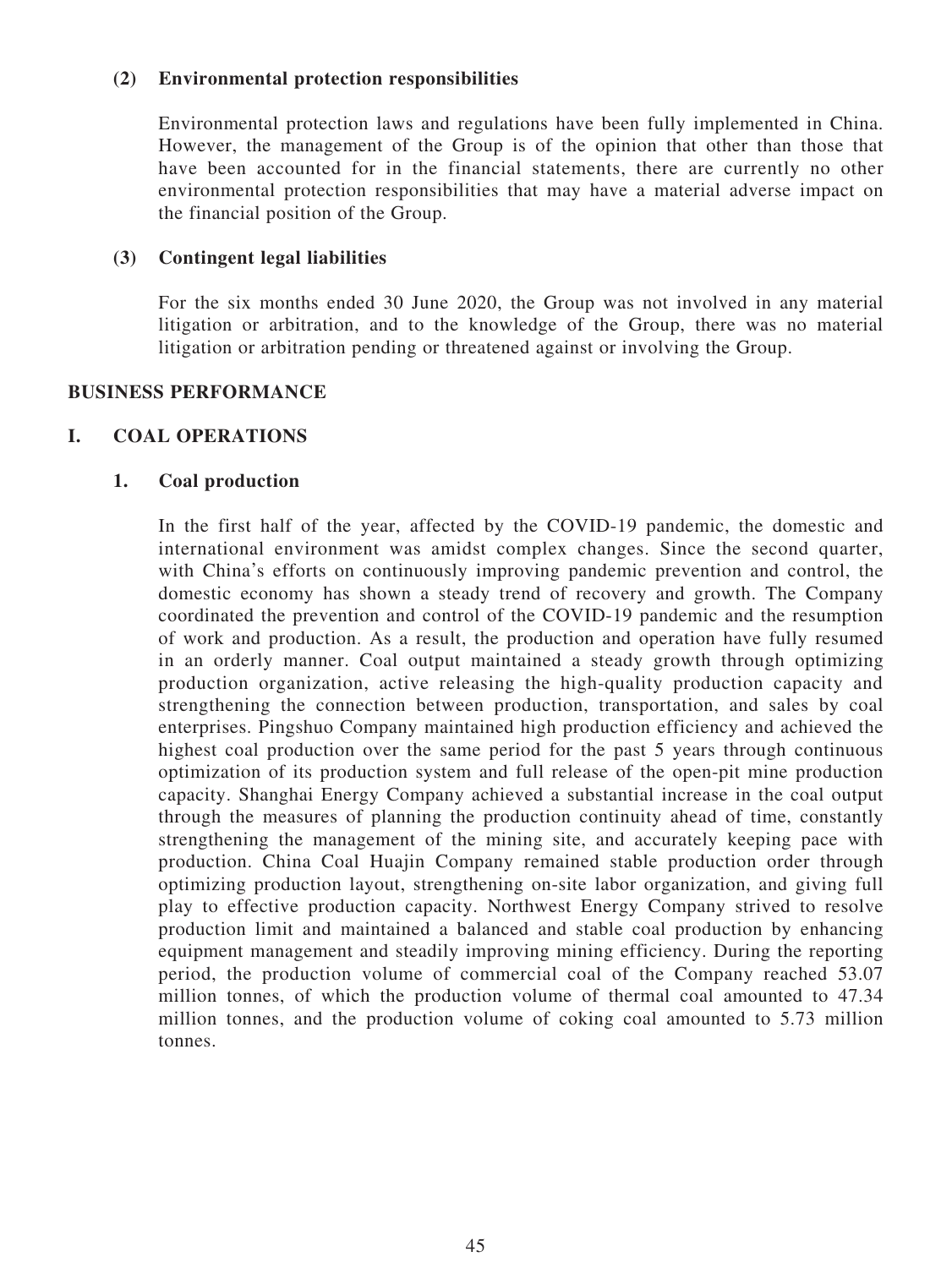**(2) Environmental protection responsibilities**

Environmental protection laws and regulations have been fully implemented in China. However, the management of the Group is of the opinion that other than those that have been accounted for in the financial statements, there are currently no other environmental protection responsibilities that may have a material adverse impact on the financial position of the Group.

**(3) Contingent legal liabilities**

For the six months ended 30 June 2020, the Group was not involved in any material litigation or arbitration, and to the knowledge of the Group, there was no material litigation or arbitration pending or threatened against or involving the Group.

## BUSINESS PERFORMANCE

## I. COAL OPERATIONS

### 1. Coal production

In the first half of the year, affected by the COVID-19 pandemic, the domestic and international environment was amidst complex changes. Since the second quarter, with China's efforts on continuously improving pandemic prevention and control, the domestic economy has shown a steady trend of recovery and growth. The Company coordinated the prevention and control of the COVID-19 pandemic and the resumption of work and production. As a result, the production and operation have fully resumed in an orderly manner. Coal output maintained a steady growth through optimizing production organization, active releasing the high-quality production capacity and strengthening the connection between production, transportation, and sales by coal enterprises. Pingshuo Company maintained high production efficiency and achieved the highest coal production over the same period for the past 5 years through continuous optimization of its production system and full release of the open-pit mine production capacity. Shanghai Energy Company achieved a substantial increase in the coal output through the measures of planning the production continuity ahead of time, constantly strengthening the management of the mining site, and accurately keeping pace with production. China Coal Huajin Company remained stable production order through optimizing production layout, strengthening on-site labor organization, and giving full play to effective production capacity. Northwest Energy Company strived to resolve production limit and maintained a balanced and stable coal production by enhancing equipment management and steadily improving mining efficiency. During the reporting period, the production volume of commercial coal of the Company reached 53.07 million tonnes, of which the production volume of thermal coal amounted to 47.34 million tonnes, and the production volume of coking coal amounted to 5.73 million tonnes.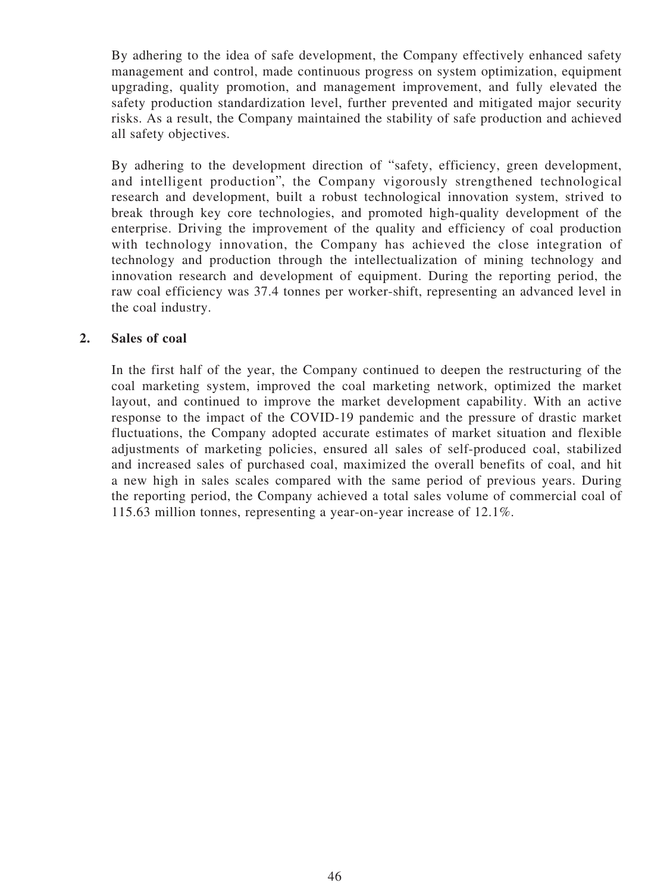By adhering to the idea of safe development, the Company effectively enhanced safety management and control, made continuous progress on system optimization, equipment upgrading, quality promotion, and management improvement, and fully elevated the safety production standardization level, further prevented and mitigated major security risks. As a result, the Company maintained the stability of safe production and achieved all safety objectives.

By adhering to the development direction of "safety, efficiency, green development, and intelligent production", the Company vigorously strengthened technological research and development, built a robust technological innovation system, strived to break through key core technologies, and promoted high-quality development of the enterprise. Driving the improvement of the quality and efficiency of coal production with technology innovation, the Company has achieved the close integration of technology and production through the intellectualization of mining technology and innovation research and development of equipment. During the reporting period, the raw coal efficiency was 37.4 tonnes per worker-shift, representing an advanced level in the coal industry.

**2. Sales of coal**

In the first half of the year, the Company continued to deepen the restructuring of the coal marketing system, improved the coal marketing network, optimized the market layout, and continued to improve the market development capability. With an active response to the impact of the COVID-19 pandemic and the pressure of drastic market fluctuations, the Company adopted accurate estimates of market situation and flexible adjustments of marketing policies, ensured all sales of self-produced coal, stabilized and increased sales of purchased coal, maximized the overall benefits of coal, and hit a new high in sales scales compared with the same period of previous years. During the reporting period, the Company achieved a total sales volume of commercial coal of 115.63 million tonnes, representing a year-on-year increase of 12.1%.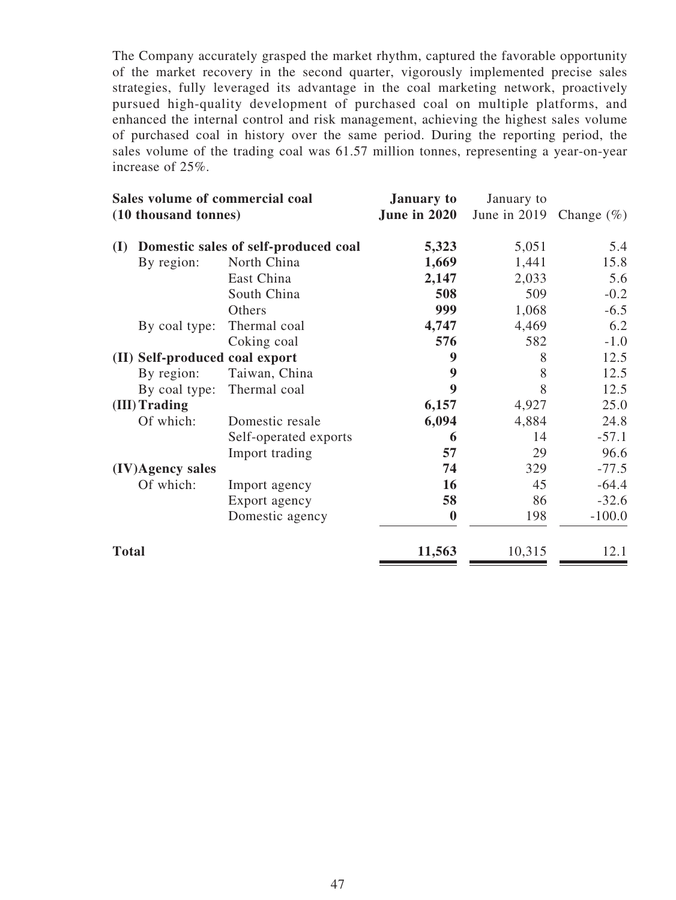The Company accurately grasped the market rhythm, captured the favorable opportunity of the market recovery in the second quarter, vigorously implemented precise sales strategies, fully leveraged its advantage in the coal marketing network, proactively pursued high-quality development of purchased coal on multiple platforms, and enhanced the internal control and risk management, achieving the highest sales volume of purchased coal in history over the same period. During the reporting period, the sales volume of the trading coal was 61.57 million tonnes, representing a year-on-year increase of 25%.

| **Sales volume of commercial coal (10 thousand tonnes)** | | | **January to June in 2020** | January to June in 2019 | Change (%) |
|---|---|---|---|---|---|
| **(I)** | **Domestic sales of self-produced coal** | | **5,323** | 5,051 | 5.4 |
| | By region: | North China | **1,669** | 1,441 | 15.8 |
| | | East China | **2,147** | 2,033 | 5.6 |
| | | South China | **508** | 509 | -0.2 |
| | | Others | **999** | 1,068 | -6.5 |
| | By coal type: | Thermal coal | **4,747** | 4,469 | 6.2 |
| | | Coking coal | **576** | 582 | -1.0 |
| **(II)** | **Self-produced coal export** | | **9** | 8 | 12.5 |
| | By region: | Taiwan, China | **9** | 8 | 12.5 |
| | By coal type: | Thermal coal | **9** | 8 | 12.5 |
| **(III)** | **Trading** | | **6,157** | 4,927 | 25.0 |
| | Of which: | Domestic resale | **6,094** | 4,884 | 24.8 |
| | | Self-operated exports | **6** | 14 | -57.1 |
| | | Import trading | **57** | 29 | 96.6 |
| **(IV)** | **Agency sales** | | **74** | 329 | -77.5 |
| | Of which: | Import agency | **16** | 45 | -64.4 |
| | | Export agency | **58** | 86 | -32.6 |
| | | Domestic agency | **0** | 198 | -100.0 |
| **Total** | | | **11,563** | 10,315 | 12.1 |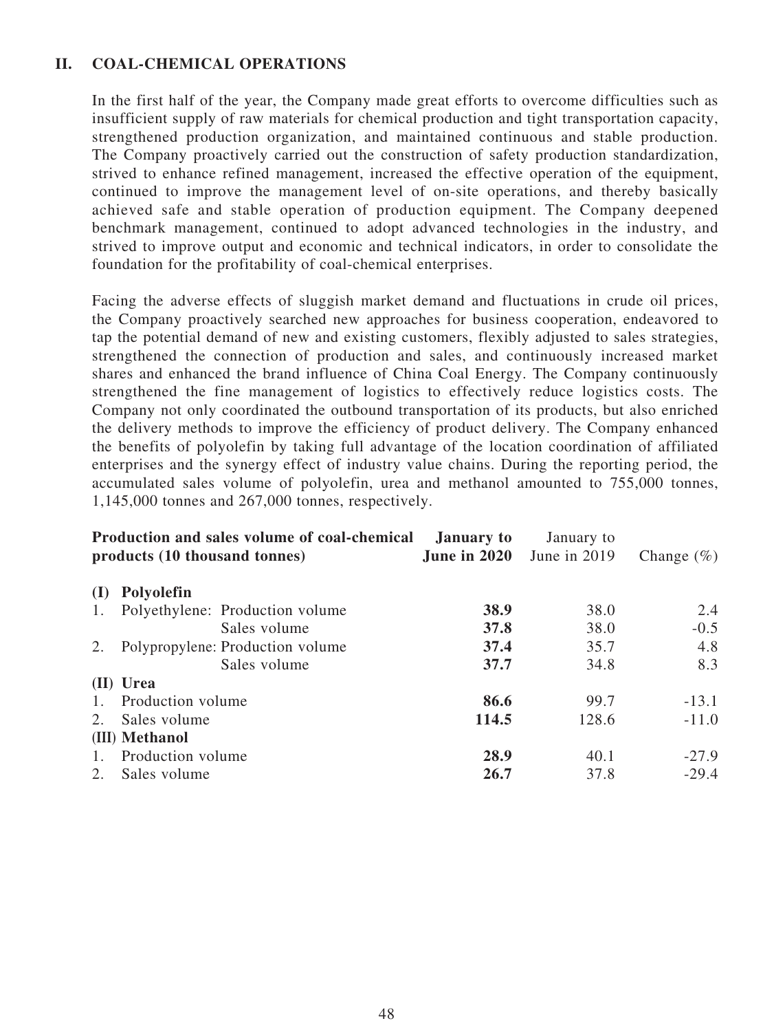## II. COAL-CHEMICAL OPERATIONS

In the first half of the year, the Company made great efforts to overcome difficulties such as insufficient supply of raw materials for chemical production and tight transportation capacity, strengthened production organization, and maintained continuous and stable production. The Company proactively carried out the construction of safety production standardization, strived to enhance refined management, increased the effective operation of the equipment, continued to improve the management level of on-site operations, and thereby basically achieved safe and stable operation of production equipment. The Company deepened benchmark management, continued to adopt advanced technologies in the industry, and strived to improve output and economic and technical indicators, in order to consolidate the foundation for the profitability of coal-chemical enterprises.

Facing the adverse effects of sluggish market demand and fluctuations in crude oil prices, the Company proactively searched new approaches for business cooperation, endeavored to tap the potential demand of new and existing customers, flexibly adjusted to sales strategies, strengthened the connection of production and sales, and continuously increased market shares and enhanced the brand influence of China Coal Energy. The Company continuously strengthened the fine management of logistics to effectively reduce logistics costs. The Company not only coordinated the outbound transportation of its products, but also enriched the delivery methods to improve the efficiency of product delivery. The Company enhanced the benefits of polyolefin by taking full advantage of the location coordination of affiliated enterprises and the synergy effect of industry value chains. During the reporting period, the accumulated sales volume of polyolefin, urea and methanol amounted to 755,000 tonnes, 1,145,000 tonnes and 267,000 tonnes, respectively.

| Production and sales volume of coal-chemical products (10 thousand tonnes) | | January to June in 2020 | January to June in 2019 | Change (%) |
|---|---|---|---|---|
| **(I) Polyolefin** | | | | |
| 1. Polyethylene: | Production volume | **38.9** | 38.0 | 2.4 |
| | Sales volume | **37.8** | 38.0 | -0.5 |
| 2. Polypropylene: | Production volume | **37.4** | 35.7 | 4.8 |
| | Sales volume | **37.7** | 34.8 | 8.3 |
| **(II) Urea** | | | | |
| 1. Production volume | | **86.6** | 99.7 | -13.1 |
| 2. Sales volume | | **114.5** | 128.6 | -11.0 |
| **(III) Methanol** | | | | |
| 1. Production volume | | **28.9** | 40.1 | -27.9 |
| 2. Sales volume | | **26.7** | 37.8 | -29.4 |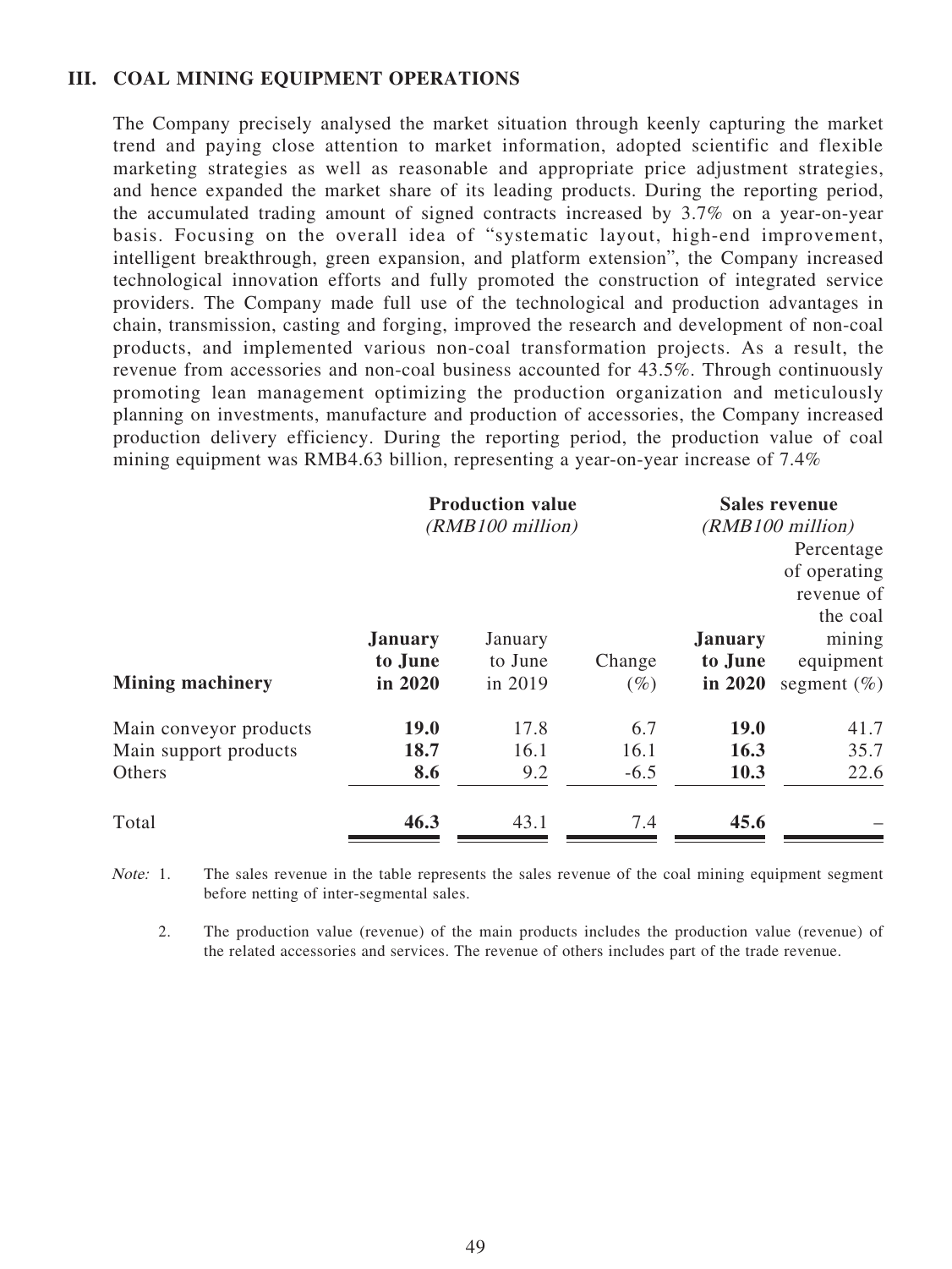## III. COAL MINING EQUIPMENT OPERATIONS

The Company precisely analysed the market situation through keenly capturing the market trend and paying close attention to market information, adopted scientific and flexible marketing strategies as well as reasonable and appropriate price adjustment strategies, and hence expanded the market share of its leading products. During the reporting period, the accumulated trading amount of signed contracts increased by 3.7% on a year-on-year basis. Focusing on the overall idea of "systematic layout, high-end improvement, intelligent breakthrough, green expansion, and platform extension", the Company increased technological innovation efforts and fully promoted the construction of integrated service providers. The Company made full use of the technological and production advantages in chain, transmission, casting and forging, improved the research and development of non-coal products, and implemented various non-coal transformation projects. As a result, the revenue from accessories and non-coal business accounted for 43.5%. Through continuously promoting lean management optimizing the production organization and meticulously planning on investments, manufacture and production of accessories, the Company increased production delivery efficiency. During the reporting period, the production value of coal mining equipment was RMB4.63 billion, representing a year-on-year increase of 7.4%

| | **Production value** *(RMB100 million)* | | | **Sales revenue** *(RMB100 million)* | |
|---|---|---|---|---|---|
| **Mining machinery** | **January to June in 2020** | January to June in 2019 | Change (%) | **January to June in 2020** | Percentage of operating revenue of the coal mining equipment segment (%) |
| Main conveyor products | **19.0** | 17.8 | 6.7 | **19.0** | 41.7 |
| Main support products | **18.7** | 16.1 | 16.1 | **16.3** | 35.7 |
| Others | **8.6** | 9.2 | -6.5 | **10.3** | 22.6 |
| Total | **46.3** | 43.1 | 7.4 | **45.6** | – |

*Note:* 1. The sales revenue in the table represents the sales revenue of the coal mining equipment segment before netting of inter-segmental sales.

2. The production value (revenue) of the main products includes the production value (revenue) of the related accessories and services. The revenue of others includes part of the trade revenue.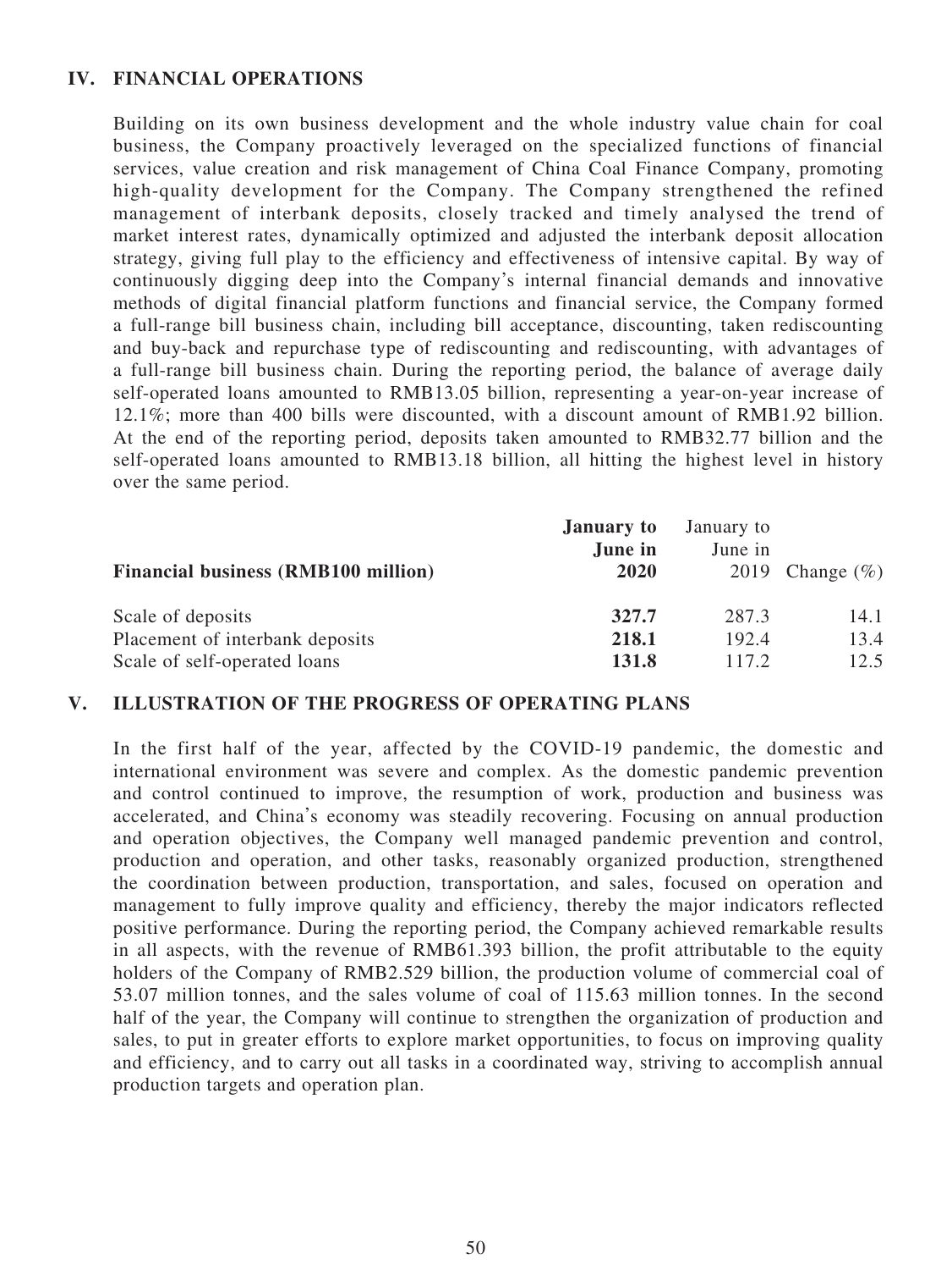## IV. FINANCIAL OPERATIONS

Building on its own business development and the whole industry value chain for coal business, the Company proactively leveraged on the specialized functions of financial services, value creation and risk management of China Coal Finance Company, promoting high-quality development for the Company. The Company strengthened the refined management of interbank deposits, closely tracked and timely analysed the trend of market interest rates, dynamically optimized and adjusted the interbank deposit allocation strategy, giving full play to the efficiency and effectiveness of intensive capital. By way of continuously digging deep into the Company's internal financial demands and innovative methods of digital financial platform functions and financial service, the Company formed a full-range bill business chain, including bill acceptance, discounting, taken rediscounting and buy-back and repurchase type of rediscounting and rediscounting, with advantages of a full-range bill business chain. During the reporting period, the balance of average daily self-operated loans amounted to RMB13.05 billion, representing a year-on-year increase of 12.1%; more than 400 bills were discounted, with a discount amount of RMB1.92 billion. At the end of the reporting period, deposits taken amounted to RMB32.77 billion and the self-operated loans amounted to RMB13.18 billion, all hitting the highest level in history over the same period.

| **Financial business (RMB100 million)** | **January to June in 2020** | January to June in 2019 | Change (%) |
|---|---|---|---|
| Scale of deposits | **327.7** | 287.3 | 14.1 |
| Placement of interbank deposits | **218.1** | 192.4 | 13.4 |
| Scale of self-operated loans | **131.8** | 117.2 | 12.5 |

## V. ILLUSTRATION OF THE PROGRESS OF OPERATING PLANS

In the first half of the year, affected by the COVID-19 pandemic, the domestic and international environment was severe and complex. As the domestic pandemic prevention and control continued to improve, the resumption of work, production and business was accelerated, and China's economy was steadily recovering. Focusing on annual production and operation objectives, the Company well managed pandemic prevention and control, production and operation, and other tasks, reasonably organized production, strengthened the coordination between production, transportation, and sales, focused on operation and management to fully improve quality and efficiency, thereby the major indicators reflected positive performance. During the reporting period, the Company achieved remarkable results in all aspects, with the revenue of RMB61.393 billion, the profit attributable to the equity holders of the Company of RMB2.529 billion, the production volume of commercial coal of 53.07 million tonnes, and the sales volume of coal of 115.63 million tonnes. In the second half of the year, the Company will continue to strengthen the organization of production and sales, to put in greater efforts to explore market opportunities, to focus on improving quality and efficiency, and to carry out all tasks in a coordinated way, striving to accomplish annual production targets and operation plan.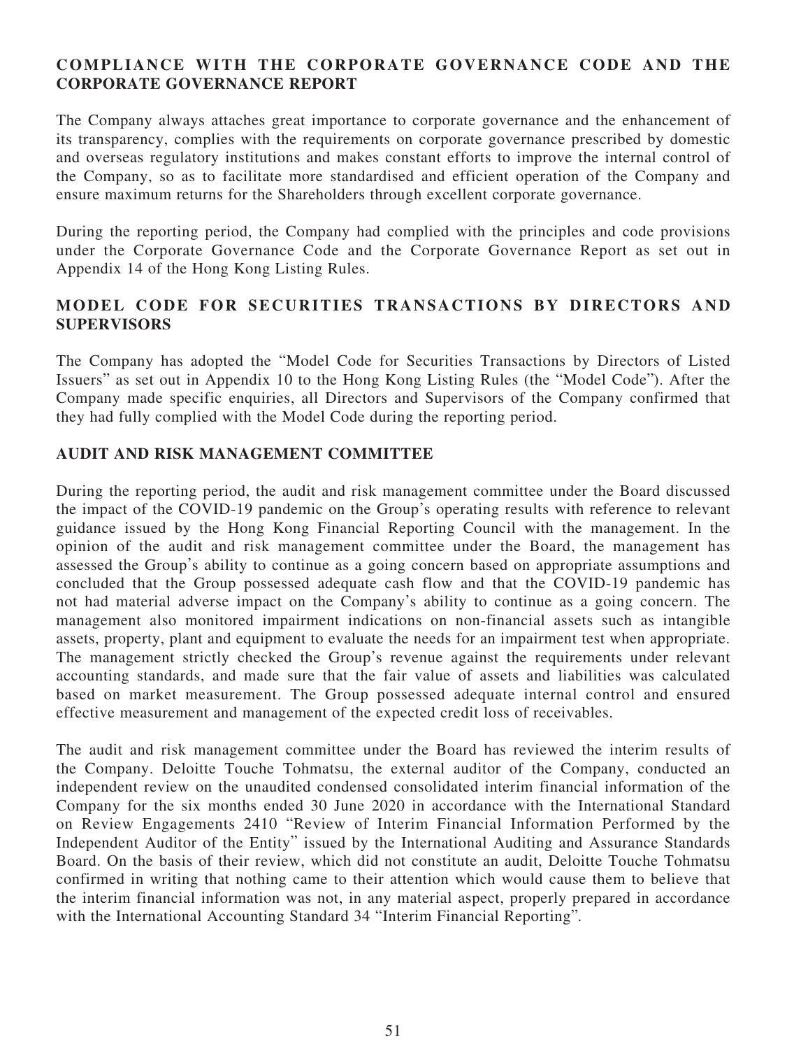## COMPLIANCE WITH THE CORPORATE GOVERNANCE CODE AND THE CORPORATE GOVERNANCE REPORT

The Company always attaches great importance to corporate governance and the enhancement of its transparency, complies with the requirements on corporate governance prescribed by domestic and overseas regulatory institutions and makes constant efforts to improve the internal control of the Company, so as to facilitate more standardised and efficient operation of the Company and ensure maximum returns for the Shareholders through excellent corporate governance.

During the reporting period, the Company had complied with the principles and code provisions under the Corporate Governance Code and the Corporate Governance Report as set out in Appendix 14 of the Hong Kong Listing Rules.

## MODEL CODE FOR SECURITIES TRANSACTIONS BY DIRECTORS AND SUPERVISORS

The Company has adopted the "Model Code for Securities Transactions by Directors of Listed Issuers" as set out in Appendix 10 to the Hong Kong Listing Rules (the "Model Code"). After the Company made specific enquiries, all Directors and Supervisors of the Company confirmed that they had fully complied with the Model Code during the reporting period.

## AUDIT AND RISK MANAGEMENT COMMITTEE

During the reporting period, the audit and risk management committee under the Board discussed the impact of the COVID-19 pandemic on the Group's operating results with reference to relevant guidance issued by the Hong Kong Financial Reporting Council with the management. In the opinion of the audit and risk management committee under the Board, the management has assessed the Group's ability to continue as a going concern based on appropriate assumptions and concluded that the Group possessed adequate cash flow and that the COVID-19 pandemic has not had material adverse impact on the Company's ability to continue as a going concern. The management also monitored impairment indications on non-financial assets such as intangible assets, property, plant and equipment to evaluate the needs for an impairment test when appropriate. The management strictly checked the Group's revenue against the requirements under relevant accounting standards, and made sure that the fair value of assets and liabilities was calculated based on market measurement. The Group possessed adequate internal control and ensured effective measurement and management of the expected credit loss of receivables.

The audit and risk management committee under the Board has reviewed the interim results of the Company. Deloitte Touche Tohmatsu, the external auditor of the Company, conducted an independent review on the unaudited condensed consolidated interim financial information of the Company for the six months ended 30 June 2020 in accordance with the International Standard on Review Engagements 2410 "Review of Interim Financial Information Performed by the Independent Auditor of the Entity" issued by the International Auditing and Assurance Standards Board. On the basis of their review, which did not constitute an audit, Deloitte Touche Tohmatsu confirmed in writing that nothing came to their attention which would cause them to believe that the interim financial information was not, in any material aspect, properly prepared in accordance with the International Accounting Standard 34 "Interim Financial Reporting".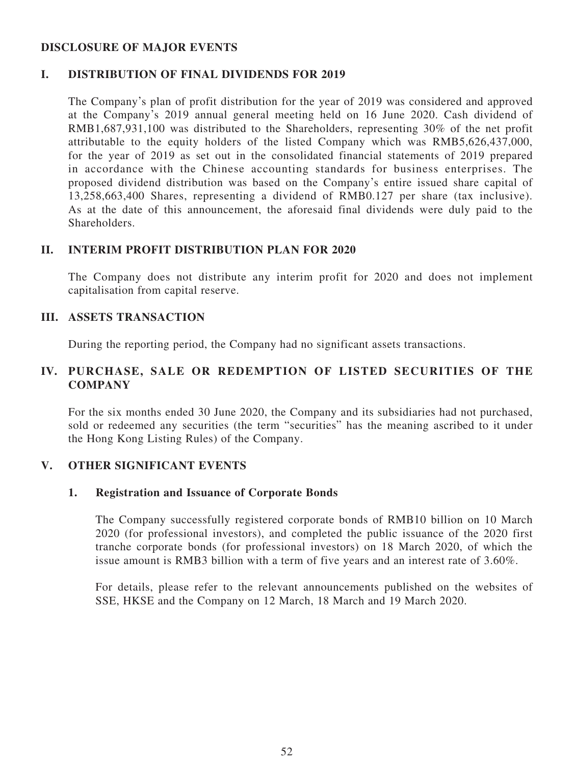## DISCLOSURE OF MAJOR EVENTS

### I. DISTRIBUTION OF FINAL DIVIDENDS FOR 2019

The Company's plan of profit distribution for the year of 2019 was considered and approved at the Company's 2019 annual general meeting held on 16 June 2020. Cash dividend of RMB1,687,931,100 was distributed to the Shareholders, representing 30% of the net profit attributable to the equity holders of the listed Company which was RMB5,626,437,000, for the year of 2019 as set out in the consolidated financial statements of 2019 prepared in accordance with the Chinese accounting standards for business enterprises. The proposed dividend distribution was based on the Company's entire issued share capital of 13,258,663,400 Shares, representing a dividend of RMB0.127 per share (tax inclusive). As at the date of this announcement, the aforesaid final dividends were duly paid to the Shareholders.

### II. INTERIM PROFIT DISTRIBUTION PLAN FOR 2020

The Company does not distribute any interim profit for 2020 and does not implement capitalisation from capital reserve.

### III. ASSETS TRANSACTION

During the reporting period, the Company had no significant assets transactions.

### IV. PURCHASE, SALE OR REDEMPTION OF LISTED SECURITIES OF THE COMPANY

For the six months ended 30 June 2020, the Company and its subsidiaries had not purchased, sold or redeemed any securities (the term "securities" has the meaning ascribed to it under the Hong Kong Listing Rules) of the Company.

### V. OTHER SIGNIFICANT EVENTS

#### 1. Registration and Issuance of Corporate Bonds

The Company successfully registered corporate bonds of RMB10 billion on 10 March 2020 (for professional investors), and completed the public issuance of the 2020 first tranche corporate bonds (for professional investors) on 18 March 2020, of which the issue amount is RMB3 billion with a term of five years and an interest rate of 3.60%.

For details, please refer to the relevant announcements published on the websites of SSE, HKSE and the Company on 12 March, 18 March and 19 March 2020.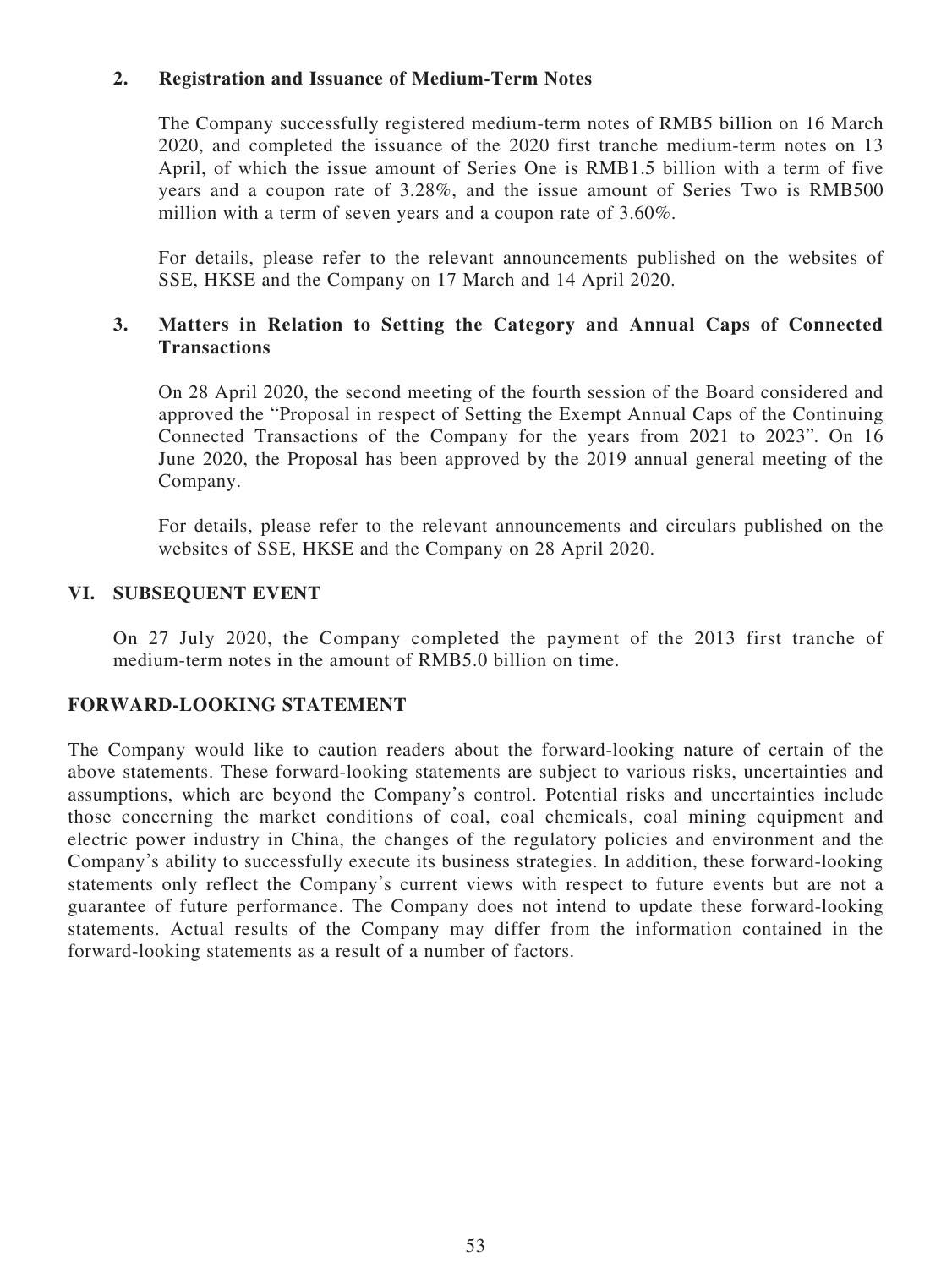### 2. Registration and Issuance of Medium-Term Notes

The Company successfully registered medium-term notes of RMB5 billion on 16 March 2020, and completed the issuance of the 2020 first tranche medium-term notes on 13 April, of which the issue amount of Series One is RMB1.5 billion with a term of five years and a coupon rate of 3.28%, and the issue amount of Series Two is RMB500 million with a term of seven years and a coupon rate of 3.60%.

For details, please refer to the relevant announcements published on the websites of SSE, HKSE and the Company on 17 March and 14 April 2020.

### 3. Matters in Relation to Setting the Category and Annual Caps of Connected Transactions

On 28 April 2020, the second meeting of the fourth session of the Board considered and approved the "Proposal in respect of Setting the Exempt Annual Caps of the Continuing Connected Transactions of the Company for the years from 2021 to 2023". On 16 June 2020, the Proposal has been approved by the 2019 annual general meeting of the Company.

For details, please refer to the relevant announcements and circulars published on the websites of SSE, HKSE and the Company on 28 April 2020.

## VI. SUBSEQUENT EVENT

On 27 July 2020, the Company completed the payment of the 2013 first tranche of medium-term notes in the amount of RMB5.0 billion on time.

## FORWARD-LOOKING STATEMENT

The Company would like to caution readers about the forward-looking nature of certain of the above statements. These forward-looking statements are subject to various risks, uncertainties and assumptions, which are beyond the Company's control. Potential risks and uncertainties include those concerning the market conditions of coal, coal chemicals, coal mining equipment and electric power industry in China, the changes of the regulatory policies and environment and the Company's ability to successfully execute its business strategies. In addition, these forward-looking statements only reflect the Company's current views with respect to future events but are not a guarantee of future performance. The Company does not intend to update these forward-looking statements. Actual results of the Company may differ from the information contained in the forward-looking statements as a result of a number of factors.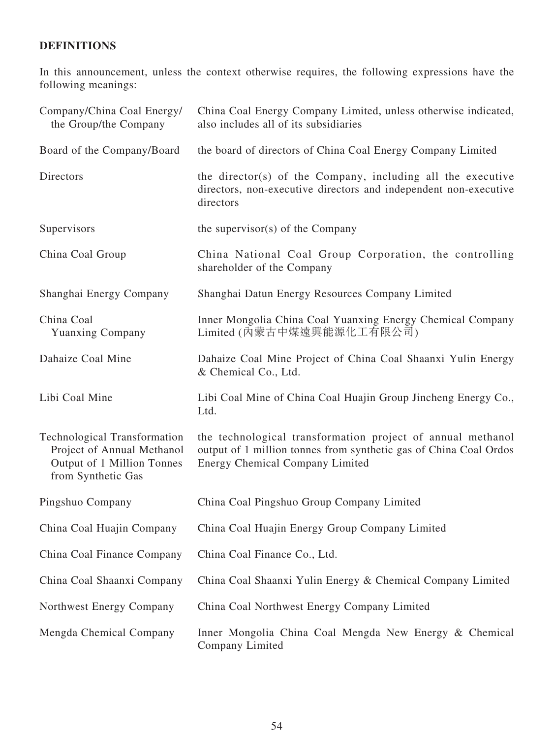## DEFINITIONS

In this announcement, unless the context otherwise requires, the following expressions have the following meanings:

| | |
|---|---|
| Company/China Coal Energy/ the Group/the Company | China Coal Energy Company Limited, unless otherwise indicated, also includes all of its subsidiaries |
| Board of the Company/Board | the board of directors of China Coal Energy Company Limited |
| Directors | the director(s) of the Company, including all the executive directors, non-executive directors and independent non-executive directors |
| Supervisors | the supervisor(s) of the Company |
| China Coal Group | China National Coal Group Corporation, the controlling shareholder of the Company |
| Shanghai Energy Company | Shanghai Datun Energy Resources Company Limited |
| China Coal Yuanxing Company | Inner Mongolia China Coal Yuanxing Energy Chemical Company Limited (內蒙古中煤遠興能源化工有限公司) |
| Dahaize Coal Mine | Dahaize Coal Mine Project of China Coal Shaanxi Yulin Energy & Chemical Co., Ltd. |
| Libi Coal Mine | Libi Coal Mine of China Coal Huajin Group Jincheng Energy Co., Ltd. |
| Technological Transformation Project of Annual Methanol Output of 1 Million Tonnes from Synthetic Gas | the technological transformation project of annual methanol output of 1 million tonnes from synthetic gas of China Coal Ordos Energy Chemical Company Limited |
| Pingshuo Company | China Coal Pingshuo Group Company Limited |
| China Coal Huajin Company | China Coal Huajin Energy Group Company Limited |
| China Coal Finance Company | China Coal Finance Co., Ltd. |
| China Coal Shaanxi Company | China Coal Shaanxi Yulin Energy & Chemical Company Limited |
| Northwest Energy Company | China Coal Northwest Energy Company Limited |
| Mengda Chemical Company | Inner Mongolia China Coal Mengda New Energy & Chemical Company Limited |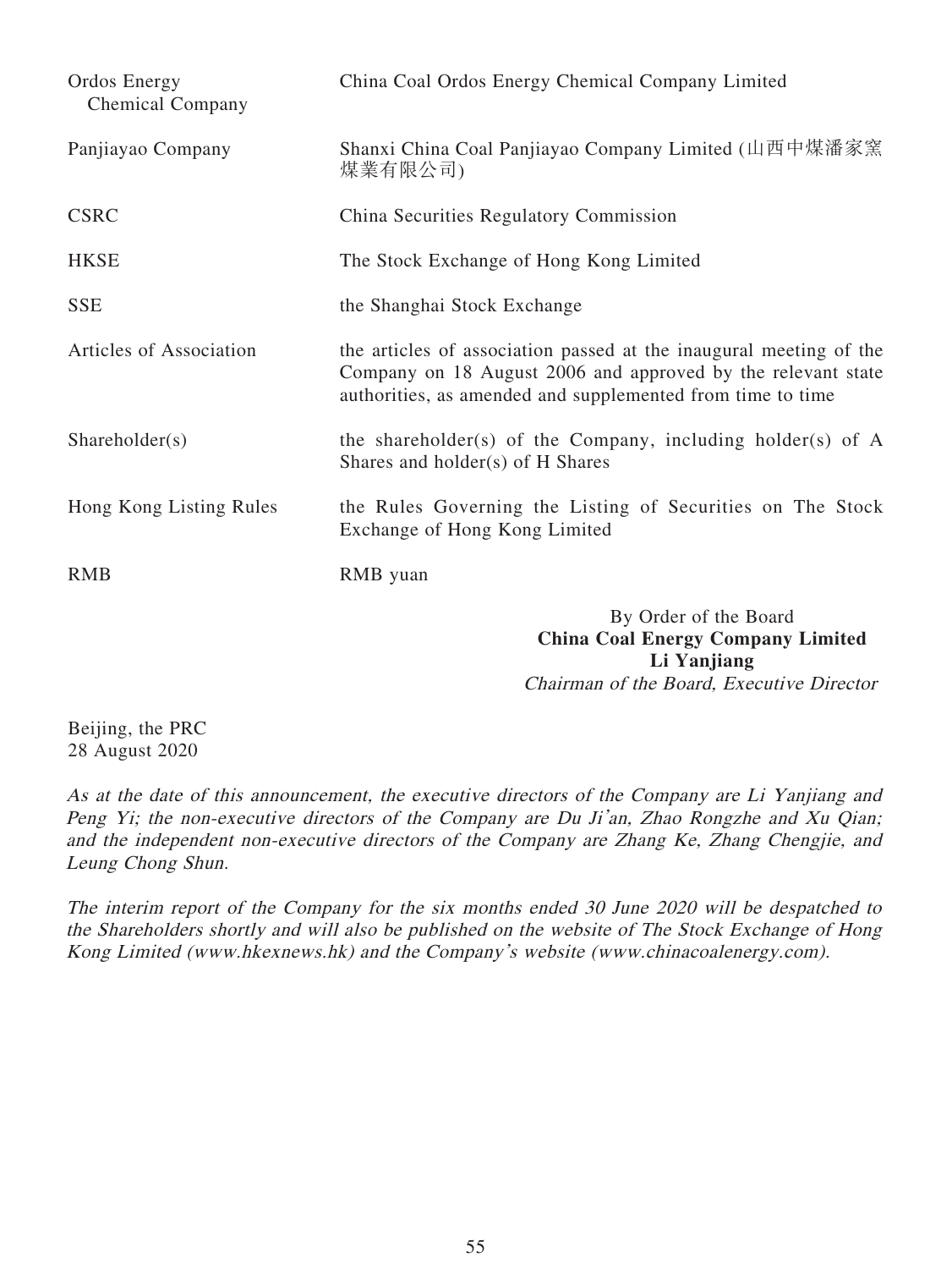| | |
|---|---|
| Ordos Energy Chemical Company | China Coal Ordos Energy Chemical Company Limited |
| Panjiayao Company | Shanxi China Coal Panjiayao Company Limited (山西中煤潘家窯煤業有限公司) |
| CSRC | China Securities Regulatory Commission |
| HKSE | The Stock Exchange of Hong Kong Limited |
| SSE | the Shanghai Stock Exchange |
| Articles of Association | the articles of association passed at the inaugural meeting of the Company on 18 August 2006 and approved by the relevant state authorities, as amended and supplemented from time to time |
| Shareholder(s) | the shareholder(s) of the Company, including holder(s) of A Shares and holder(s) of H Shares |
| Hong Kong Listing Rules | the Rules Governing the Listing of Securities on The Stock Exchange of Hong Kong Limited |
| RMB | RMB yuan |

By Order of the Board
**China Coal Energy Company Limited**
**Li Yanjiang**
*Chairman of the Board, Executive Director*

Beijing, the PRC
28 August 2020

*As at the date of this announcement, the executive directors of the Company are Li Yanjiang and Peng Yi; the non-executive directors of the Company are Du Ji'an, Zhao Rongzhe and Xu Qian; and the independent non-executive directors of the Company are Zhang Ke, Zhang Chengjie, and Leung Chong Shun.*

*The interim report of the Company for the six months ended 30 June 2020 will be despatched to the Shareholders shortly and will also be published on the website of The Stock Exchange of Hong Kong Limited (www.hkexnews.hk) and the Company's website (www.chinacoalenergy.com).*